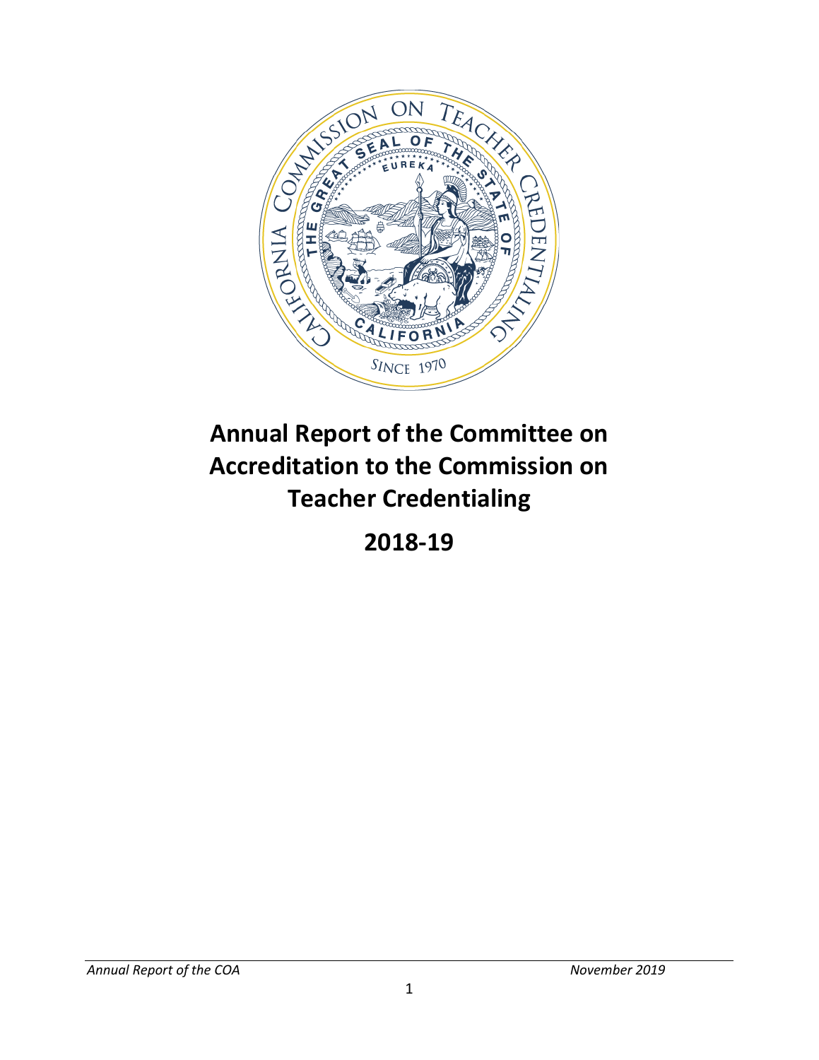# Annual Report of the Committee on Accreditation to the Commission on Teacher Credentialing

# 2018-19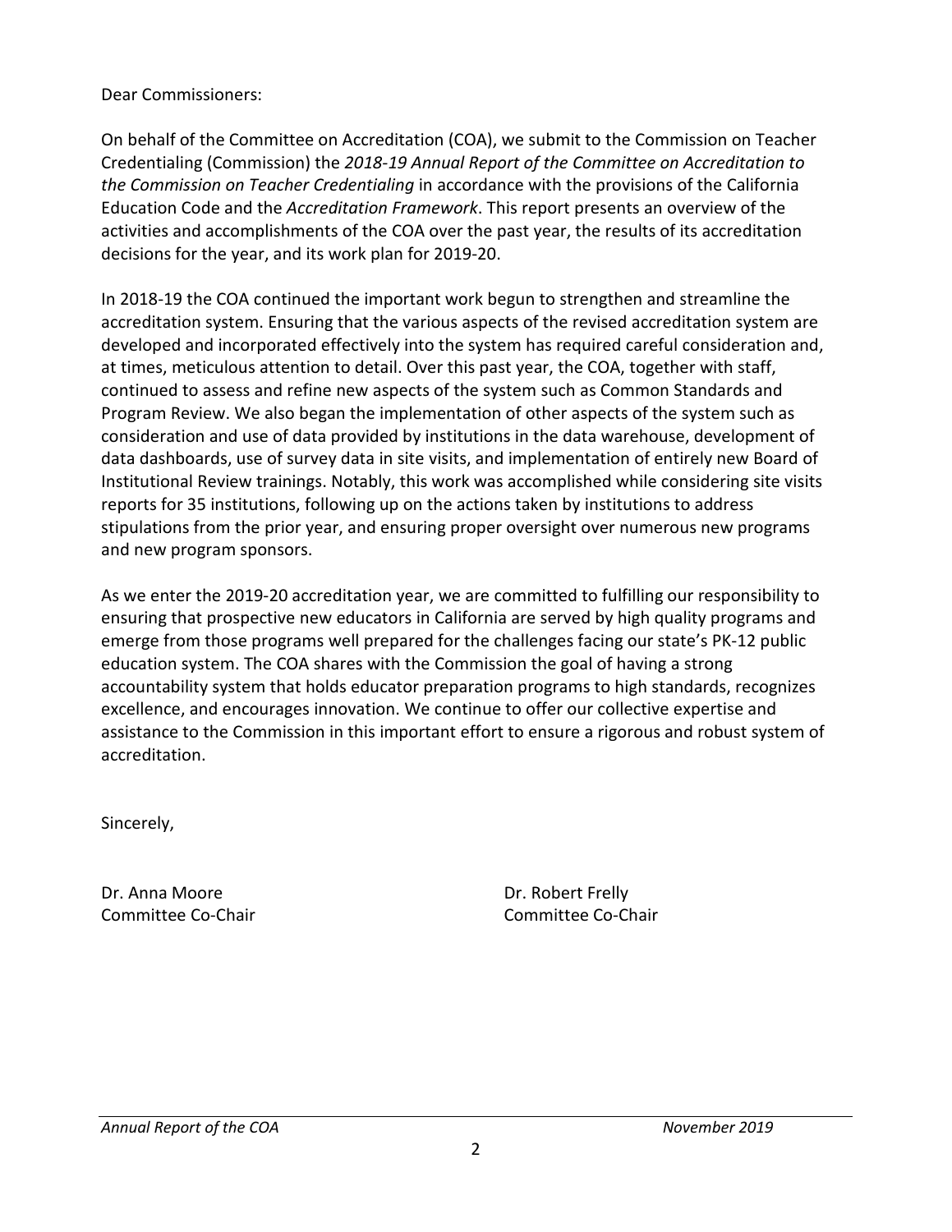Dear Commissioners:

On behalf of the Committee on Accreditation (COA), we submit to the Commission on Teacher Credentialing (Commission) the *2018-19 Annual Report of the Committee on Accreditation to the Commission on Teacher Credentialing* in accordance with the provisions of the California Education Code and the *Accreditation Framework*. This report presents an overview of the activities and accomplishments of the COA over the past year, the results of its accreditation decisions for the year, and its work plan for 2019-20.

In 2018-19 the COA continued the important work begun to strengthen and streamline the accreditation system. Ensuring that the various aspects of the revised accreditation system are developed and incorporated effectively into the system has required careful consideration and, at times, meticulous attention to detail. Over this past year, the COA, together with staff, continued to assess and refine new aspects of the system such as Common Standards and Program Review. We also began the implementation of other aspects of the system such as consideration and use of data provided by institutions in the data warehouse, development of data dashboards, use of survey data in site visits, and implementation of entirely new Board of Institutional Review trainings. Notably, this work was accomplished while considering site visits reports for 35 institutions, following up on the actions taken by institutions to address stipulations from the prior year, and ensuring proper oversight over numerous new programs and new program sponsors.

As we enter the 2019-20 accreditation year, we are committed to fulfilling our responsibility to ensuring that prospective new educators in California are served by high quality programs and emerge from those programs well prepared for the challenges facing our state's PK-12 public education system. The COA shares with the Commission the goal of having a strong accountability system that holds educator preparation programs to high standards, recognizes excellence, and encourages innovation. We continue to offer our collective expertise and assistance to the Commission in this important effort to ensure a rigorous and robust system of accreditation.

Sincerely,

Dr. Anna Moore
Committee Co-Chair

Dr. Robert Frelly
Committee Co-Chair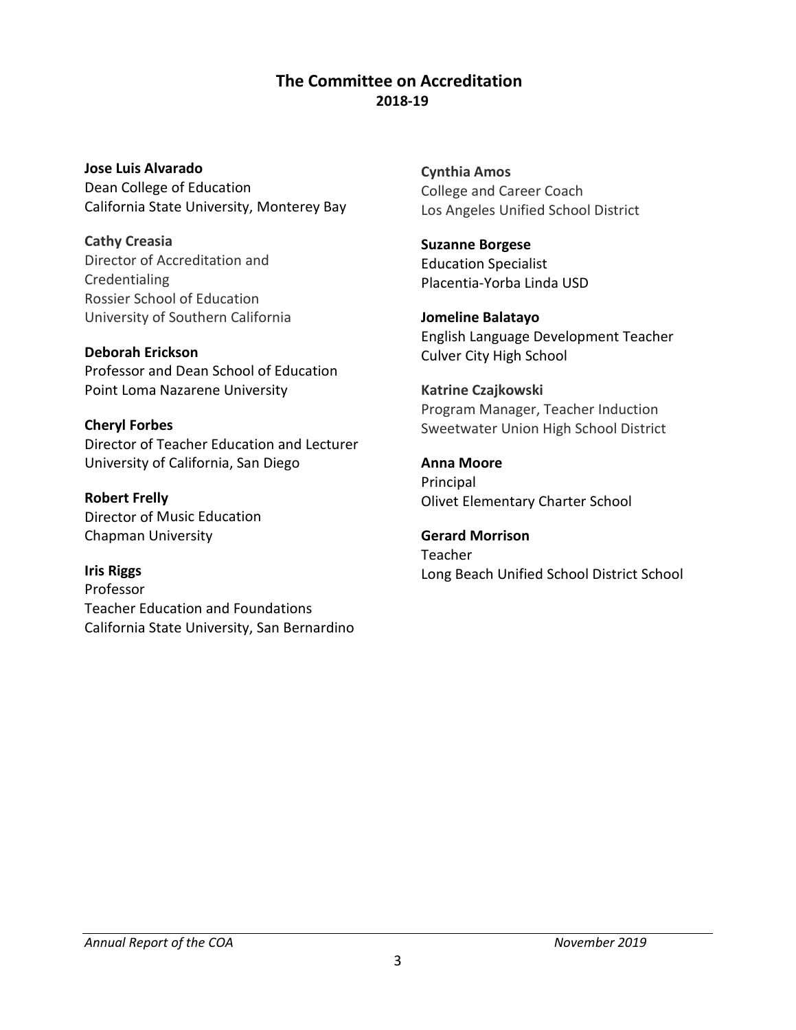## The Committee on Accreditation
### 2018-19

**Jose Luis Alvarado**
Dean College of Education
California State University, Monterey Bay

**Cathy Creasia**
Director of Accreditation and Credentialing
Rossier School of Education
University of Southern California

**Deborah Erickson**
Professor and Dean School of Education
Point Loma Nazarene University

**Cheryl Forbes**
Director of Teacher Education and Lecturer
University of California, San Diego

**Robert Frelly**
Director of Music Education
Chapman University

**Iris Riggs**
Professor
Teacher Education and Foundations
California State University, San Bernardino

**Cynthia Amos**
College and Career Coach
Los Angeles Unified School District

**Suzanne Borgese**
Education Specialist
Placentia-Yorba Linda USD

**Jomeline Balatayo**
English Language Development Teacher
Culver City High School

**Katrine Czajkowski**
Program Manager, Teacher Induction
Sweetwater Union High School District

**Anna Moore**
Principal
Olivet Elementary Charter School

**Gerard Morrison**
Teacher
Long Beach Unified School District School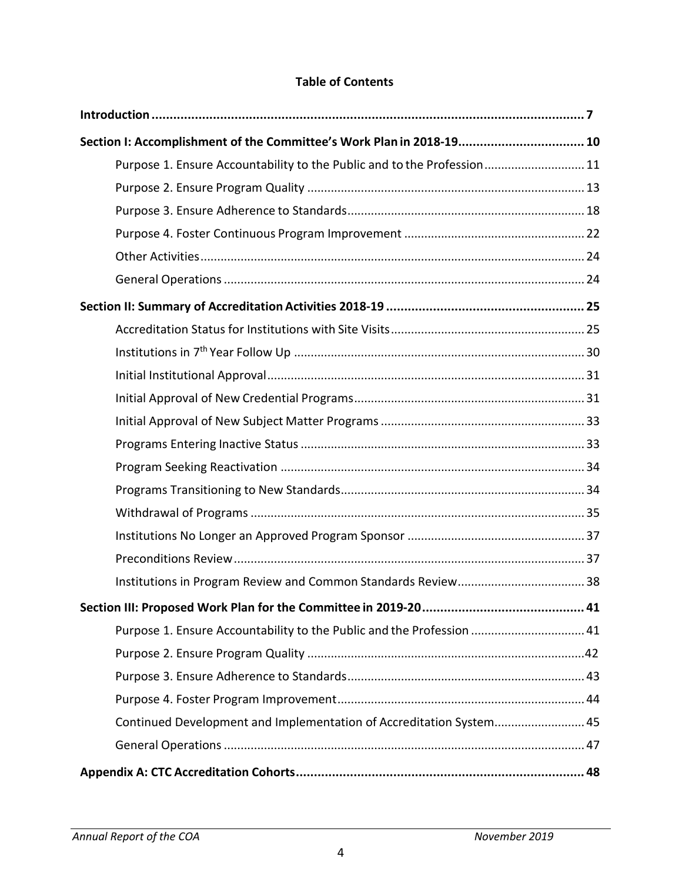# Table of Contents

**Introduction** ........................................................ **7**

**Section I: Accomplishment of the Committee's Work Plan in 2018-19** ........................................................ **10**

- Purpose 1. Ensure Accountability to the Public and to the Profession ........................................................ 11
- Purpose 2. Ensure Program Quality ........................................................ 13
- Purpose 3. Ensure Adherence to Standards ........................................................ 18
- Purpose 4. Foster Continuous Program Improvement ........................................................ 22
- Other Activities ........................................................ 24
- General Operations ........................................................ 24

**Section II: Summary of Accreditation Activities 2018-19** ........................................................ **25**

- Accreditation Status for Institutions with Site Visits ........................................................ 25
- Institutions in 7th Year Follow Up ........................................................ 30
- Initial Institutional Approval ........................................................ 31
- Initial Approval of New Credential Programs ........................................................ 31
- Initial Approval of New Subject Matter Programs ........................................................ 33
- Programs Entering Inactive Status ........................................................ 33
- Program Seeking Reactivation ........................................................ 34
- Programs Transitioning to New Standards ........................................................ 34
- Withdrawal of Programs ........................................................ 35
- Institutions No Longer an Approved Program Sponsor ........................................................ 37
- Preconditions Review ........................................................ 37
- Institutions in Program Review and Common Standards Review ........................................................ 38

**Section III: Proposed Work Plan for the Committee in 2019-20** ........................................................ **41**

- Purpose 1. Ensure Accountability to the Public and the Profession ........................................................ 41
- Purpose 2. Ensure Program Quality ........................................................ 42
- Purpose 3. Ensure Adherence to Standards ........................................................ 43
- Purpose 4. Foster Program Improvement ........................................................ 44
- Continued Development and Implementation of Accreditation System ........................................................ 45
- General Operations ........................................................ 47

**Appendix A: CTC Accreditation Cohorts** ........................................................ **48**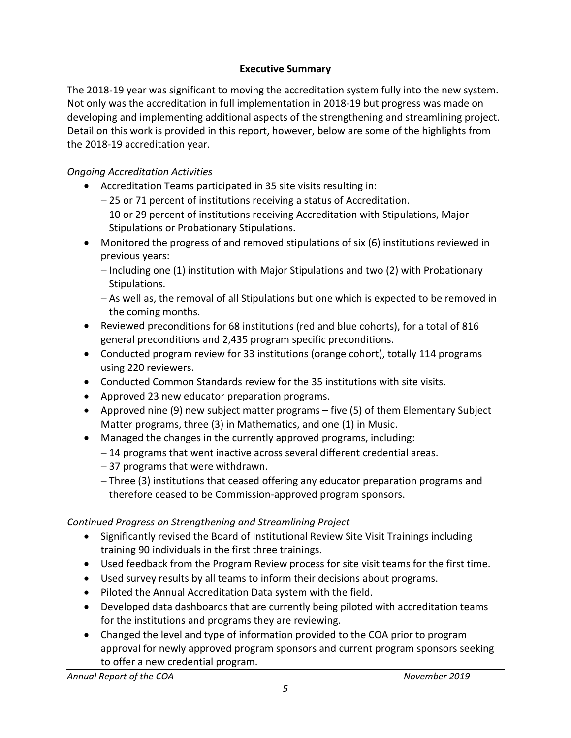## Executive Summary

The 2018-19 year was significant to moving the accreditation system fully into the new system. Not only was the accreditation in full implementation in 2018-19 but progress was made on developing and implementing additional aspects of the strengthening and streamlining project. Detail on this work is provided in this report, however, below are some of the highlights from the 2018-19 accreditation year.

*Ongoing Accreditation Activities*

- Accreditation Teams participated in 35 site visits resulting in:
  - 25 or 71 percent of institutions receiving a status of Accreditation.
  - 10 or 29 percent of institutions receiving Accreditation with Stipulations, Major Stipulations or Probationary Stipulations.
- Monitored the progress of and removed stipulations of six (6) institutions reviewed in previous years:
  - Including one (1) institution with Major Stipulations and two (2) with Probationary Stipulations.
  - As well as, the removal of all Stipulations but one which is expected to be removed in the coming months.
- Reviewed preconditions for 68 institutions (red and blue cohorts), for a total of 816 general preconditions and 2,435 program specific preconditions.
- Conducted program review for 33 institutions (orange cohort), totally 114 programs using 220 reviewers.
- Conducted Common Standards review for the 35 institutions with site visits.
- Approved 23 new educator preparation programs.
- Approved nine (9) new subject matter programs – five (5) of them Elementary Subject Matter programs, three (3) in Mathematics, and one (1) in Music.
- Managed the changes in the currently approved programs, including:
  - 14 programs that went inactive across several different credential areas.
  - 37 programs that were withdrawn.
  - Three (3) institutions that ceased offering any educator preparation programs and therefore ceased to be Commission-approved program sponsors.

*Continued Progress on Strengthening and Streamlining Project*

- Significantly revised the Board of Institutional Review Site Visit Trainings including training 90 individuals in the first three trainings.
- Used feedback from the Program Review process for site visit teams for the first time.
- Used survey results by all teams to inform their decisions about programs.
- Piloted the Annual Accreditation Data system with the field.
- Developed data dashboards that are currently being piloted with accreditation teams for the institutions and programs they are reviewing.
- Changed the level and type of information provided to the COA prior to program approval for newly approved program sponsors and current program sponsors seeking to offer a new credential program.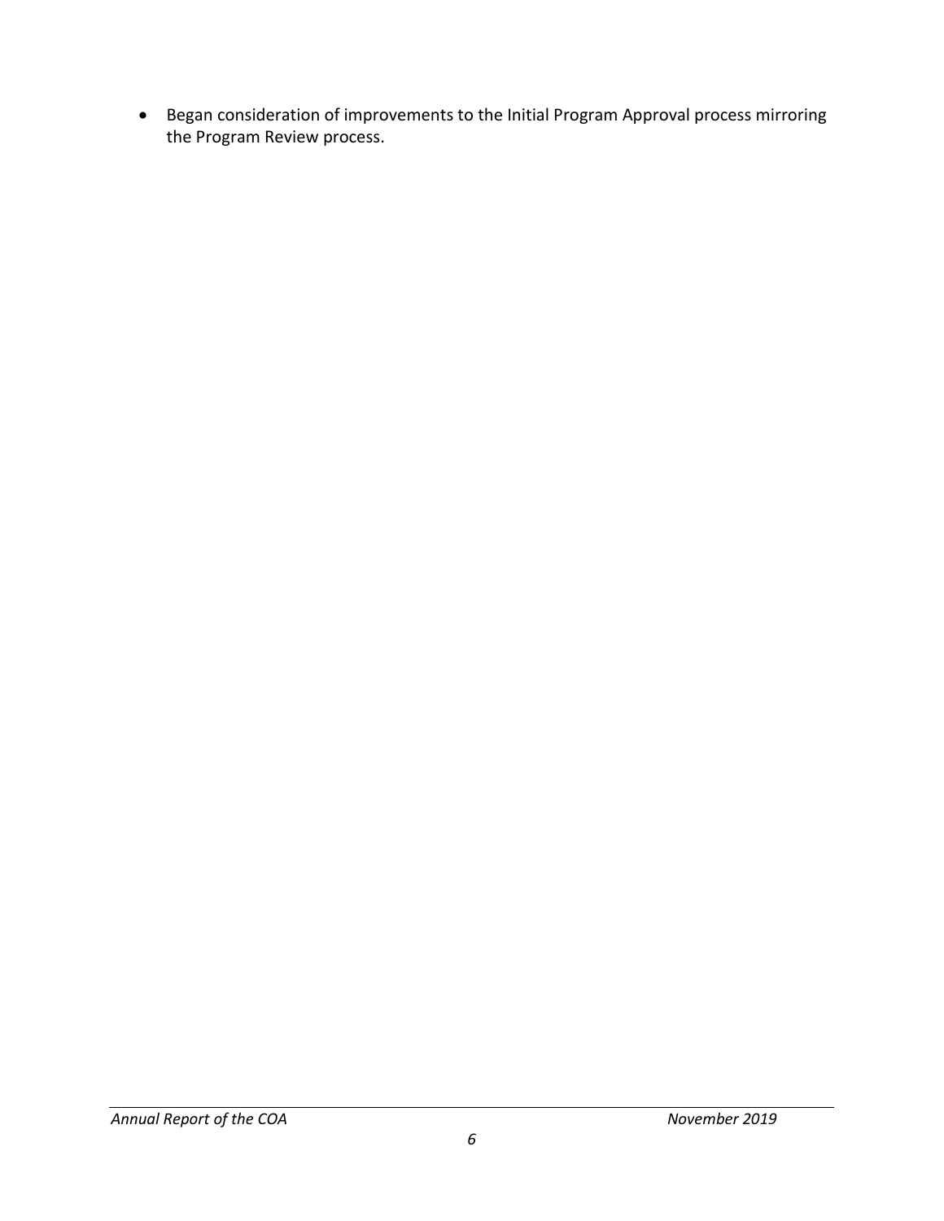- Began consideration of improvements to the Initial Program Approval process mirroring the Program Review process.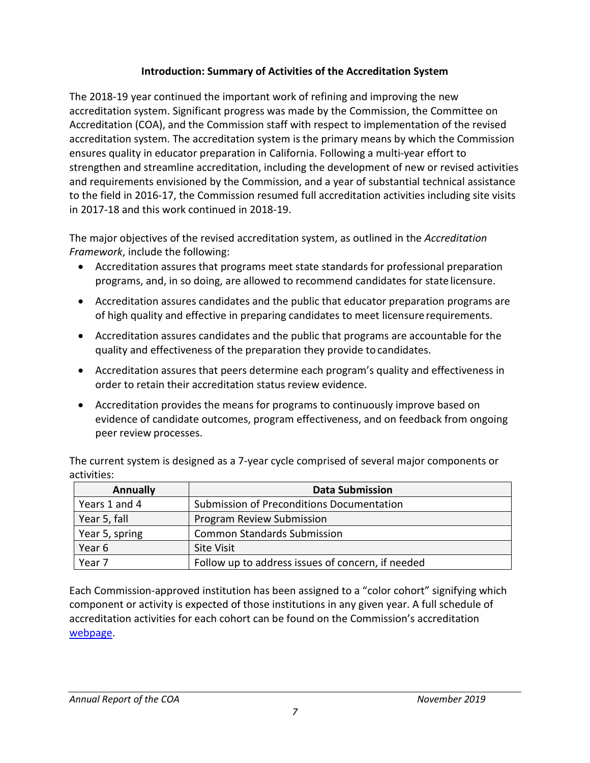## Introduction: Summary of Activities of the Accreditation System

The 2018-19 year continued the important work of refining and improving the new accreditation system. Significant progress was made by the Commission, the Committee on Accreditation (COA), and the Commission staff with respect to implementation of the revised accreditation system. The accreditation system is the primary means by which the Commission ensures quality in educator preparation in California. Following a multi-year effort to strengthen and streamline accreditation, including the development of new or revised activities and requirements envisioned by the Commission, and a year of substantial technical assistance to the field in 2016-17, the Commission resumed full accreditation activities including site visits in 2017-18 and this work continued in 2018-19.

The major objectives of the revised accreditation system, as outlined in the *Accreditation Framework*, include the following:

- Accreditation assures that programs meet state standards for professional preparation programs, and, in so doing, are allowed to recommend candidates for state licensure.
- Accreditation assures candidates and the public that educator preparation programs are of high quality and effective in preparing candidates to meet licensure requirements.
- Accreditation assures candidates and the public that programs are accountable for the quality and effectiveness of the preparation they provide to candidates.
- Accreditation assures that peers determine each program's quality and effectiveness in order to retain their accreditation status review evidence.
- Accreditation provides the means for programs to continuously improve based on evidence of candidate outcomes, program effectiveness, and on feedback from ongoing peer review processes.

The current system is designed as a 7-year cycle comprised of several major components or activities:

| Annually | Data Submission |
|---|---|
| Years 1 and 4 | Submission of Preconditions Documentation |
| Year 5, fall | Program Review Submission |
| Year 5, spring | Common Standards Submission |
| Year 6 | Site Visit |
| Year 7 | Follow up to address issues of concern, if needed |

Each Commission-approved institution has been assigned to a "color cohort" signifying which component or activity is expected of those institutions in any given year. A full schedule of accreditation activities for each cohort can be found on the Commission's accreditation webpage.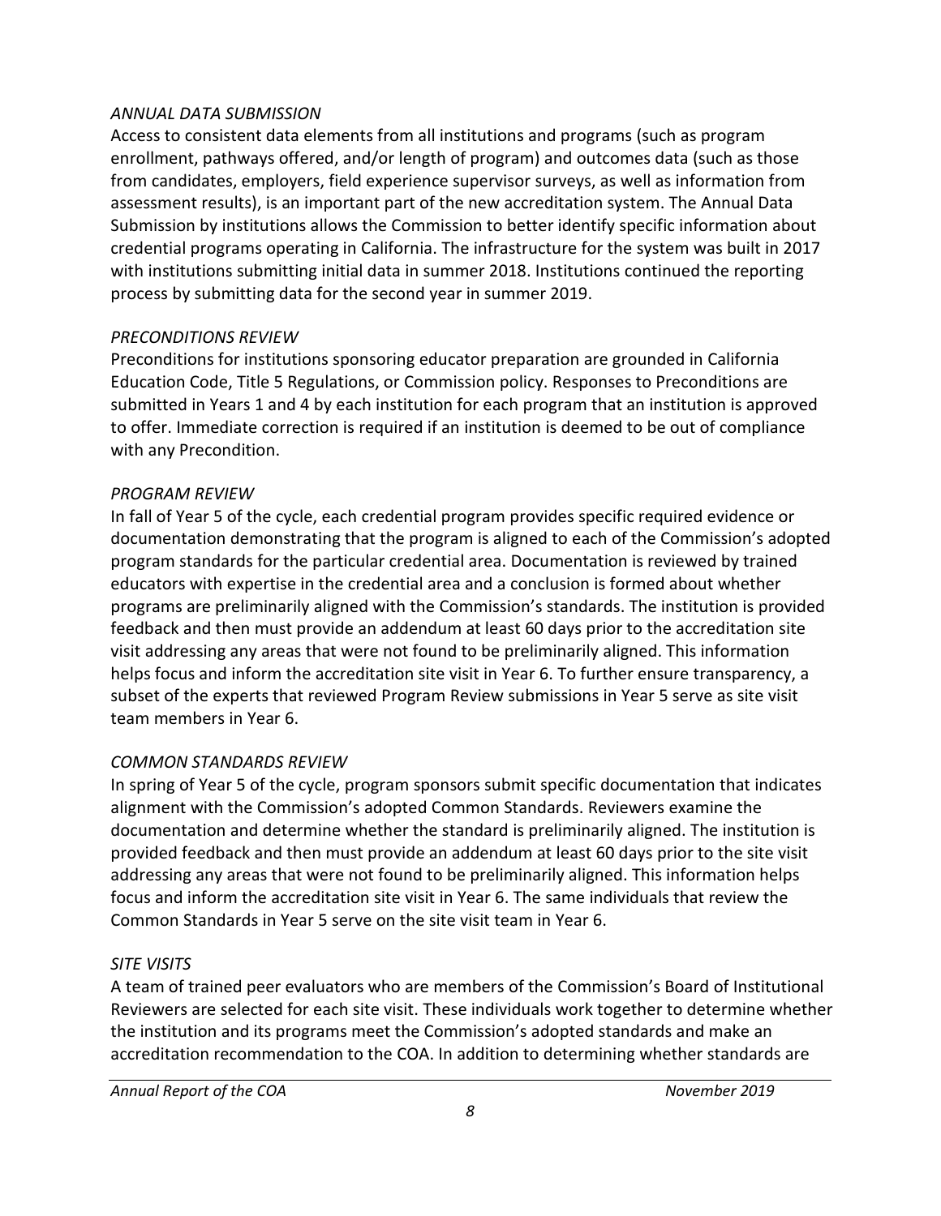*ANNUAL DATA SUBMISSION*

Access to consistent data elements from all institutions and programs (such as program enrollment, pathways offered, and/or length of program) and outcomes data (such as those from candidates, employers, field experience supervisor surveys, as well as information from assessment results), is an important part of the new accreditation system. The Annual Data Submission by institutions allows the Commission to better identify specific information about credential programs operating in California. The infrastructure for the system was built in 2017 with institutions submitting initial data in summer 2018. Institutions continued the reporting process by submitting data for the second year in summer 2019.

*PRECONDITIONS REVIEW*

Preconditions for institutions sponsoring educator preparation are grounded in California Education Code, Title 5 Regulations, or Commission policy. Responses to Preconditions are submitted in Years 1 and 4 by each institution for each program that an institution is approved to offer. Immediate correction is required if an institution is deemed to be out of compliance with any Precondition.

*PROGRAM REVIEW*

In fall of Year 5 of the cycle, each credential program provides specific required evidence or documentation demonstrating that the program is aligned to each of the Commission's adopted program standards for the particular credential area. Documentation is reviewed by trained educators with expertise in the credential area and a conclusion is formed about whether programs are preliminarily aligned with the Commission's standards. The institution is provided feedback and then must provide an addendum at least 60 days prior to the accreditation site visit addressing any areas that were not found to be preliminarily aligned. This information helps focus and inform the accreditation site visit in Year 6. To further ensure transparency, a subset of the experts that reviewed Program Review submissions in Year 5 serve as site visit team members in Year 6.

*COMMON STANDARDS REVIEW*

In spring of Year 5 of the cycle, program sponsors submit specific documentation that indicates alignment with the Commission's adopted Common Standards. Reviewers examine the documentation and determine whether the standard is preliminarily aligned. The institution is provided feedback and then must provide an addendum at least 60 days prior to the site visit addressing any areas that were not found to be preliminarily aligned. This information helps focus and inform the accreditation site visit in Year 6. The same individuals that review the Common Standards in Year 5 serve on the site visit team in Year 6.

*SITE VISITS*

A team of trained peer evaluators who are members of the Commission's Board of Institutional Reviewers are selected for each site visit. These individuals work together to determine whether the institution and its programs meet the Commission's adopted standards and make an accreditation recommendation to the COA. In addition to determining whether standards are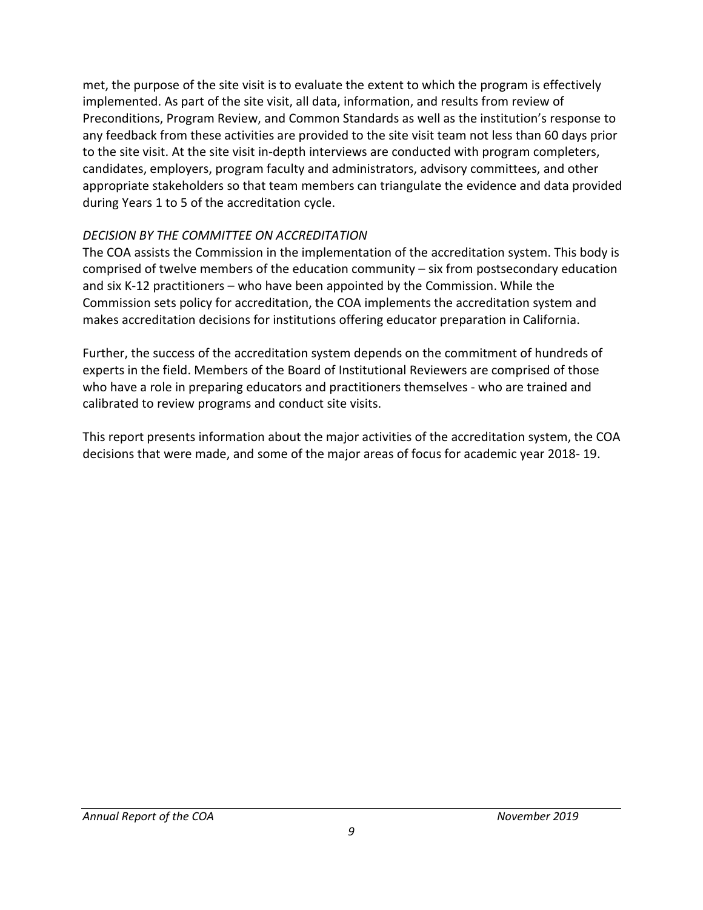met, the purpose of the site visit is to evaluate the extent to which the program is effectively implemented. As part of the site visit, all data, information, and results from review of Preconditions, Program Review, and Common Standards as well as the institution's response to any feedback from these activities are provided to the site visit team not less than 60 days prior to the site visit. At the site visit in-depth interviews are conducted with program completers, candidates, employers, program faculty and administrators, advisory committees, and other appropriate stakeholders so that team members can triangulate the evidence and data provided during Years 1 to 5 of the accreditation cycle.

*DECISION BY THE COMMITTEE ON ACCREDITATION*

The COA assists the Commission in the implementation of the accreditation system. This body is comprised of twelve members of the education community – six from postsecondary education and six K-12 practitioners – who have been appointed by the Commission. While the Commission sets policy for accreditation, the COA implements the accreditation system and makes accreditation decisions for institutions offering educator preparation in California.

Further, the success of the accreditation system depends on the commitment of hundreds of experts in the field. Members of the Board of Institutional Reviewers are comprised of those who have a role in preparing educators and practitioners themselves - who are trained and calibrated to review programs and conduct site visits.

This report presents information about the major activities of the accreditation system, the COA decisions that were made, and some of the major areas of focus for academic year 2018- 19.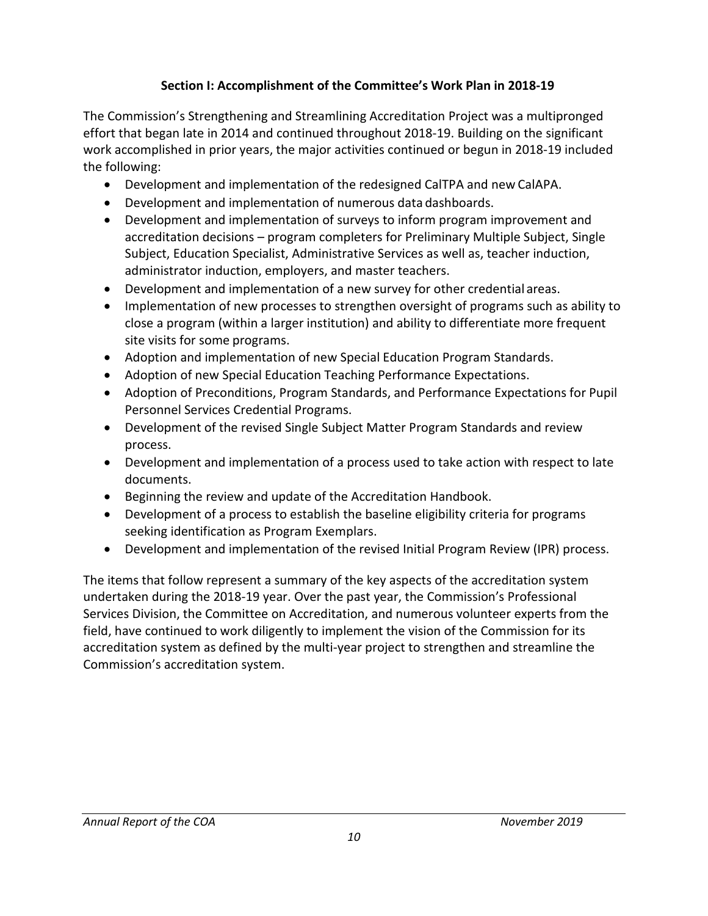## Section I: Accomplishment of the Committee's Work Plan in 2018-19

The Commission's Strengthening and Streamlining Accreditation Project was a multipronged effort that began late in 2014 and continued throughout 2018-19. Building on the significant work accomplished in prior years, the major activities continued or begun in 2018-19 included the following:

- Development and implementation of the redesigned CalTPA and new CalAPA.
- Development and implementation of numerous data dashboards.
- Development and implementation of surveys to inform program improvement and accreditation decisions – program completers for Preliminary Multiple Subject, Single Subject, Education Specialist, Administrative Services as well as, teacher induction, administrator induction, employers, and master teachers.
- Development and implementation of a new survey for other credential areas.
- Implementation of new processes to strengthen oversight of programs such as ability to close a program (within a larger institution) and ability to differentiate more frequent site visits for some programs.
- Adoption and implementation of new Special Education Program Standards.
- Adoption of new Special Education Teaching Performance Expectations.
- Adoption of Preconditions, Program Standards, and Performance Expectations for Pupil Personnel Services Credential Programs.
- Development of the revised Single Subject Matter Program Standards and review process.
- Development and implementation of a process used to take action with respect to late documents.
- Beginning the review and update of the Accreditation Handbook.
- Development of a process to establish the baseline eligibility criteria for programs seeking identification as Program Exemplars.
- Development and implementation of the revised Initial Program Review (IPR) process.

The items that follow represent a summary of the key aspects of the accreditation system undertaken during the 2018-19 year. Over the past year, the Commission's Professional Services Division, the Committee on Accreditation, and numerous volunteer experts from the field, have continued to work diligently to implement the vision of the Commission for its accreditation system as defined by the multi-year project to strengthen and streamline the Commission's accreditation system.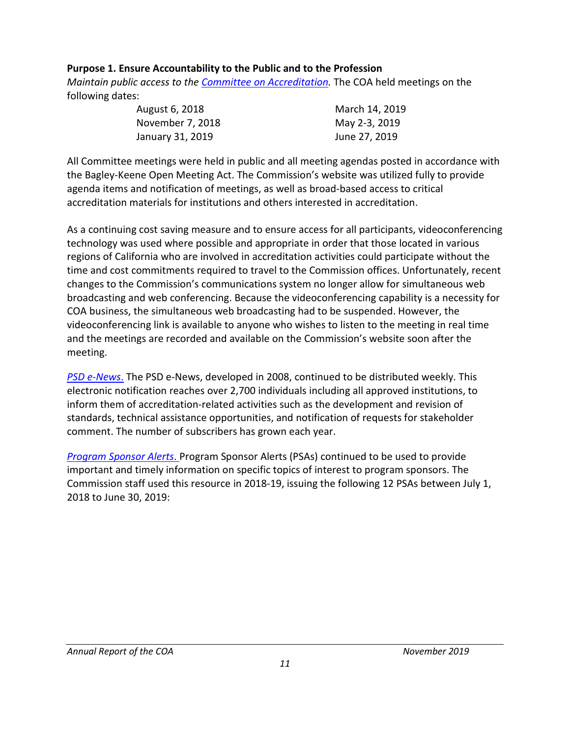**Purpose 1. Ensure Accountability to the Public and to the Profession**

*Maintain public access to the Committee on Accreditation.* The COA held meetings on the following dates:

| | |
|---|---|
| August 6, 2018 | March 14, 2019 |
| November 7, 2018 | May 2-3, 2019 |
| January 31, 2019 | June 27, 2019 |

All Committee meetings were held in public and all meeting agendas posted in accordance with the Bagley-Keene Open Meeting Act. The Commission's website was utilized fully to provide agenda items and notification of meetings, as well as broad-based access to critical accreditation materials for institutions and others interested in accreditation.

As a continuing cost saving measure and to ensure access for all participants, videoconferencing technology was used where possible and appropriate in order that those located in various regions of California who are involved in accreditation activities could participate without the time and cost commitments required to travel to the Commission offices. Unfortunately, recent changes to the Commission's communications system no longer allow for simultaneous web broadcasting and web conferencing. Because the videoconferencing capability is a necessity for COA business, the simultaneous web broadcasting had to be suspended. However, the videoconferencing link is available to anyone who wishes to listen to the meeting in real time and the meetings are recorded and available on the Commission's website soon after the meeting.

*PSD e-News.* The PSD e-News, developed in 2008, continued to be distributed weekly. This electronic notification reaches over 2,700 individuals including all approved institutions, to inform them of accreditation-related activities such as the development and revision of standards, technical assistance opportunities, and notification of requests for stakeholder comment. The number of subscribers has grown each year.

*Program Sponsor Alerts.* Program Sponsor Alerts (PSAs) continued to be used to provide important and timely information on specific topics of interest to program sponsors. The Commission staff used this resource in 2018-19, issuing the following 12 PSAs between July 1, 2018 to June 30, 2019: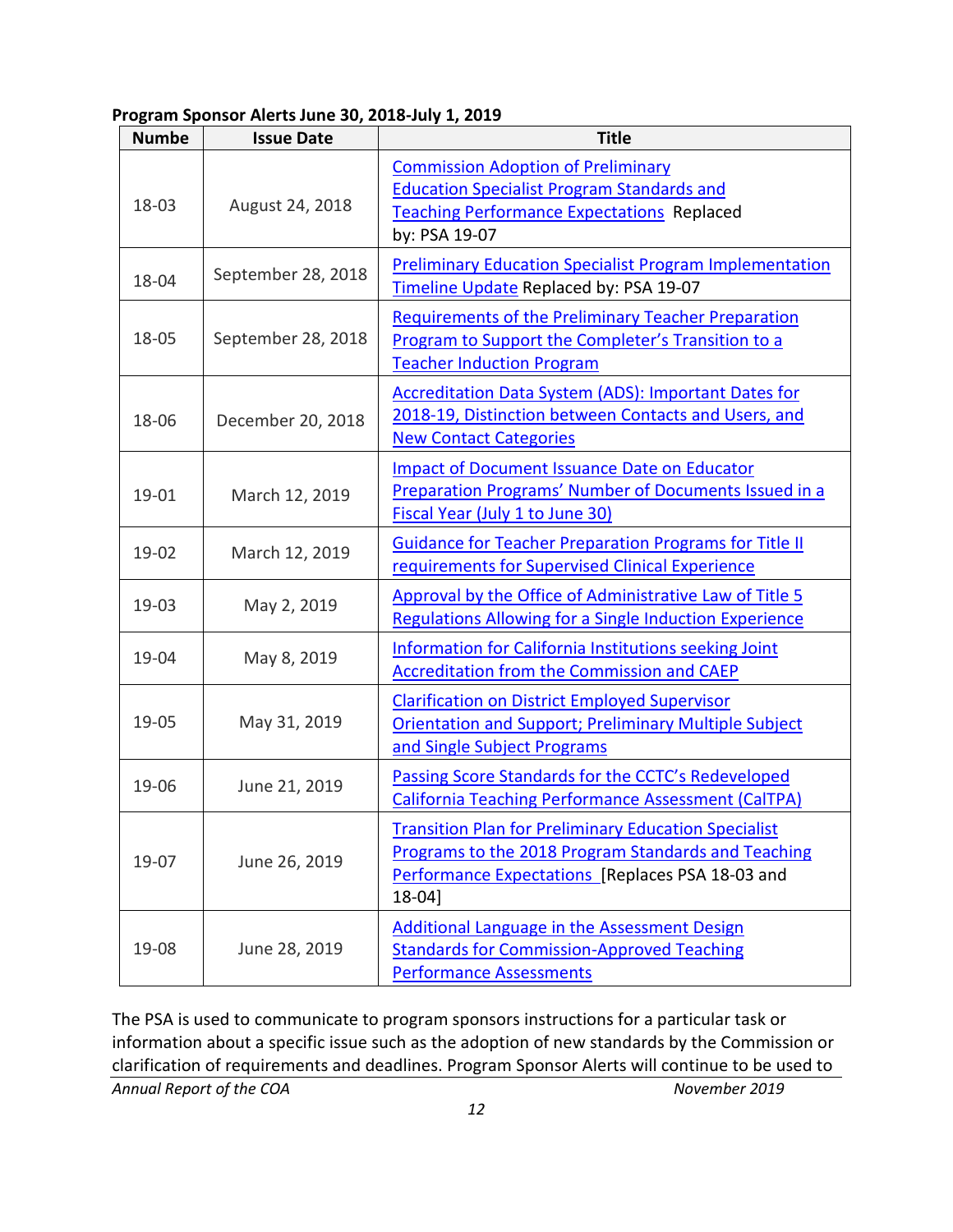**Program Sponsor Alerts June 30, 2018-July 1, 2019**

| Numbe | Issue Date | Title |
|---|---|---|
| 18-03 | August 24, 2018 | Commission Adoption of Preliminary Education Specialist Program Standards and Teaching Performance Expectations Replaced by: PSA 19-07 |
| 18-04 | September 28, 2018 | Preliminary Education Specialist Program Implementation Timeline Update Replaced by: PSA 19-07 |
| 18-05 | September 28, 2018 | Requirements of the Preliminary Teacher Preparation Program to Support the Completer's Transition to a Teacher Induction Program |
| 18-06 | December 20, 2018 | Accreditation Data System (ADS): Important Dates for 2018-19, Distinction between Contacts and Users, and New Contact Categories |
| 19-01 | March 12, 2019 | Impact of Document Issuance Date on Educator Preparation Programs' Number of Documents Issued in a Fiscal Year (July 1 to June 30) |
| 19-02 | March 12, 2019 | Guidance for Teacher Preparation Programs for Title II requirements for Supervised Clinical Experience |
| 19-03 | May 2, 2019 | Approval by the Office of Administrative Law of Title 5 Regulations Allowing for a Single Induction Experience |
| 19-04 | May 8, 2019 | Information for California Institutions seeking Joint Accreditation from the Commission and CAEP |
| 19-05 | May 31, 2019 | Clarification on District Employed Supervisor Orientation and Support; Preliminary Multiple Subject and Single Subject Programs |
| 19-06 | June 21, 2019 | Passing Score Standards for the CCTC's Redeveloped California Teaching Performance Assessment (CalTPA) |
| 19-07 | June 26, 2019 | Transition Plan for Preliminary Education Specialist Programs to the 2018 Program Standards and Teaching Performance Expectations [Replaces PSA 18-03 and 18-04] |
| 19-08 | June 28, 2019 | Additional Language in the Assessment Design Standards for Commission-Approved Teaching Performance Assessments |

The PSA is used to communicate to program sponsors instructions for a particular task or information about a specific issue such as the adoption of new standards by the Commission or clarification of requirements and deadlines. Program Sponsor Alerts will continue to be used to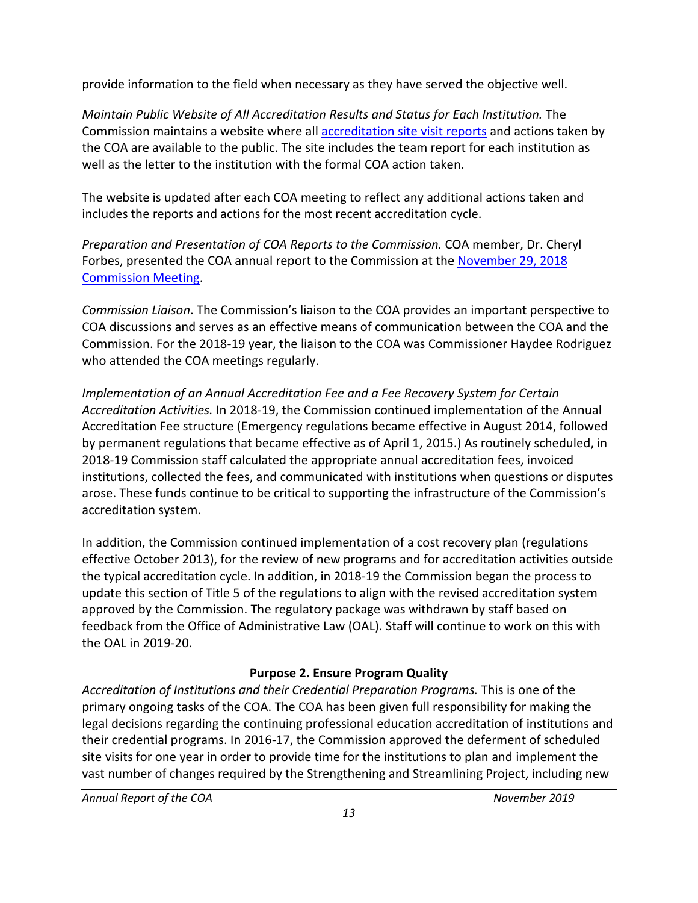provide information to the field when necessary as they have served the objective well.

*Maintain Public Website of All Accreditation Results and Status for Each Institution.* The Commission maintains a website where all accreditation site visit reports and actions taken by the COA are available to the public. The site includes the team report for each institution as well as the letter to the institution with the formal COA action taken.

The website is updated after each COA meeting to reflect any additional actions taken and includes the reports and actions for the most recent accreditation cycle.

*Preparation and Presentation of COA Reports to the Commission.* COA member, Dr. Cheryl Forbes, presented the COA annual report to the Commission at the November 29, 2018 Commission Meeting.

*Commission Liaison*. The Commission's liaison to the COA provides an important perspective to COA discussions and serves as an effective means of communication between the COA and the Commission. For the 2018-19 year, the liaison to the COA was Commissioner Haydee Rodriguez who attended the COA meetings regularly.

*Implementation of an Annual Accreditation Fee and a Fee Recovery System for Certain Accreditation Activities.* In 2018-19, the Commission continued implementation of the Annual Accreditation Fee structure (Emergency regulations became effective in August 2014, followed by permanent regulations that became effective as of April 1, 2015.) As routinely scheduled, in 2018-19 Commission staff calculated the appropriate annual accreditation fees, invoiced institutions, collected the fees, and communicated with institutions when questions or disputes arose. These funds continue to be critical to supporting the infrastructure of the Commission's accreditation system.

In addition, the Commission continued implementation of a cost recovery plan (regulations effective October 2013), for the review of new programs and for accreditation activities outside the typical accreditation cycle. In addition, in 2018-19 the Commission began the process to update this section of Title 5 of the regulations to align with the revised accreditation system approved by the Commission. The regulatory package was withdrawn by staff based on feedback from the Office of Administrative Law (OAL). Staff will continue to work on this with the OAL in 2019-20.

**Purpose 2. Ensure Program Quality**

*Accreditation of Institutions and their Credential Preparation Programs.* This is one of the primary ongoing tasks of the COA. The COA has been given full responsibility for making the legal decisions regarding the continuing professional education accreditation of institutions and their credential programs. In 2016-17, the Commission approved the deferment of scheduled site visits for one year in order to provide time for the institutions to plan and implement the vast number of changes required by the Strengthening and Streamlining Project, including new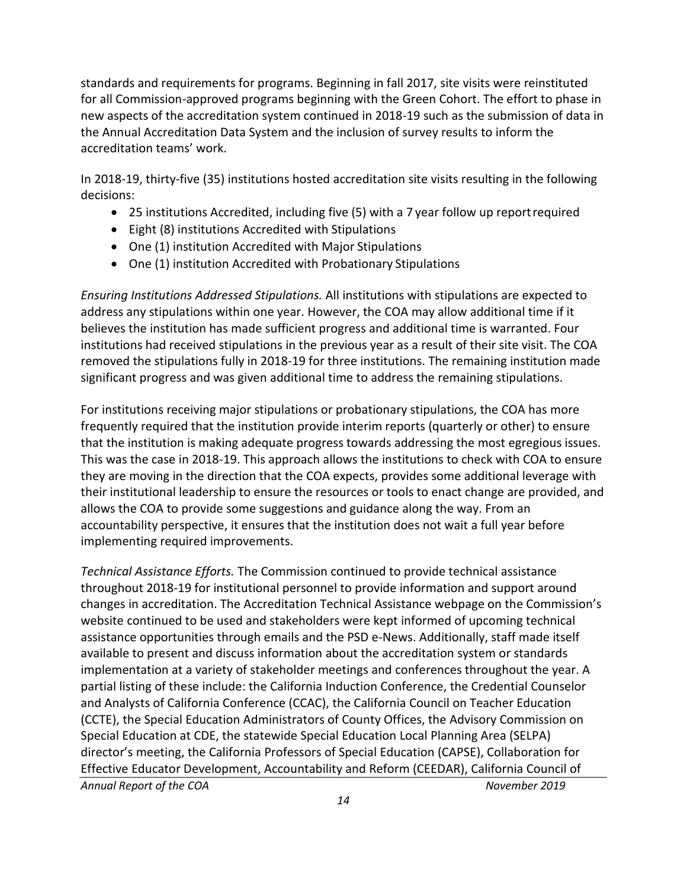standards and requirements for programs. Beginning in fall 2017, site visits were reinstituted for all Commission-approved programs beginning with the Green Cohort. The effort to phase in new aspects of the accreditation system continued in 2018-19 such as the submission of data in the Annual Accreditation Data System and the inclusion of survey results to inform the accreditation teams' work.

In 2018-19, thirty-five (35) institutions hosted accreditation site visits resulting in the following decisions:

- 25 institutions Accredited, including five (5) with a 7 year follow up report required
- Eight (8) institutions Accredited with Stipulations
- One (1) institution Accredited with Major Stipulations
- One (1) institution Accredited with Probationary Stipulations

*Ensuring Institutions Addressed Stipulations.* All institutions with stipulations are expected to address any stipulations within one year. However, the COA may allow additional time if it believes the institution has made sufficient progress and additional time is warranted. Four institutions had received stipulations in the previous year as a result of their site visit. The COA removed the stipulations fully in 2018-19 for three institutions. The remaining institution made significant progress and was given additional time to address the remaining stipulations.

For institutions receiving major stipulations or probationary stipulations, the COA has more frequently required that the institution provide interim reports (quarterly or other) to ensure that the institution is making adequate progress towards addressing the most egregious issues. This was the case in 2018-19. This approach allows the institutions to check with COA to ensure they are moving in the direction that the COA expects, provides some additional leverage with their institutional leadership to ensure the resources or tools to enact change are provided, and allows the COA to provide some suggestions and guidance along the way. From an accountability perspective, it ensures that the institution does not wait a full year before implementing required improvements.

*Technical Assistance Efforts.* The Commission continued to provide technical assistance throughout 2018-19 for institutional personnel to provide information and support around changes in accreditation. The Accreditation Technical Assistance webpage on the Commission's website continued to be used and stakeholders were kept informed of upcoming technical assistance opportunities through emails and the PSD e-News. Additionally, staff made itself available to present and discuss information about the accreditation system or standards implementation at a variety of stakeholder meetings and conferences throughout the year. A partial listing of these include: the California Induction Conference, the Credential Counselor and Analysts of California Conference (CCAC), the California Council on Teacher Education (CCTE), the Special Education Administrators of County Offices, the Advisory Commission on Special Education at CDE, the statewide Special Education Local Planning Area (SELPA) director's meeting, the California Professors of Special Education (CAPSE), Collaboration for Effective Educator Development, Accountability and Reform (CEEDAR), California Council of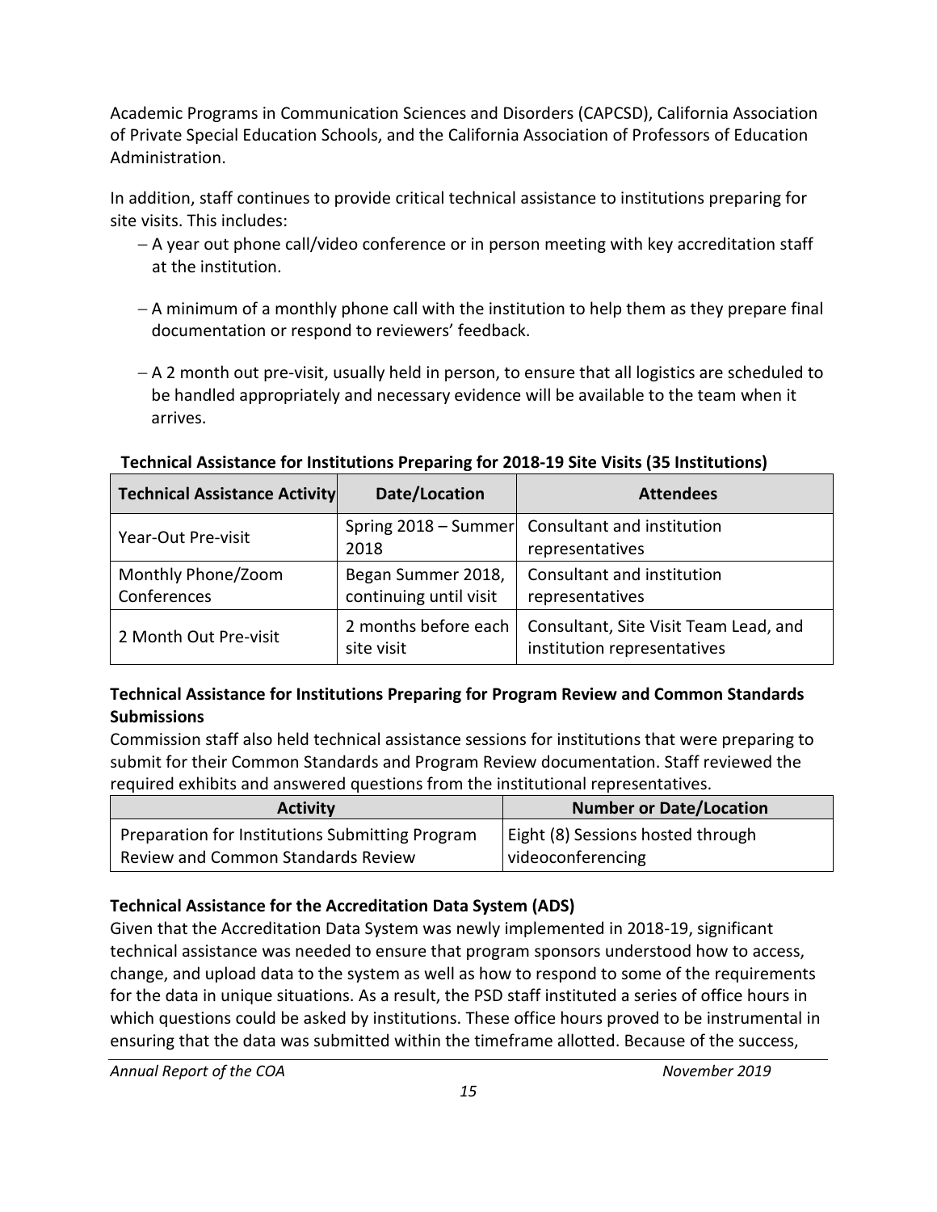Academic Programs in Communication Sciences and Disorders (CAPCSD), California Association of Private Special Education Schools, and the California Association of Professors of Education Administration.

In addition, staff continues to provide critical technical assistance to institutions preparing for site visits. This includes:

- A year out phone call/video conference or in person meeting with key accreditation staff at the institution.
- A minimum of a monthly phone call with the institution to help them as they prepare final documentation or respond to reviewers' feedback.
- A 2 month out pre-visit, usually held in person, to ensure that all logistics are scheduled to be handled appropriately and necessary evidence will be available to the team when it arrives.

**Technical Assistance for Institutions Preparing for 2018-19 Site Visits (35 Institutions)**

| Technical Assistance Activity | Date/Location | Attendees |
| --- | --- | --- |
| Year-Out Pre-visit | Spring 2018 – Summer 2018 | Consultant and institution representatives |
| Monthly Phone/Zoom Conferences | Began Summer 2018, continuing until visit | Consultant and institution representatives |
| 2 Month Out Pre-visit | 2 months before each site visit | Consultant, Site Visit Team Lead, and institution representatives |

### Technical Assistance for Institutions Preparing for Program Review and Common Standards Submissions

Commission staff also held technical assistance sessions for institutions that were preparing to submit for their Common Standards and Program Review documentation. Staff reviewed the required exhibits and answered questions from the institutional representatives.

| Activity | Number or Date/Location |
| --- | --- |
| Preparation for Institutions Submitting Program Review and Common Standards Review | Eight (8) Sessions hosted through videoconferencing |

### Technical Assistance for the Accreditation Data System (ADS)

Given that the Accreditation Data System was newly implemented in 2018-19, significant technical assistance was needed to ensure that program sponsors understood how to access, change, and upload data to the system as well as how to respond to some of the requirements for the data in unique situations. As a result, the PSD staff instituted a series of office hours in which questions could be asked by institutions. These office hours proved to be instrumental in ensuring that the data was submitted within the timeframe allotted. Because of the success,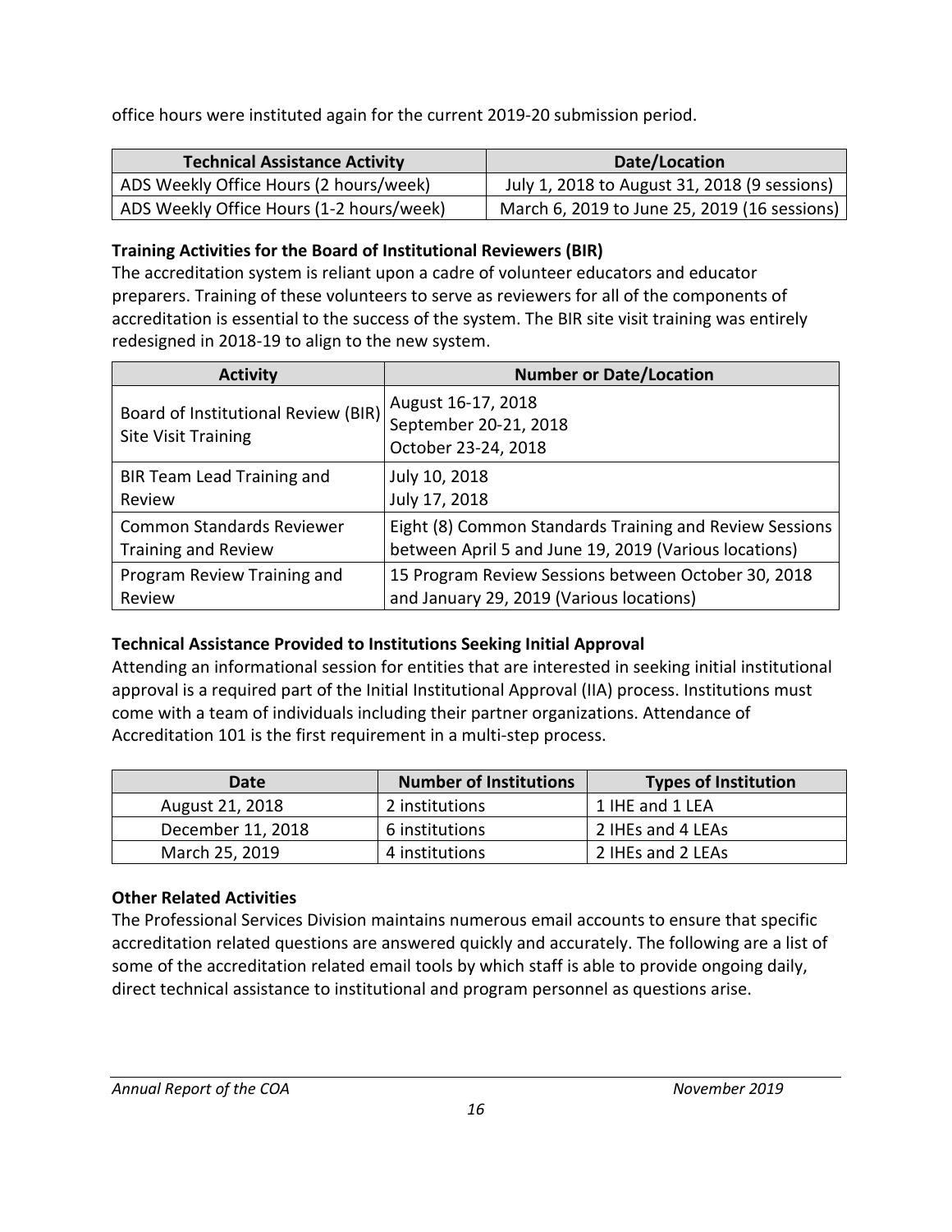office hours were instituted again for the current 2019-20 submission period.

| Technical Assistance Activity | Date/Location |
| --- | --- |
| ADS Weekly Office Hours (2 hours/week) | July 1, 2018 to August 31, 2018 (9 sessions) |
| ADS Weekly Office Hours (1-2 hours/week) | March 6, 2019 to June 25, 2019 (16 sessions) |

**Training Activities for the Board of Institutional Reviewers (BIR)**

The accreditation system is reliant upon a cadre of volunteer educators and educator preparers. Training of these volunteers to serve as reviewers for all of the components of accreditation is essential to the success of the system. The BIR site visit training was entirely redesigned in 2018-19 to align to the new system.

| Activity | Number or Date/Location |
| --- | --- |
| Board of Institutional Review (BIR) Site Visit Training | August 16-17, 2018<br>September 20-21, 2018<br>October 23-24, 2018 |
| BIR Team Lead Training and Review | July 10, 2018<br>July 17, 2018 |
| Common Standards Reviewer Training and Review | Eight (8) Common Standards Training and Review Sessions between April 5 and June 19, 2019 (Various locations) |
| Program Review Training and Review | 15 Program Review Sessions between October 30, 2018 and January 29, 2019 (Various locations) |

**Technical Assistance Provided to Institutions Seeking Initial Approval**

Attending an informational session for entities that are interested in seeking initial institutional approval is a required part of the Initial Institutional Approval (IIA) process. Institutions must come with a team of individuals including their partner organizations. Attendance of Accreditation 101 is the first requirement in a multi-step process.

| Date | Number of Institutions | Types of Institution |
| --- | --- | --- |
| August 21, 2018 | 2 institutions | 1 IHE and 1 LEA |
| December 11, 2018 | 6 institutions | 2 IHEs and 4 LEAs |
| March 25, 2019 | 4 institutions | 2 IHEs and 2 LEAs |

**Other Related Activities**

The Professional Services Division maintains numerous email accounts to ensure that specific accreditation related questions are answered quickly and accurately. The following are a list of some of the accreditation related email tools by which staff is able to provide ongoing daily, direct technical assistance to institutional and program personnel as questions arise.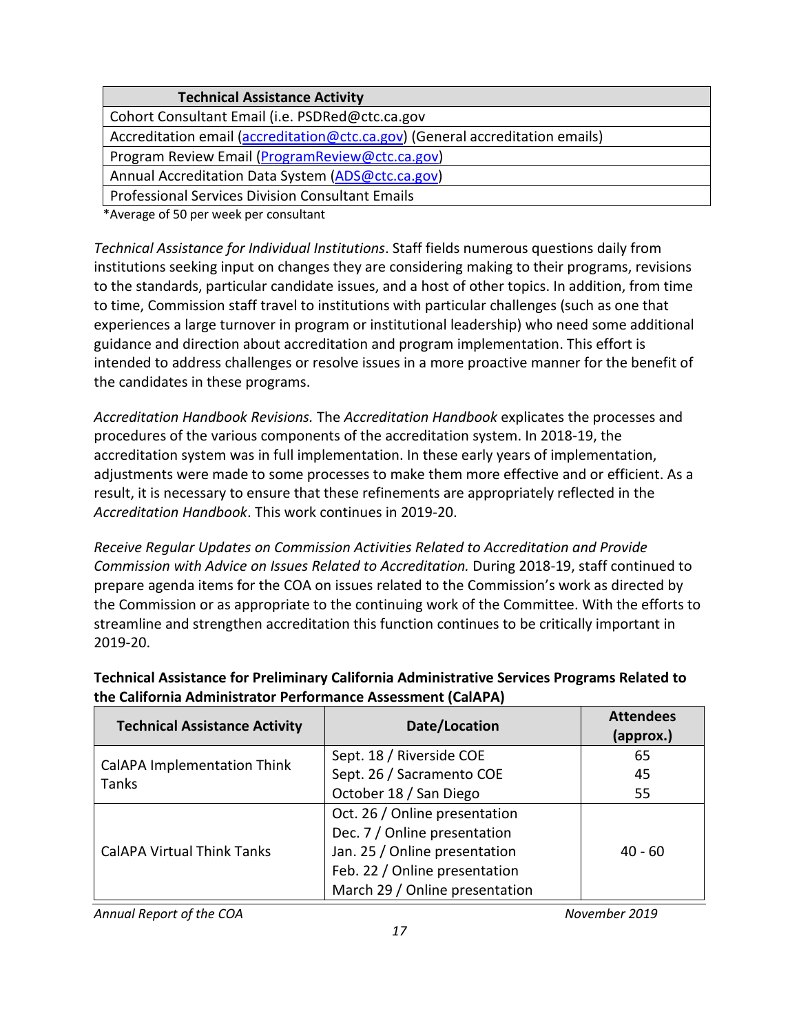| Technical Assistance Activity |
| --- |
| Cohort Consultant Email (i.e. PSDRed@ctc.ca.gov |
| Accreditation email (accreditation@ctc.ca.gov) (General accreditation emails) |
| Program Review Email (ProgramReview@ctc.ca.gov) |
| Annual Accreditation Data System (ADS@ctc.ca.gov) |
| Professional Services Division Consultant Emails |

*Average of 50 per week per consultant

*Technical Assistance for Individual Institutions*. Staff fields numerous questions daily from institutions seeking input on changes they are considering making to their programs, revisions to the standards, particular candidate issues, and a host of other topics. In addition, from time to time, Commission staff travel to institutions with particular challenges (such as one that experiences a large turnover in program or institutional leadership) who need some additional guidance and direction about accreditation and program implementation. This effort is intended to address challenges or resolve issues in a more proactive manner for the benefit of the candidates in these programs.

*Accreditation Handbook Revisions.* The *Accreditation Handbook* explicates the processes and procedures of the various components of the accreditation system. In 2018-19, the accreditation system was in full implementation. In these early years of implementation, adjustments were made to some processes to make them more effective and or efficient. As a result, it is necessary to ensure that these refinements are appropriately reflected in the *Accreditation Handbook*. This work continues in 2019-20.

*Receive Regular Updates on Commission Activities Related to Accreditation and Provide Commission with Advice on Issues Related to Accreditation.* During 2018-19, staff continued to prepare agenda items for the COA on issues related to the Commission's work as directed by the Commission or as appropriate to the continuing work of the Committee. With the efforts to streamline and strengthen accreditation this function continues to be critically important in 2019-20.

**Technical Assistance for Preliminary California Administrative Services Programs Related to the California Administrator Performance Assessment (CalAPA)**

| Technical Assistance Activity | Date/Location | Attendees (approx.) |
| --- | --- | --- |
| CalAPA Implementation Think Tanks | Sept. 18 / Riverside COE<br>Sept. 26 / Sacramento COE<br>October 18 / San Diego | 65<br>45<br>55 |
| CalAPA Virtual Think Tanks | Oct. 26 / Online presentation<br>Dec. 7 / Online presentation<br>Jan. 25 / Online presentation<br>Feb. 22 / Online presentation<br>March 29 / Online presentation | 40 - 60 |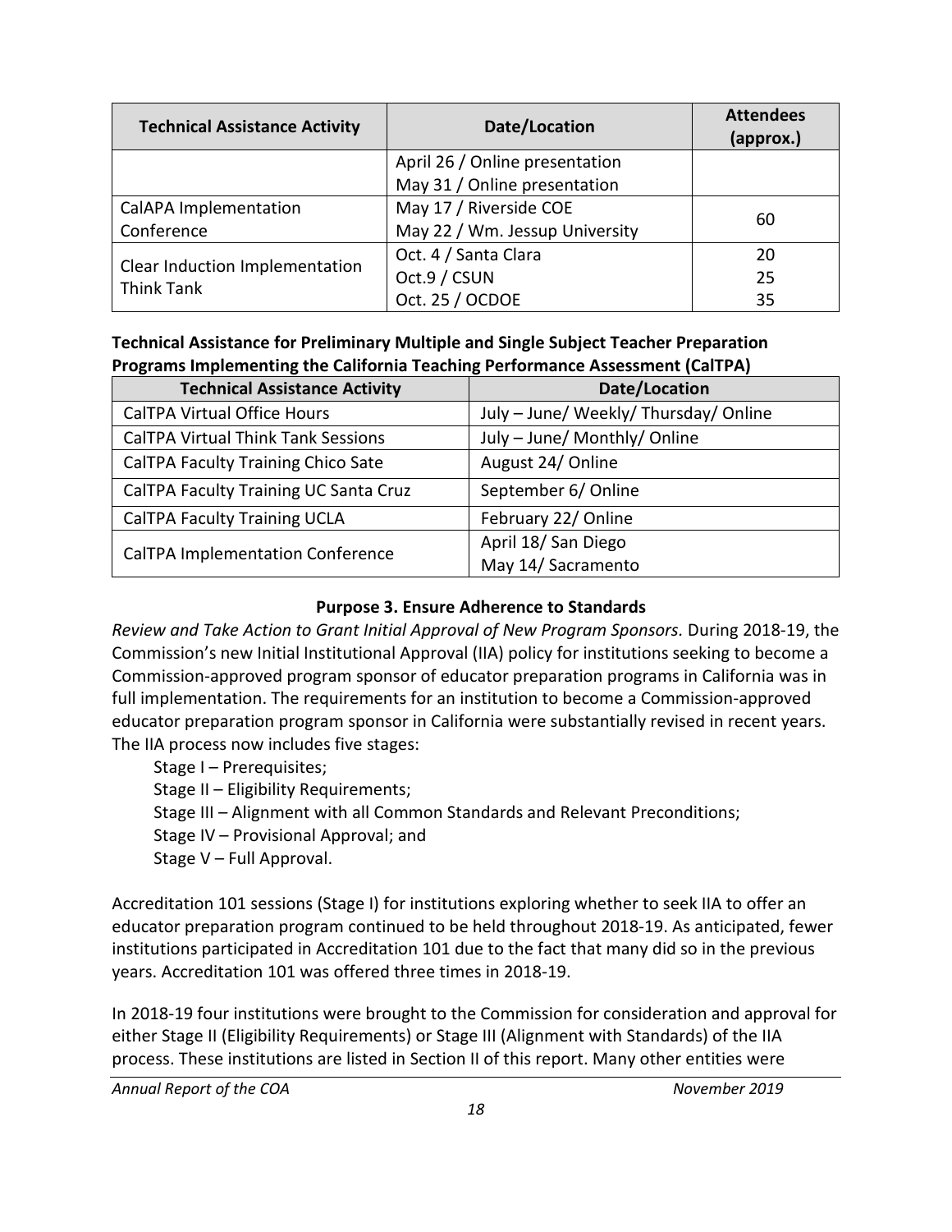| Technical Assistance Activity | Date/Location | Attendees (approx.) |
|---|---|---|
| | April 26 / Online presentation<br>May 31 / Online presentation | |
| CalAPA Implementation Conference | May 17 / Riverside COE<br>May 22 / Wm. Jessup University | 60 |
| Clear Induction Implementation Think Tank | Oct. 4 / Santa Clara<br>Oct.9 / CSUN<br>Oct. 25 / OCDOE | 20<br>25<br>35 |

**Technical Assistance for Preliminary Multiple and Single Subject Teacher Preparation Programs Implementing the California Teaching Performance Assessment (CalTPA)**

| Technical Assistance Activity | Date/Location |
|---|---|
| CalTPA Virtual Office Hours | July – June/ Weekly/ Thursday/ Online |
| CalTPA Virtual Think Tank Sessions | July – June/ Monthly/ Online |
| CalTPA Faculty Training Chico Sate | August 24/ Online |
| CalTPA Faculty Training UC Santa Cruz | September 6/ Online |
| CalTPA Faculty Training UCLA | February 22/ Online |
| CalTPA Implementation Conference | April 18/ San Diego<br>May 14/ Sacramento |

**Purpose 3. Ensure Adherence to Standards**

*Review and Take Action to Grant Initial Approval of New Program Sponsors.* During 2018-19, the Commission's new Initial Institutional Approval (IIA) policy for institutions seeking to become a Commission-approved program sponsor of educator preparation programs in California was in full implementation. The requirements for an institution to become a Commission-approved educator preparation program sponsor in California were substantially revised in recent years. The IIA process now includes five stages:

Stage I – Prerequisites;
Stage II – Eligibility Requirements;
Stage III – Alignment with all Common Standards and Relevant Preconditions;
Stage IV – Provisional Approval; and
Stage V – Full Approval.

Accreditation 101 sessions (Stage I) for institutions exploring whether to seek IIA to offer an educator preparation program continued to be held throughout 2018-19. As anticipated, fewer institutions participated in Accreditation 101 due to the fact that many did so in the previous years. Accreditation 101 was offered three times in 2018-19.

In 2018-19 four institutions were brought to the Commission for consideration and approval for either Stage II (Eligibility Requirements) or Stage III (Alignment with Standards) of the IIA process. These institutions are listed in Section II of this report. Many other entities were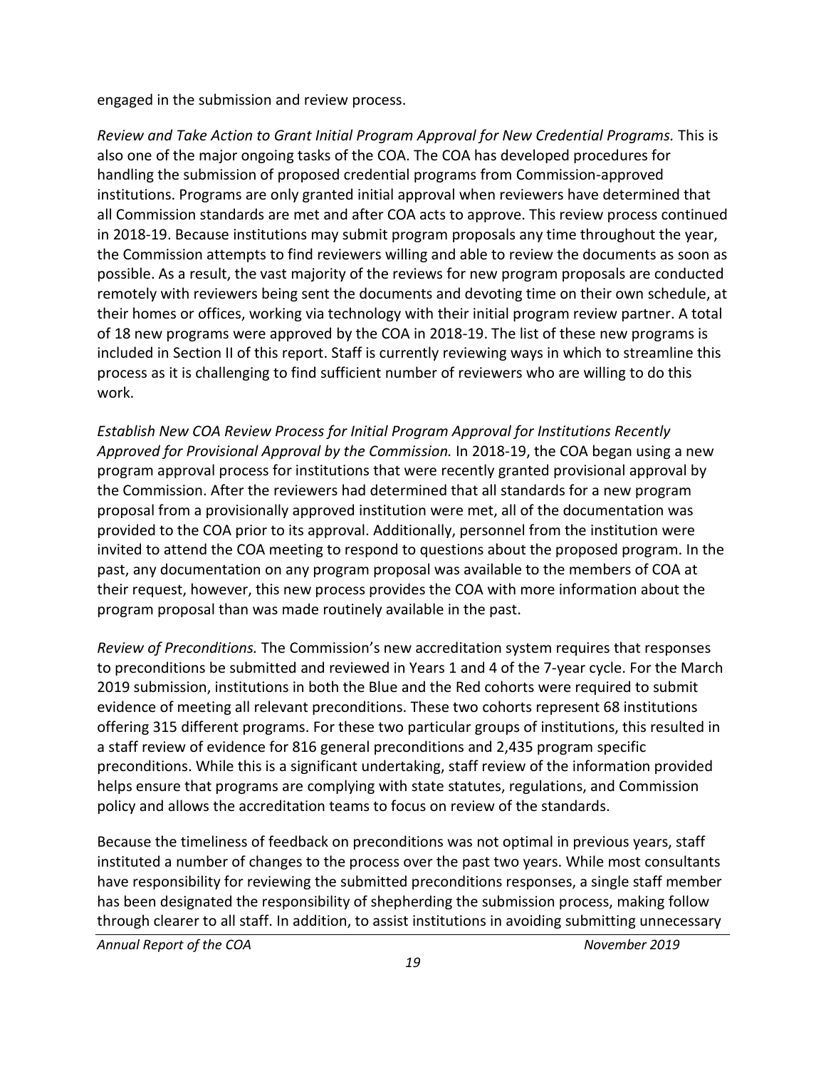engaged in the submission and review process.

*Review and Take Action to Grant Initial Program Approval for New Credential Programs.* This is also one of the major ongoing tasks of the COA. The COA has developed procedures for handling the submission of proposed credential programs from Commission-approved institutions. Programs are only granted initial approval when reviewers have determined that all Commission standards are met and after COA acts to approve. This review process continued in 2018-19. Because institutions may submit program proposals any time throughout the year, the Commission attempts to find reviewers willing and able to review the documents as soon as possible. As a result, the vast majority of the reviews for new program proposals are conducted remotely with reviewers being sent the documents and devoting time on their own schedule, at their homes or offices, working via technology with their initial program review partner. A total of 18 new programs were approved by the COA in 2018-19. The list of these new programs is included in Section II of this report. Staff is currently reviewing ways in which to streamline this process as it is challenging to find sufficient number of reviewers who are willing to do this work.

*Establish New COA Review Process for Initial Program Approval for Institutions Recently Approved for Provisional Approval by the Commission.* In 2018-19, the COA began using a new program approval process for institutions that were recently granted provisional approval by the Commission. After the reviewers had determined that all standards for a new program proposal from a provisionally approved institution were met, all of the documentation was provided to the COA prior to its approval. Additionally, personnel from the institution were invited to attend the COA meeting to respond to questions about the proposed program. In the past, any documentation on any program proposal was available to the members of COA at their request, however, this new process provides the COA with more information about the program proposal than was made routinely available in the past.

*Review of Preconditions.* The Commission's new accreditation system requires that responses to preconditions be submitted and reviewed in Years 1 and 4 of the 7-year cycle. For the March 2019 submission, institutions in both the Blue and the Red cohorts were required to submit evidence of meeting all relevant preconditions. These two cohorts represent 68 institutions offering 315 different programs. For these two particular groups of institutions, this resulted in a staff review of evidence for 816 general preconditions and 2,435 program specific preconditions. While this is a significant undertaking, staff review of the information provided helps ensure that programs are complying with state statutes, regulations, and Commission policy and allows the accreditation teams to focus on review of the standards.

Because the timeliness of feedback on preconditions was not optimal in previous years, staff instituted a number of changes to the process over the past two years. While most consultants have responsibility for reviewing the submitted preconditions responses, a single staff member has been designated the responsibility of shepherding the submission process, making follow through clearer to all staff. In addition, to assist institutions in avoiding submitting unnecessary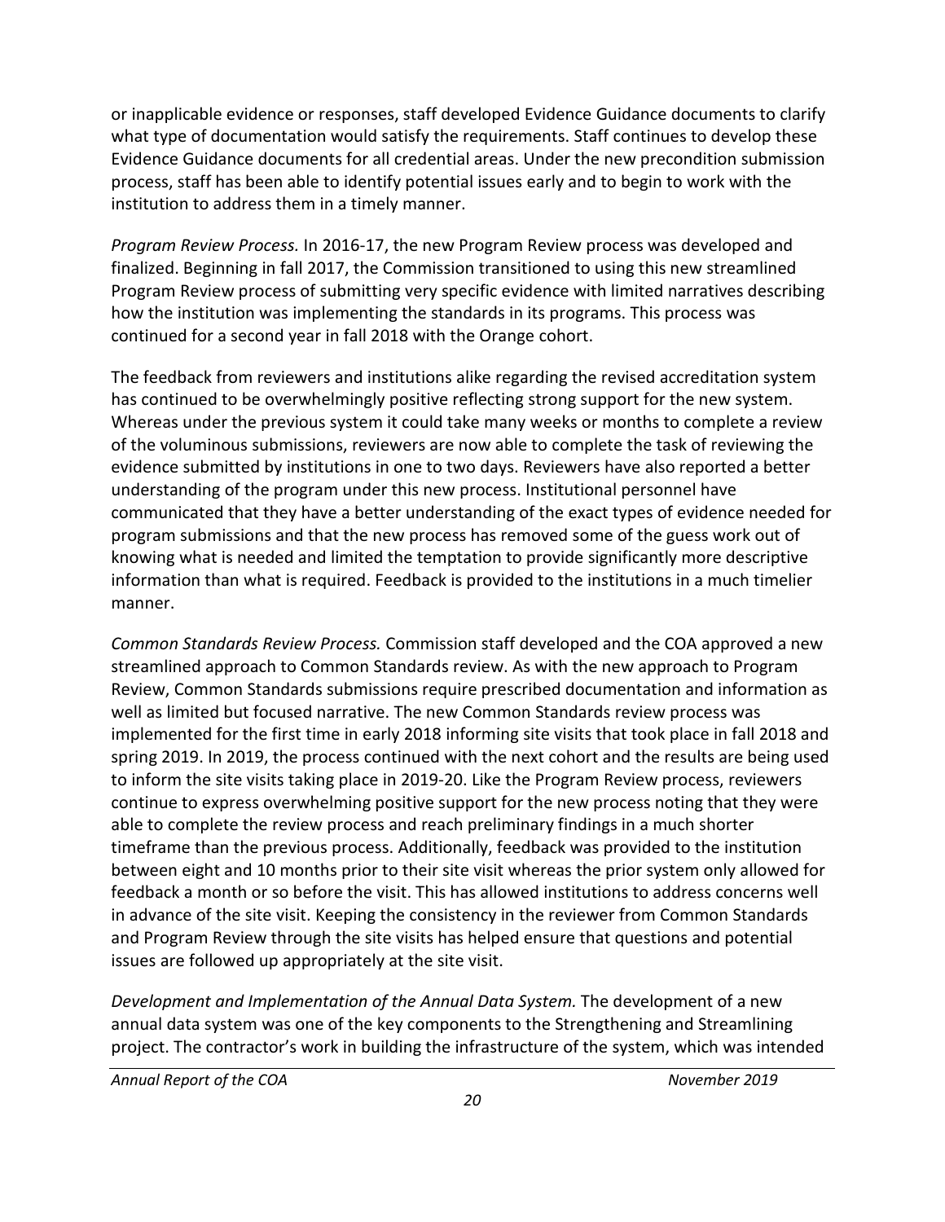or inapplicable evidence or responses, staff developed Evidence Guidance documents to clarify what type of documentation would satisfy the requirements. Staff continues to develop these Evidence Guidance documents for all credential areas. Under the new precondition submission process, staff has been able to identify potential issues early and to begin to work with the institution to address them in a timely manner.

*Program Review Process.* In 2016-17, the new Program Review process was developed and finalized. Beginning in fall 2017, the Commission transitioned to using this new streamlined Program Review process of submitting very specific evidence with limited narratives describing how the institution was implementing the standards in its programs. This process was continued for a second year in fall 2018 with the Orange cohort.

The feedback from reviewers and institutions alike regarding the revised accreditation system has continued to be overwhelmingly positive reflecting strong support for the new system. Whereas under the previous system it could take many weeks or months to complete a review of the voluminous submissions, reviewers are now able to complete the task of reviewing the evidence submitted by institutions in one to two days. Reviewers have also reported a better understanding of the program under this new process. Institutional personnel have communicated that they have a better understanding of the exact types of evidence needed for program submissions and that the new process has removed some of the guess work out of knowing what is needed and limited the temptation to provide significantly more descriptive information than what is required. Feedback is provided to the institutions in a much timelier manner.

*Common Standards Review Process.* Commission staff developed and the COA approved a new streamlined approach to Common Standards review. As with the new approach to Program Review, Common Standards submissions require prescribed documentation and information as well as limited but focused narrative. The new Common Standards review process was implemented for the first time in early 2018 informing site visits that took place in fall 2018 and spring 2019. In 2019, the process continued with the next cohort and the results are being used to inform the site visits taking place in 2019-20. Like the Program Review process, reviewers continue to express overwhelming positive support for the new process noting that they were able to complete the review process and reach preliminary findings in a much shorter timeframe than the previous process. Additionally, feedback was provided to the institution between eight and 10 months prior to their site visit whereas the prior system only allowed for feedback a month or so before the visit. This has allowed institutions to address concerns well in advance of the site visit. Keeping the consistency in the reviewer from Common Standards and Program Review through the site visits has helped ensure that questions and potential issues are followed up appropriately at the site visit.

*Development and Implementation of the Annual Data System.* The development of a new annual data system was one of the key components to the Strengthening and Streamlining project. The contractor's work in building the infrastructure of the system, which was intended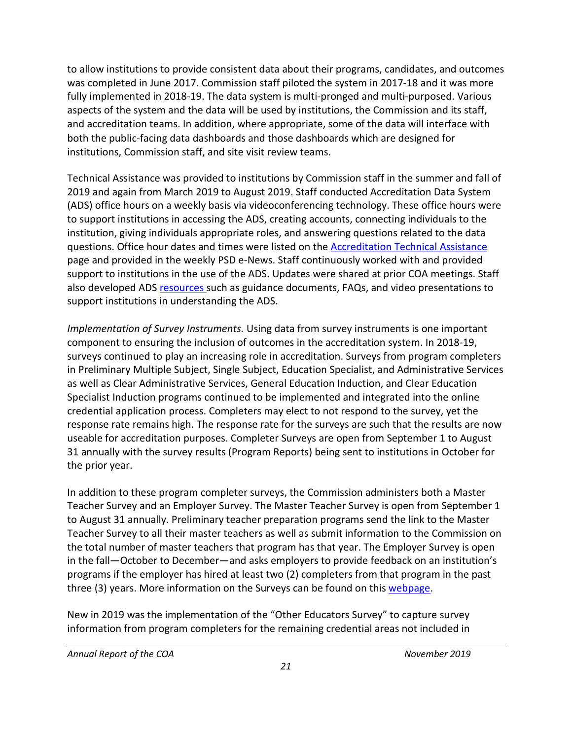to allow institutions to provide consistent data about their programs, candidates, and outcomes was completed in June 2017. Commission staff piloted the system in 2017-18 and it was more fully implemented in 2018-19. The data system is multi-pronged and multi-purposed. Various aspects of the system and the data will be used by institutions, the Commission and its staff, and accreditation teams. In addition, where appropriate, some of the data will interface with both the public-facing data dashboards and those dashboards which are designed for institutions, Commission staff, and site visit review teams.

Technical Assistance was provided to institutions by Commission staff in the summer and fall of 2019 and again from March 2019 to August 2019. Staff conducted Accreditation Data System (ADS) office hours on a weekly basis via videoconferencing technology. These office hours were to support institutions in accessing the ADS, creating accounts, connecting individuals to the institution, giving individuals appropriate roles, and answering questions related to the data questions. Office hour dates and times were listed on the Accreditation Technical Assistance page and provided in the weekly PSD e-News. Staff continuously worked with and provided support to institutions in the use of the ADS. Updates were shared at prior COA meetings. Staff also developed ADS resources such as guidance documents, FAQs, and video presentations to support institutions in understanding the ADS.

*Implementation of Survey Instruments.* Using data from survey instruments is one important component to ensuring the inclusion of outcomes in the accreditation system. In 2018-19, surveys continued to play an increasing role in accreditation. Surveys from program completers in Preliminary Multiple Subject, Single Subject, Education Specialist, and Administrative Services as well as Clear Administrative Services, General Education Induction, and Clear Education Specialist Induction programs continued to be implemented and integrated into the online credential application process. Completers may elect to not respond to the survey, yet the response rate remains high. The response rate for the surveys are such that the results are now useable for accreditation purposes. Completer Surveys are open from September 1 to August 31 annually with the survey results (Program Reports) being sent to institutions in October for the prior year.

In addition to these program completer surveys, the Commission administers both a Master Teacher Survey and an Employer Survey. The Master Teacher Survey is open from September 1 to August 31 annually. Preliminary teacher preparation programs send the link to the Master Teacher Survey to all their master teachers as well as submit information to the Commission on the total number of master teachers that program has that year. The Employer Survey is open in the fall—October to December—and asks employers to provide feedback on an institution's programs if the employer has hired at least two (2) completers from that program in the past three (3) years. More information on the Surveys can be found on this webpage.

New in 2019 was the implementation of the "Other Educators Survey" to capture survey information from program completers for the remaining credential areas not included in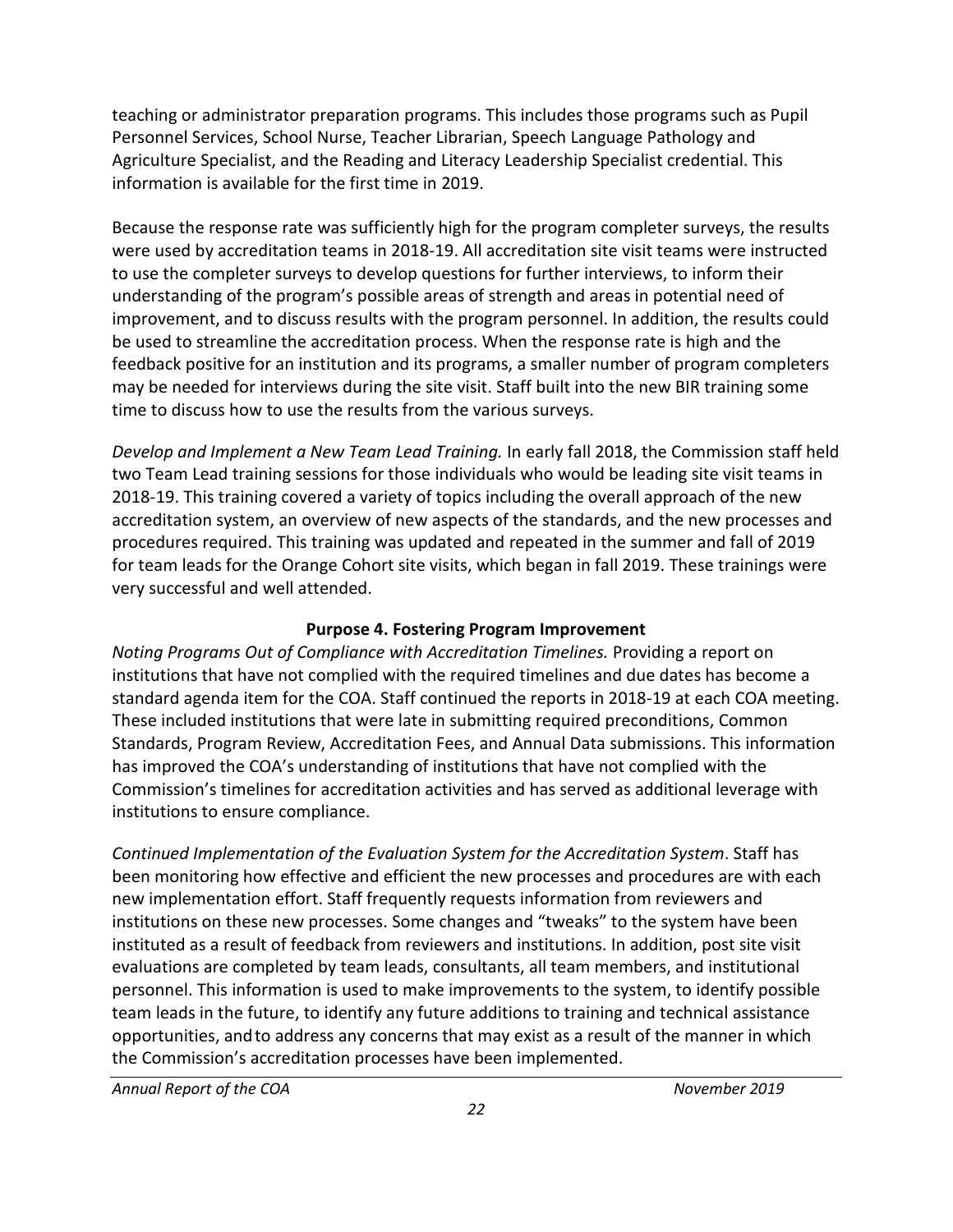teaching or administrator preparation programs. This includes those programs such as Pupil Personnel Services, School Nurse, Teacher Librarian, Speech Language Pathology and Agriculture Specialist, and the Reading and Literacy Leadership Specialist credential. This information is available for the first time in 2019.

Because the response rate was sufficiently high for the program completer surveys, the results were used by accreditation teams in 2018-19. All accreditation site visit teams were instructed to use the completer surveys to develop questions for further interviews, to inform their understanding of the program's possible areas of strength and areas in potential need of improvement, and to discuss results with the program personnel. In addition, the results could be used to streamline the accreditation process. When the response rate is high and the feedback positive for an institution and its programs, a smaller number of program completers may be needed for interviews during the site visit. Staff built into the new BIR training some time to discuss how to use the results from the various surveys.

*Develop and Implement a New Team Lead Training.* In early fall 2018, the Commission staff held two Team Lead training sessions for those individuals who would be leading site visit teams in 2018-19. This training covered a variety of topics including the overall approach of the new accreditation system, an overview of new aspects of the standards, and the new processes and procedures required. This training was updated and repeated in the summer and fall of 2019 for team leads for the Orange Cohort site visits, which began in fall 2019. These trainings were very successful and well attended.

### Purpose 4. Fostering Program Improvement

*Noting Programs Out of Compliance with Accreditation Timelines.* Providing a report on institutions that have not complied with the required timelines and due dates has become a standard agenda item for the COA. Staff continued the reports in 2018-19 at each COA meeting. These included institutions that were late in submitting required preconditions, Common Standards, Program Review, Accreditation Fees, and Annual Data submissions. This information has improved the COA's understanding of institutions that have not complied with the Commission's timelines for accreditation activities and has served as additional leverage with institutions to ensure compliance.

*Continued Implementation of the Evaluation System for the Accreditation System*. Staff has been monitoring how effective and efficient the new processes and procedures are with each new implementation effort. Staff frequently requests information from reviewers and institutions on these new processes. Some changes and "tweaks" to the system have been instituted as a result of feedback from reviewers and institutions. In addition, post site visit evaluations are completed by team leads, consultants, all team members, and institutional personnel. This information is used to make improvements to the system, to identify possible team leads in the future, to identify any future additions to training and technical assistance opportunities, and to address any concerns that may exist as a result of the manner in which the Commission's accreditation processes have been implemented.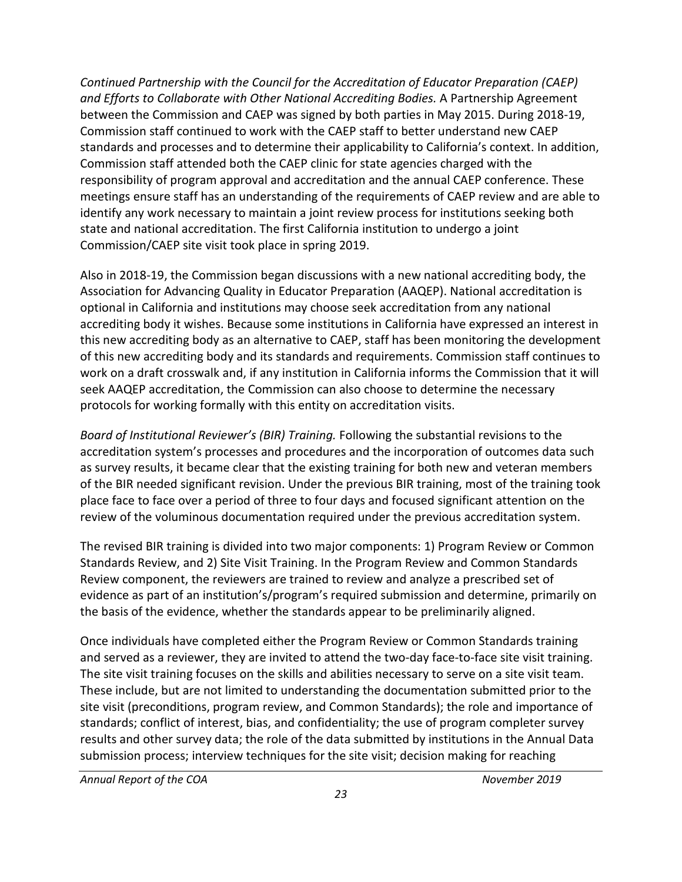*Continued Partnership with the Council for the Accreditation of Educator Preparation (CAEP) and Efforts to Collaborate with Other National Accrediting Bodies.* A Partnership Agreement between the Commission and CAEP was signed by both parties in May 2015. During 2018-19, Commission staff continued to work with the CAEP staff to better understand new CAEP standards and processes and to determine their applicability to California's context. In addition, Commission staff attended both the CAEP clinic for state agencies charged with the responsibility of program approval and accreditation and the annual CAEP conference. These meetings ensure staff has an understanding of the requirements of CAEP review and are able to identify any work necessary to maintain a joint review process for institutions seeking both state and national accreditation. The first California institution to undergo a joint Commission/CAEP site visit took place in spring 2019.

Also in 2018-19, the Commission began discussions with a new national accrediting body, the Association for Advancing Quality in Educator Preparation (AAQEP). National accreditation is optional in California and institutions may choose seek accreditation from any national accrediting body it wishes. Because some institutions in California have expressed an interest in this new accrediting body as an alternative to CAEP, staff has been monitoring the development of this new accrediting body and its standards and requirements. Commission staff continues to work on a draft crosswalk and, if any institution in California informs the Commission that it will seek AAQEP accreditation, the Commission can also choose to determine the necessary protocols for working formally with this entity on accreditation visits.

*Board of Institutional Reviewer's (BIR) Training.* Following the substantial revisions to the accreditation system's processes and procedures and the incorporation of outcomes data such as survey results, it became clear that the existing training for both new and veteran members of the BIR needed significant revision. Under the previous BIR training, most of the training took place face to face over a period of three to four days and focused significant attention on the review of the voluminous documentation required under the previous accreditation system.

The revised BIR training is divided into two major components: 1) Program Review or Common Standards Review, and 2) Site Visit Training. In the Program Review and Common Standards Review component, the reviewers are trained to review and analyze a prescribed set of evidence as part of an institution's/program's required submission and determine, primarily on the basis of the evidence, whether the standards appear to be preliminarily aligned.

Once individuals have completed either the Program Review or Common Standards training and served as a reviewer, they are invited to attend the two-day face-to-face site visit training. The site visit training focuses on the skills and abilities necessary to serve on a site visit team. These include, but are not limited to understanding the documentation submitted prior to the site visit (preconditions, program review, and Common Standards); the role and importance of standards; conflict of interest, bias, and confidentiality; the use of program completer survey results and other survey data; the role of the data submitted by institutions in the Annual Data submission process; interview techniques for the site visit; decision making for reaching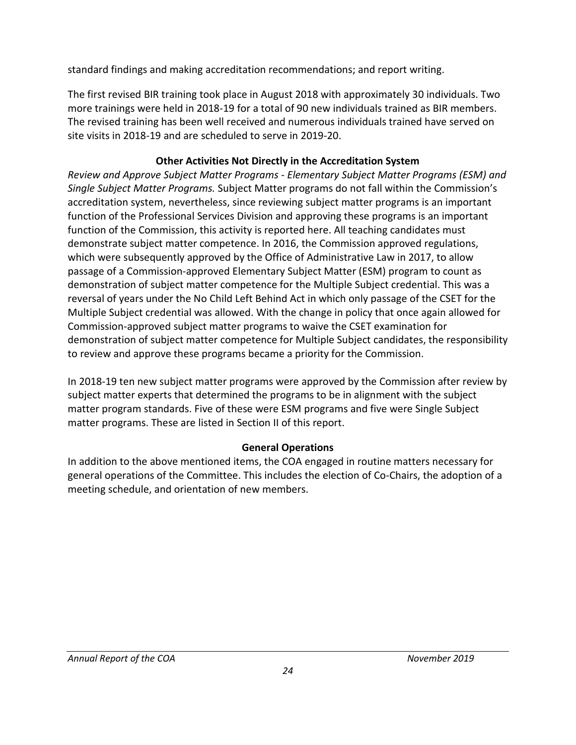standard findings and making accreditation recommendations; and report writing.

The first revised BIR training took place in August 2018 with approximately 30 individuals. Two more trainings were held in 2018-19 for a total of 90 new individuals trained as BIR members. The revised training has been well received and numerous individuals trained have served on site visits in 2018-19 and are scheduled to serve in 2019-20.

### Other Activities Not Directly in the Accreditation System

*Review and Approve Subject Matter Programs - Elementary Subject Matter Programs (ESM) and Single Subject Matter Programs.* Subject Matter programs do not fall within the Commission's accreditation system, nevertheless, since reviewing subject matter programs is an important function of the Professional Services Division and approving these programs is an important function of the Commission, this activity is reported here. All teaching candidates must demonstrate subject matter competence. In 2016, the Commission approved regulations, which were subsequently approved by the Office of Administrative Law in 2017, to allow passage of a Commission-approved Elementary Subject Matter (ESM) program to count as demonstration of subject matter competence for the Multiple Subject credential. This was a reversal of years under the No Child Left Behind Act in which only passage of the CSET for the Multiple Subject credential was allowed. With the change in policy that once again allowed for Commission-approved subject matter programs to waive the CSET examination for demonstration of subject matter competence for Multiple Subject candidates, the responsibility to review and approve these programs became a priority for the Commission.

In 2018-19 ten new subject matter programs were approved by the Commission after review by subject matter experts that determined the programs to be in alignment with the subject matter program standards. Five of these were ESM programs and five were Single Subject matter programs. These are listed in Section II of this report.

### General Operations

In addition to the above mentioned items, the COA engaged in routine matters necessary for general operations of the Committee. This includes the election of Co-Chairs, the adoption of a meeting schedule, and orientation of new members.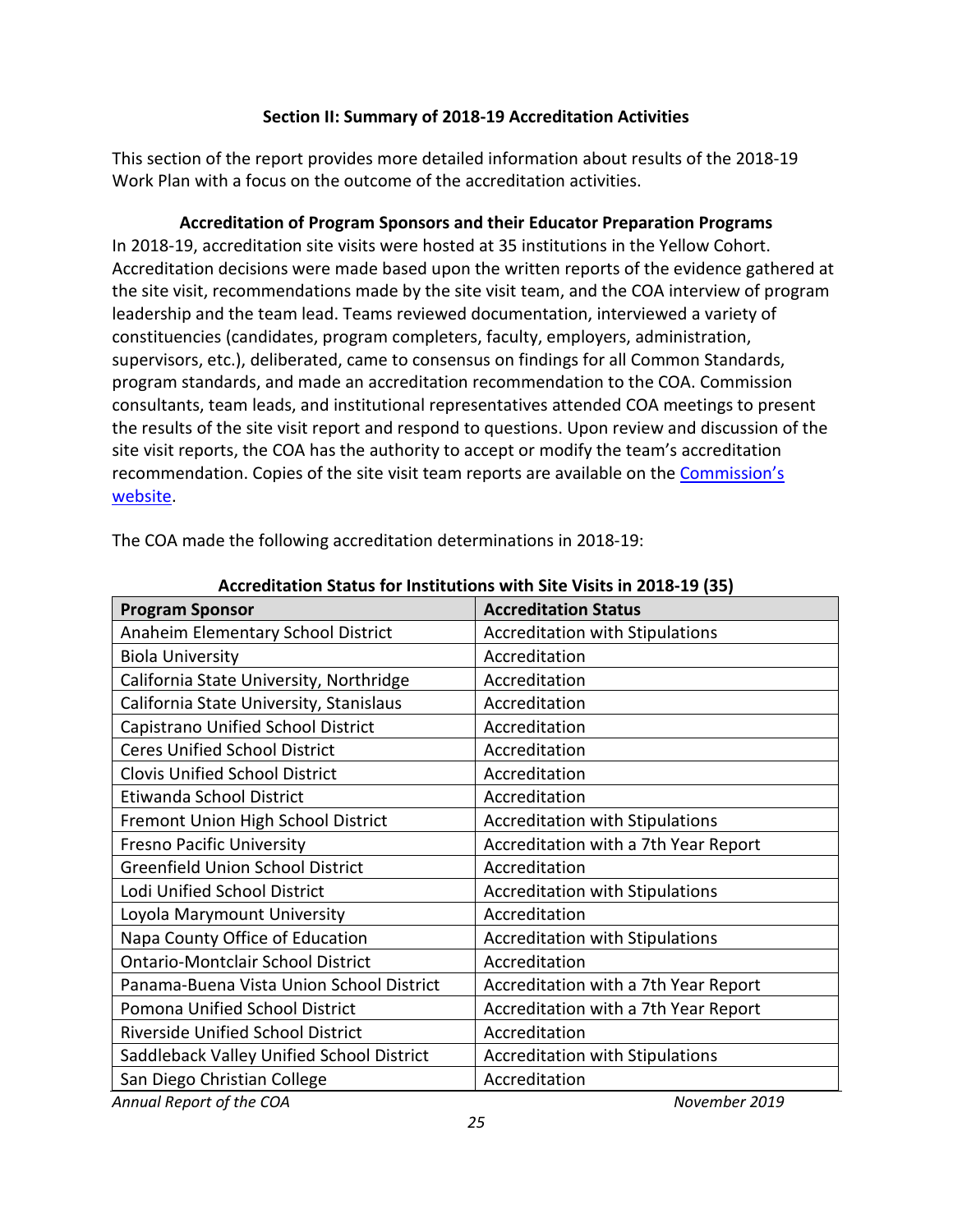## Section II: Summary of 2018-19 Accreditation Activities

This section of the report provides more detailed information about results of the 2018-19 Work Plan with a focus on the outcome of the accreditation activities.

### Accreditation of Program Sponsors and their Educator Preparation Programs

In 2018-19, accreditation site visits were hosted at 35 institutions in the Yellow Cohort. Accreditation decisions were made based upon the written reports of the evidence gathered at the site visit, recommendations made by the site visit team, and the COA interview of program leadership and the team lead. Teams reviewed documentation, interviewed a variety of constituencies (candidates, program completers, faculty, employers, administration, supervisors, etc.), deliberated, came to consensus on findings for all Common Standards, program standards, and made an accreditation recommendation to the COA. Commission consultants, team leads, and institutional representatives attended COA meetings to present the results of the site visit report and respond to questions. Upon review and discussion of the site visit reports, the COA has the authority to accept or modify the team's accreditation recommendation. Copies of the site visit team reports are available on the Commission's website.

The COA made the following accreditation determinations in 2018-19:

**Accreditation Status for Institutions with Site Visits in 2018-19 (35)**

| Program Sponsor | Accreditation Status |
|---|---|
| Anaheim Elementary School District | Accreditation with Stipulations |
| Biola University | Accreditation |
| California State University, Northridge | Accreditation |
| California State University, Stanislaus | Accreditation |
| Capistrano Unified School District | Accreditation |
| Ceres Unified School District | Accreditation |
| Clovis Unified School District | Accreditation |
| Etiwanda School District | Accreditation |
| Fremont Union High School District | Accreditation with Stipulations |
| Fresno Pacific University | Accreditation with a 7th Year Report |
| Greenfield Union School District | Accreditation |
| Lodi Unified School District | Accreditation with Stipulations |
| Loyola Marymount University | Accreditation |
| Napa County Office of Education | Accreditation with Stipulations |
| Ontario-Montclair School District | Accreditation |
| Panama-Buena Vista Union School District | Accreditation with a 7th Year Report |
| Pomona Unified School District | Accreditation with a 7th Year Report |
| Riverside Unified School District | Accreditation |
| Saddleback Valley Unified School District | Accreditation with Stipulations |
| San Diego Christian College | Accreditation |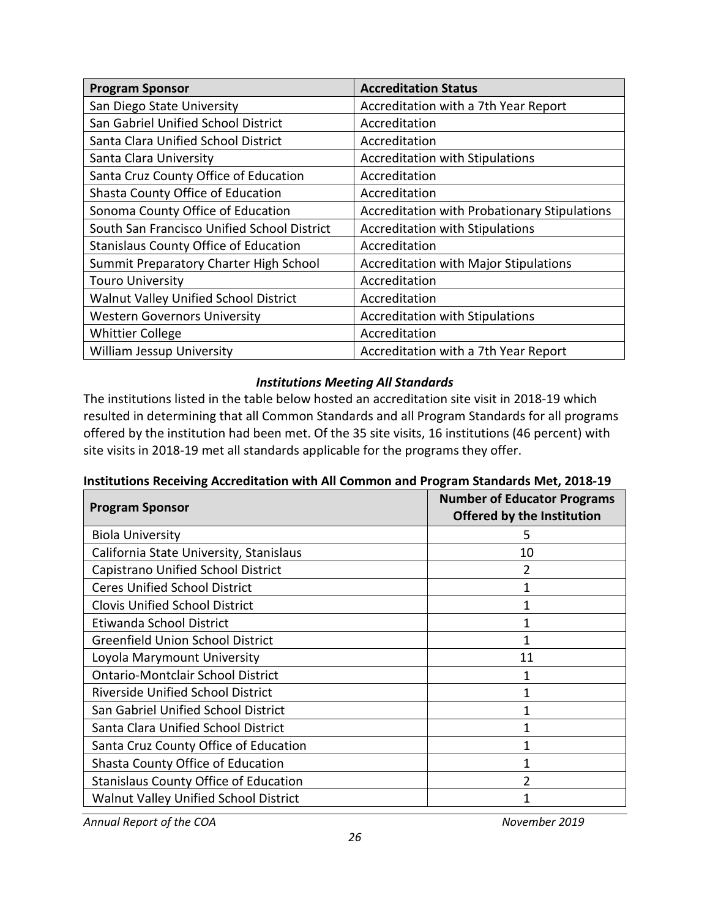| Program Sponsor | Accreditation Status |
|---|---|
| San Diego State University | Accreditation with a 7th Year Report |
| San Gabriel Unified School District | Accreditation |
| Santa Clara Unified School District | Accreditation |
| Santa Clara University | Accreditation with Stipulations |
| Santa Cruz County Office of Education | Accreditation |
| Shasta County Office of Education | Accreditation |
| Sonoma County Office of Education | Accreditation with Probationary Stipulations |
| South San Francisco Unified School District | Accreditation with Stipulations |
| Stanislaus County Office of Education | Accreditation |
| Summit Preparatory Charter High School | Accreditation with Major Stipulations |
| Touro University | Accreditation |
| Walnut Valley Unified School District | Accreditation |
| Western Governors University | Accreditation with Stipulations |
| Whittier College | Accreditation |
| William Jessup University | Accreditation with a 7th Year Report |

### *Institutions Meeting All Standards*

The institutions listed in the table below hosted an accreditation site visit in 2018-19 which resulted in determining that all Common Standards and all Program Standards for all programs offered by the institution had been met. Of the 35 site visits, 16 institutions (46 percent) with site visits in 2018-19 met all standards applicable for the programs they offer.

**Institutions Receiving Accreditation with All Common and Program Standards Met, 2018-19**

| Program Sponsor | Number of Educator Programs Offered by the Institution |
|---|---|
| Biola University | 5 |
| California State University, Stanislaus | 10 |
| Capistrano Unified School District | 2 |
| Ceres Unified School District | 1 |
| Clovis Unified School District | 1 |
| Etiwanda School District | 1 |
| Greenfield Union School District | 1 |
| Loyola Marymount University | 11 |
| Ontario-Montclair School District | 1 |
| Riverside Unified School District | 1 |
| San Gabriel Unified School District | 1 |
| Santa Clara Unified School District | 1 |
| Santa Cruz County Office of Education | 1 |
| Shasta County Office of Education | 1 |
| Stanislaus County Office of Education | 2 |
| Walnut Valley Unified School District | 1 |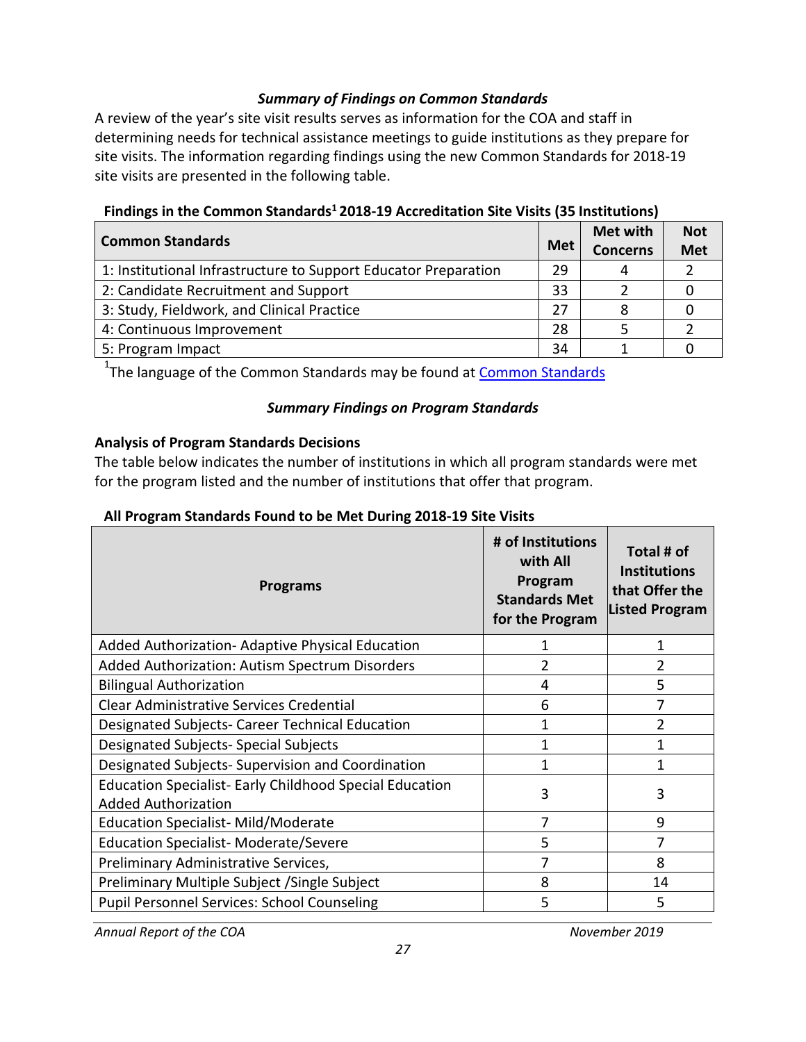### *Summary of Findings on Common Standards*

A review of the year's site visit results serves as information for the COA and staff in determining needs for technical assistance meetings to guide institutions as they prepare for site visits. The information regarding findings using the new Common Standards for 2018-19 site visits are presented in the following table.

**Findings in the Common Standards[1] 2018-19 Accreditation Site Visits (35 Institutions)**

| Common Standards | Met | Met with Concerns | Not Met |
|---|---|---|---|
| 1: Institutional Infrastructure to Support Educator Preparation | 29 | 4 | 2 |
| 2: Candidate Recruitment and Support | 33 | 2 | 0 |
| 3: Study, Fieldwork, and Clinical Practice | 27 | 8 | 0 |
| 4: Continuous Improvement | 28 | 5 | 2 |
| 5: Program Impact | 34 | 1 | 0 |

[1]The language of the Common Standards may be found at [Common Standards]

### *Summary Findings on Program Standards*

**Analysis of Program Standards Decisions**

The table below indicates the number of institutions in which all program standards were met for the program listed and the number of institutions that offer that program.

**All Program Standards Found to be Met During 2018-19 Site Visits**

| Programs | # of Institutions with All Program Standards Met for the Program | Total # of Institutions that Offer the Listed Program |
|---|---|---|
| Added Authorization- Adaptive Physical Education | 1 | 1 |
| Added Authorization: Autism Spectrum Disorders | 2 | 2 |
| Bilingual Authorization | 4 | 5 |
| Clear Administrative Services Credential | 6 | 7 |
| Designated Subjects- Career Technical Education | 1 | 2 |
| Designated Subjects- Special Subjects | 1 | 1 |
| Designated Subjects- Supervision and Coordination | 1 | 1 |
| Education Specialist- Early Childhood Special Education Added Authorization | 3 | 3 |
| Education Specialist- Mild/Moderate | 7 | 9 |
| Education Specialist- Moderate/Severe | 5 | 7 |
| Preliminary Administrative Services, | 7 | 8 |
| Preliminary Multiple Subject /Single Subject | 8 | 14 |
| Pupil Personnel Services: School Counseling | 5 | 5 |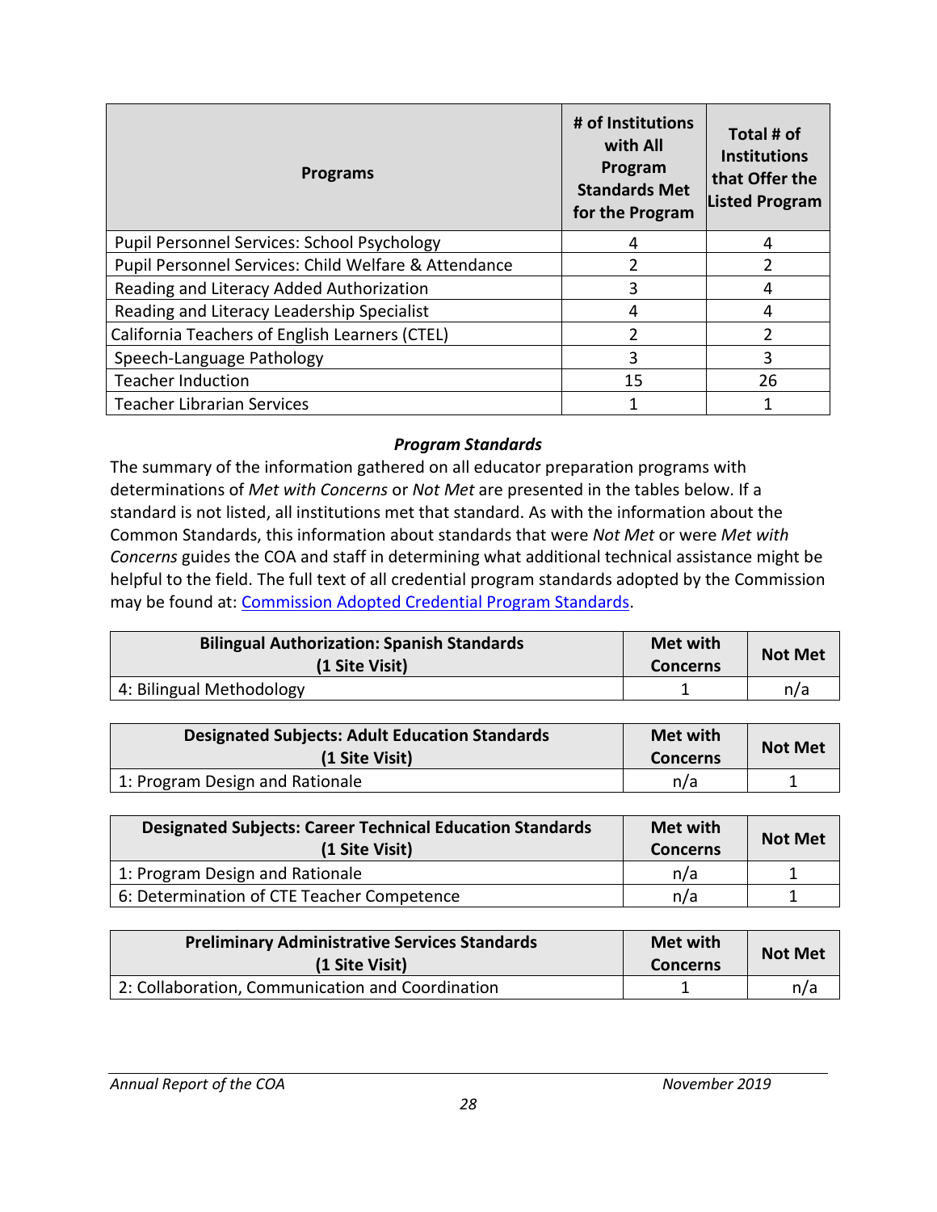| Programs | # of Institutions with All Program Standards Met for the Program | Total # of Institutions that Offer the Listed Program |
|---|---|---|
| Pupil Personnel Services: School Psychology | 4 | 4 |
| Pupil Personnel Services: Child Welfare & Attendance | 2 | 2 |
| Reading and Literacy Added Authorization | 3 | 4 |
| Reading and Literacy Leadership Specialist | 4 | 4 |
| California Teachers of English Learners (CTEL) | 2 | 2 |
| Speech-Language Pathology | 3 | 3 |
| Teacher Induction | 15 | 26 |
| Teacher Librarian Services | 1 | 1 |

### *Program Standards*

The summary of the information gathered on all educator preparation programs with determinations of *Met with Concerns* or *Not Met* are presented in the tables below. If a standard is not listed, all institutions met that standard. As with the information about the Common Standards, this information about standards that were *Not Met* or were *Met with Concerns* guides the COA and staff in determining what additional technical assistance might be helpful to the field. The full text of all credential program standards adopted by the Commission may be found at: [Commission Adopted Credential Program Standards](Commission Adopted Credential Program Standards).

| Bilingual Authorization: Spanish Standards (1 Site Visit) | Met with Concerns | Not Met |
|---|---|---|
| 4: Bilingual Methodology | 1 | n/a |

| Designated Subjects: Adult Education Standards (1 Site Visit) | Met with Concerns | Not Met |
|---|---|---|
| 1: Program Design and Rationale | n/a | 1 |

| Designated Subjects: Career Technical Education Standards (1 Site Visit) | Met with Concerns | Not Met |
|---|---|---|
| 1: Program Design and Rationale | n/a | 1 |
| 6: Determination of CTE Teacher Competence | n/a | 1 |

| Preliminary Administrative Services Standards (1 Site Visit) | Met with Concerns | Not Met |
|---|---|---|
| 2: Collaboration, Communication and Coordination | 1 | n/a |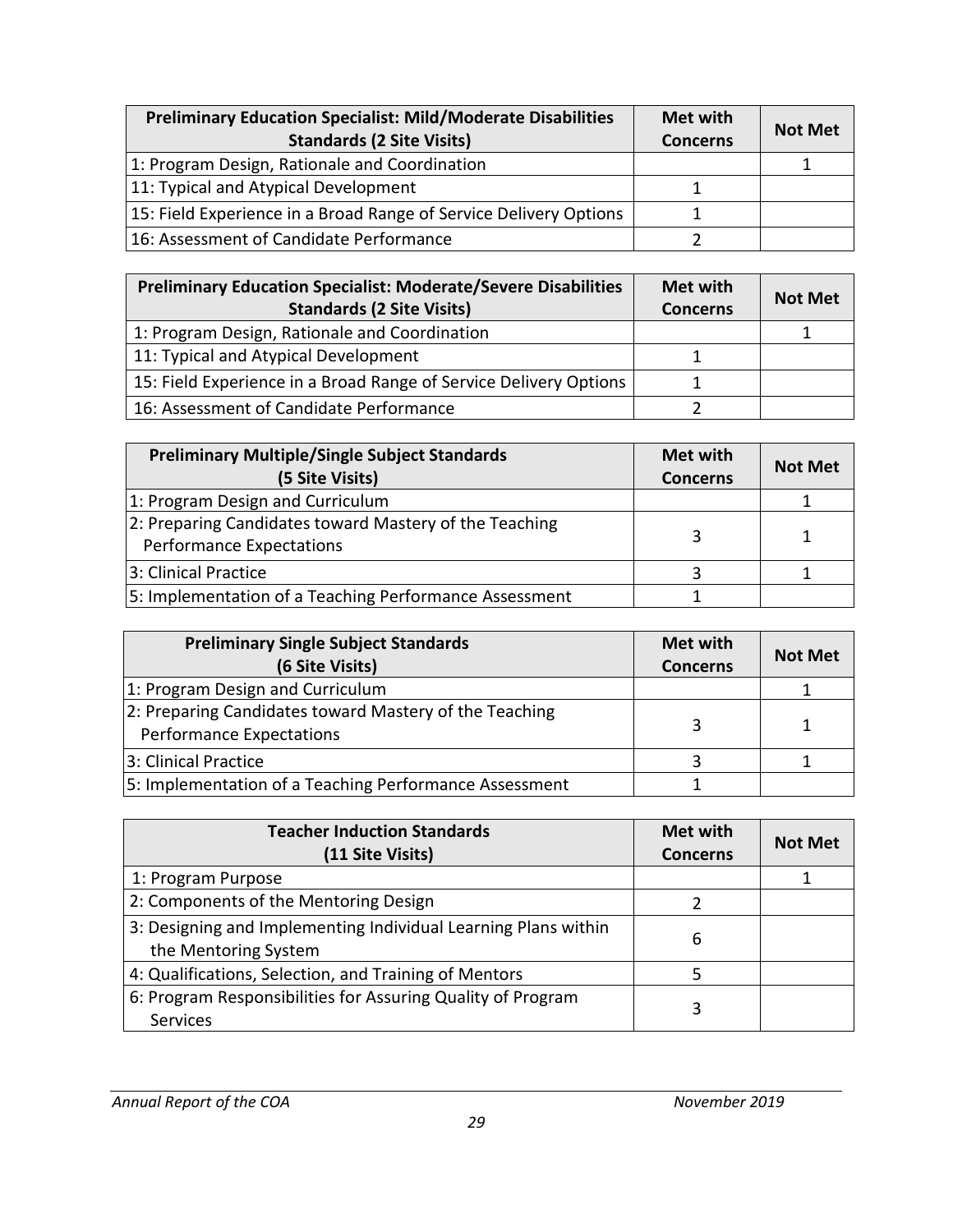| Preliminary Education Specialist: Mild/Moderate Disabilities Standards (2 Site Visits) | Met with Concerns | Not Met |
|---|---|---|
| 1: Program Design, Rationale and Coordination | | 1 |
| 11: Typical and Atypical Development | 1 | |
| 15: Field Experience in a Broad Range of Service Delivery Options | 1 | |
| 16: Assessment of Candidate Performance | 2 | |

| Preliminary Education Specialist: Moderate/Severe Disabilities Standards (2 Site Visits) | Met with Concerns | Not Met |
|---|---|---|
| 1: Program Design, Rationale and Coordination | | 1 |
| 11: Typical and Atypical Development | 1 | |
| 15: Field Experience in a Broad Range of Service Delivery Options | 1 | |
| 16: Assessment of Candidate Performance | 2 | |

| Preliminary Multiple/Single Subject Standards (5 Site Visits) | Met with Concerns | Not Met |
|---|---|---|
| 1: Program Design and Curriculum | | 1 |
| 2: Preparing Candidates toward Mastery of the Teaching Performance Expectations | 3 | 1 |
| 3: Clinical Practice | 3 | 1 |
| 5: Implementation of a Teaching Performance Assessment | 1 | |

| Preliminary Single Subject Standards (6 Site Visits) | Met with Concerns | Not Met |
|---|---|---|
| 1: Program Design and Curriculum | | 1 |
| 2: Preparing Candidates toward Mastery of the Teaching Performance Expectations | 3 | 1 |
| 3: Clinical Practice | 3 | 1 |
| 5: Implementation of a Teaching Performance Assessment | 1 | |

| Teacher Induction Standards (11 Site Visits) | Met with Concerns | Not Met |
|---|---|---|
| 1: Program Purpose | | 1 |
| 2: Components of the Mentoring Design | 2 | |
| 3: Designing and Implementing Individual Learning Plans within the Mentoring System | 6 | |
| 4: Qualifications, Selection, and Training of Mentors | 5 | |
| 6: Program Responsibilities for Assuring Quality of Program Services | 3 | |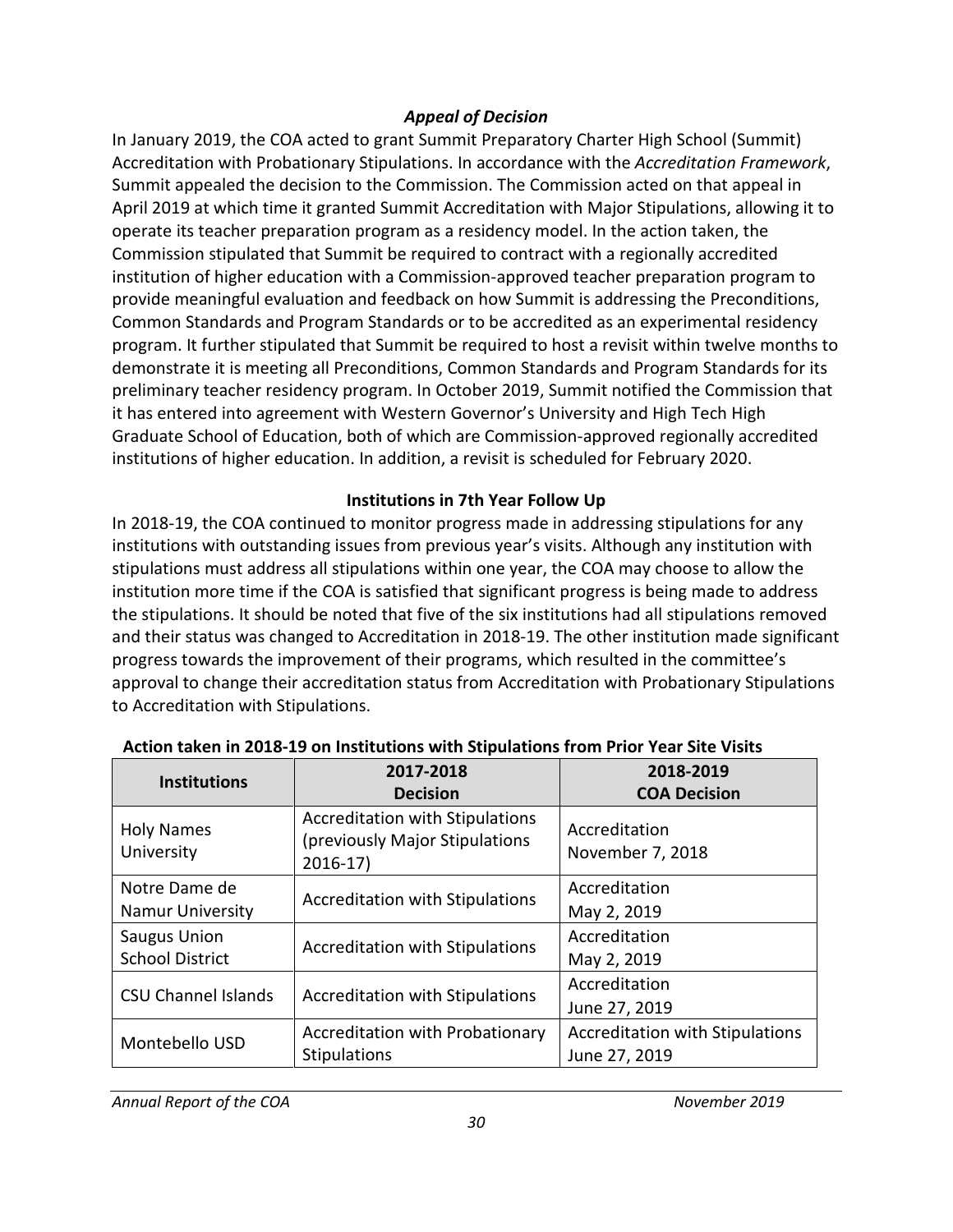### *Appeal of Decision*

In January 2019, the COA acted to grant Summit Preparatory Charter High School (Summit) Accreditation with Probationary Stipulations. In accordance with the *Accreditation Framework*, Summit appealed the decision to the Commission. The Commission acted on that appeal in April 2019 at which time it granted Summit Accreditation with Major Stipulations, allowing it to operate its teacher preparation program as a residency model. In the action taken, the Commission stipulated that Summit be required to contract with a regionally accredited institution of higher education with a Commission-approved teacher preparation program to provide meaningful evaluation and feedback on how Summit is addressing the Preconditions, Common Standards and Program Standards or to be accredited as an experimental residency program. It further stipulated that Summit be required to host a revisit within twelve months to demonstrate it is meeting all Preconditions, Common Standards and Program Standards for its preliminary teacher residency program. In October 2019, Summit notified the Commission that it has entered into agreement with Western Governor's University and High Tech High Graduate School of Education, both of which are Commission-approved regionally accredited institutions of higher education. In addition, a revisit is scheduled for February 2020.

### Institutions in 7th Year Follow Up

In 2018-19, the COA continued to monitor progress made in addressing stipulations for any institutions with outstanding issues from previous year's visits. Although any institution with stipulations must address all stipulations within one year, the COA may choose to allow the institution more time if the COA is satisfied that significant progress is being made to address the stipulations. It should be noted that five of the six institutions had all stipulations removed and their status was changed to Accreditation in 2018-19. The other institution made significant progress towards the improvement of their programs, which resulted in the committee's approval to change their accreditation status from Accreditation with Probationary Stipulations to Accreditation with Stipulations.

**Action taken in 2018-19 on Institutions with Stipulations from Prior Year Site Visits**

| Institutions | 2017-2018 Decision | 2018-2019 COA Decision |
|---|---|---|
| Holy Names University | Accreditation with Stipulations (previously Major Stipulations 2016-17) | Accreditation November 7, 2018 |
| Notre Dame de Namur University | Accreditation with Stipulations | Accreditation May 2, 2019 |
| Saugus Union School District | Accreditation with Stipulations | Accreditation May 2, 2019 |
| CSU Channel Islands | Accreditation with Stipulations | Accreditation June 27, 2019 |
| Montebello USD | Accreditation with Probationary Stipulations | Accreditation with Stipulations June 27, 2019 |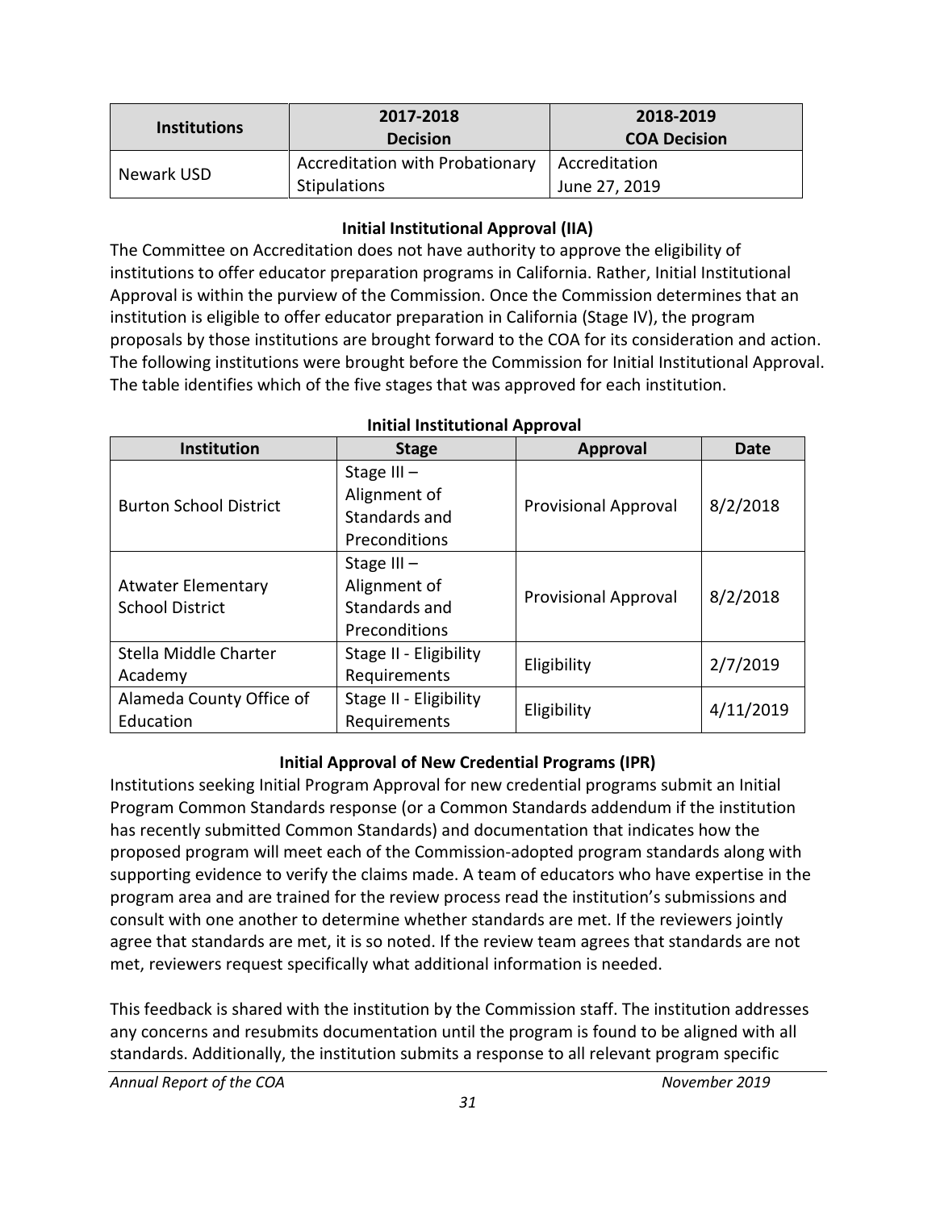| Institutions | 2017-2018 Decision | 2018-2019 COA Decision |
|---|---|---|
| Newark USD | Accreditation with Probationary Stipulations | Accreditation June 27, 2019 |

### Initial Institutional Approval (IIA)

The Committee on Accreditation does not have authority to approve the eligibility of institutions to offer educator preparation programs in California. Rather, Initial Institutional Approval is within the purview of the Commission. Once the Commission determines that an institution is eligible to offer educator preparation in California (Stage IV), the program proposals by those institutions are brought forward to the COA for its consideration and action. The following institutions were brought before the Commission for Initial Institutional Approval. The table identifies which of the five stages that was approved for each institution.

**Initial Institutional Approval**

| Institution | Stage | Approval | Date |
|---|---|---|---|
| Burton School District | Stage III – Alignment of Standards and Preconditions | Provisional Approval | 8/2/2018 |
| Atwater Elementary School District | Stage III – Alignment of Standards and Preconditions | Provisional Approval | 8/2/2018 |
| Stella Middle Charter Academy | Stage II - Eligibility Requirements | Eligibility | 2/7/2019 |
| Alameda County Office of Education | Stage II - Eligibility Requirements | Eligibility | 4/11/2019 |

### Initial Approval of New Credential Programs (IPR)

Institutions seeking Initial Program Approval for new credential programs submit an Initial Program Common Standards response (or a Common Standards addendum if the institution has recently submitted Common Standards) and documentation that indicates how the proposed program will meet each of the Commission-adopted program standards along with supporting evidence to verify the claims made. A team of educators who have expertise in the program area and are trained for the review process read the institution's submissions and consult with one another to determine whether standards are met. If the reviewers jointly agree that standards are met, it is so noted. If the review team agrees that standards are not met, reviewers request specifically what additional information is needed.

This feedback is shared with the institution by the Commission staff. The institution addresses any concerns and resubmits documentation until the program is found to be aligned with all standards. Additionally, the institution submits a response to all relevant program specific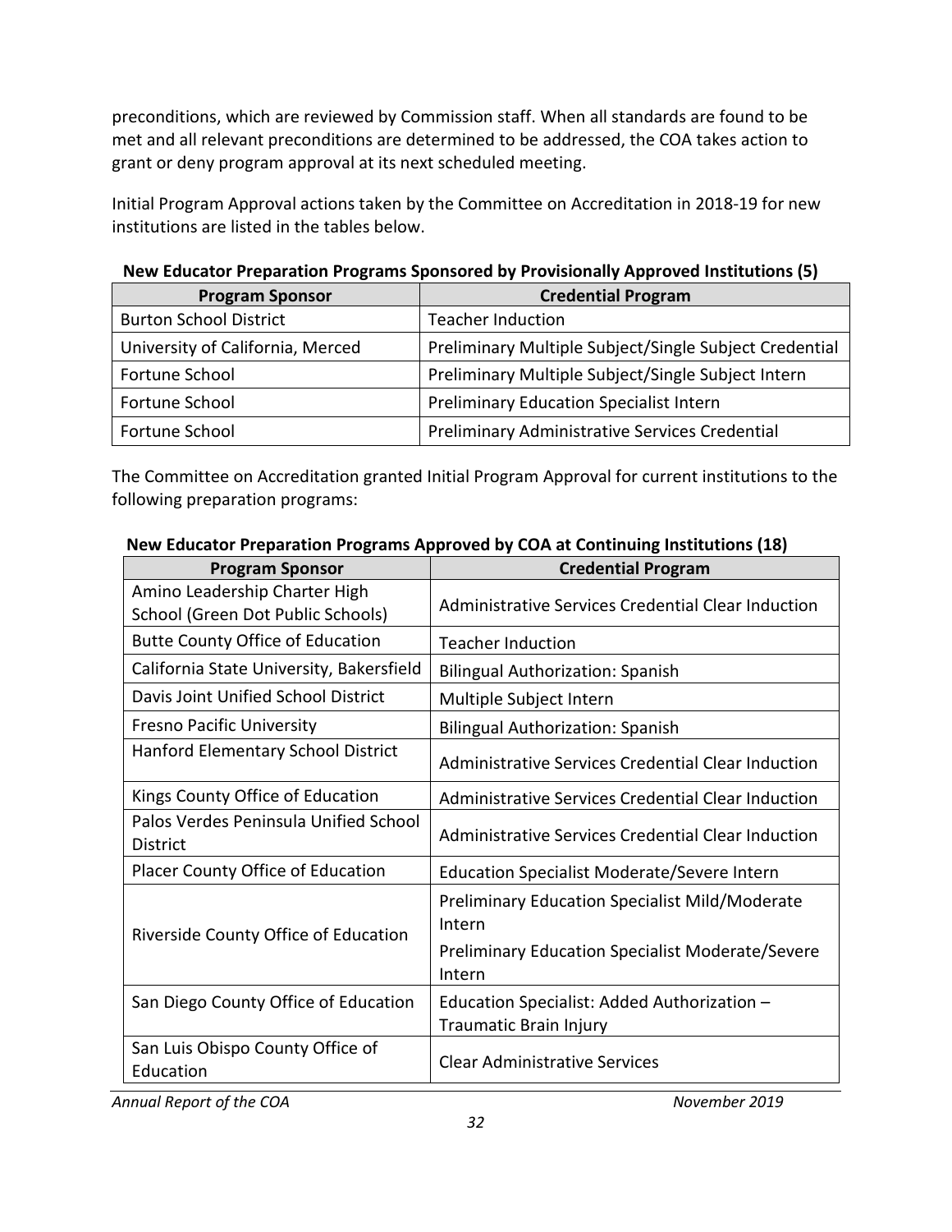preconditions, which are reviewed by Commission staff. When all standards are found to be met and all relevant preconditions are determined to be addressed, the COA takes action to grant or deny program approval at its next scheduled meeting.

Initial Program Approval actions taken by the Committee on Accreditation in 2018-19 for new institutions are listed in the tables below.

**New Educator Preparation Programs Sponsored by Provisionally Approved Institutions (5)**

| Program Sponsor | Credential Program |
|---|---|
| Burton School District | Teacher Induction |
| University of California, Merced | Preliminary Multiple Subject/Single Subject Credential |
| Fortune School | Preliminary Multiple Subject/Single Subject Intern |
| Fortune School | Preliminary Education Specialist Intern |
| Fortune School | Preliminary Administrative Services Credential |

The Committee on Accreditation granted Initial Program Approval for current institutions to the following preparation programs:

**New Educator Preparation Programs Approved by COA at Continuing Institutions (18)**

| Program Sponsor | Credential Program |
|---|---|
| Amino Leadership Charter High School (Green Dot Public Schools) | Administrative Services Credential Clear Induction |
| Butte County Office of Education | Teacher Induction |
| California State University, Bakersfield | Bilingual Authorization: Spanish |
| Davis Joint Unified School District | Multiple Subject Intern |
| Fresno Pacific University | Bilingual Authorization: Spanish |
| Hanford Elementary School District | Administrative Services Credential Clear Induction |
| Kings County Office of Education | Administrative Services Credential Clear Induction |
| Palos Verdes Peninsula Unified School District | Administrative Services Credential Clear Induction |
| Placer County Office of Education | Education Specialist Moderate/Severe Intern |
| Riverside County Office of Education | Preliminary Education Specialist Mild/Moderate Intern<br>Preliminary Education Specialist Moderate/Severe Intern |
| San Diego County Office of Education | Education Specialist: Added Authorization – Traumatic Brain Injury |
| San Luis Obispo County Office of Education | Clear Administrative Services |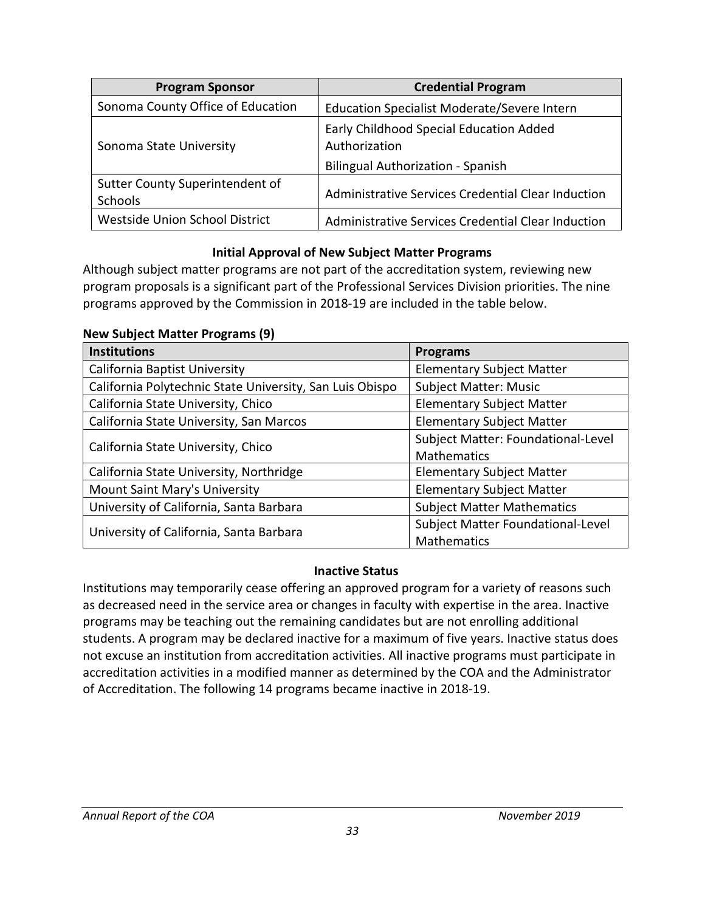| Program Sponsor | Credential Program |
| --- | --- |
| Sonoma County Office of Education | Education Specialist Moderate/Severe Intern |
| Sonoma State University | Early Childhood Special Education Added Authorization<br>Bilingual Authorization - Spanish |
| Sutter County Superintendent of Schools | Administrative Services Credential Clear Induction |
| Westside Union School District | Administrative Services Credential Clear Induction |

### Initial Approval of New Subject Matter Programs

Although subject matter programs are not part of the accreditation system, reviewing new program proposals is a significant part of the Professional Services Division priorities. The nine programs approved by the Commission in 2018-19 are included in the table below.

**New Subject Matter Programs (9)**

| Institutions | Programs |
| --- | --- |
| California Baptist University | Elementary Subject Matter |
| California Polytechnic State University, San Luis Obispo | Subject Matter: Music |
| California State University, Chico | Elementary Subject Matter |
| California State University, San Marcos | Elementary Subject Matter |
| California State University, Chico | Subject Matter: Foundational-Level Mathematics |
| California State University, Northridge | Elementary Subject Matter |
| Mount Saint Mary's University | Elementary Subject Matter |
| University of California, Santa Barbara | Subject Matter Mathematics |
| University of California, Santa Barbara | Subject Matter Foundational-Level Mathematics |

### Inactive Status

Institutions may temporarily cease offering an approved program for a variety of reasons such as decreased need in the service area or changes in faculty with expertise in the area. Inactive programs may be teaching out the remaining candidates but are not enrolling additional students. A program may be declared inactive for a maximum of five years. Inactive status does not excuse an institution from accreditation activities. All inactive programs must participate in accreditation activities in a modified manner as determined by the COA and the Administrator of Accreditation. The following 14 programs became inactive in 2018-19.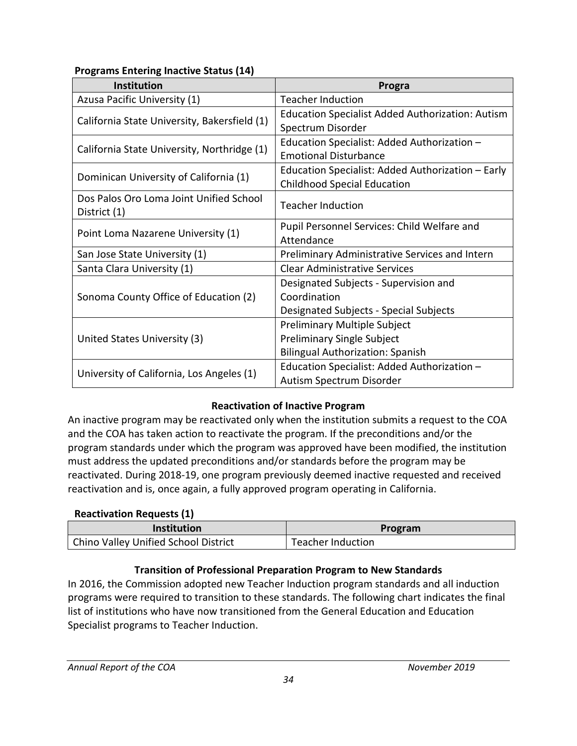**Programs Entering Inactive Status (14)**

| Institution | Progra |
|---|---|
| Azusa Pacific University (1) | Teacher Induction |
| California State University, Bakersfield (1) | Education Specialist Added Authorization: Autism Spectrum Disorder |
| California State University, Northridge (1) | Education Specialist: Added Authorization – Emotional Disturbance |
| Dominican University of California (1) | Education Specialist: Added Authorization – Early Childhood Special Education |
| Dos Palos Oro Loma Joint Unified School District (1) | Teacher Induction |
| Point Loma Nazarene University (1) | Pupil Personnel Services: Child Welfare and Attendance |
| San Jose State University (1) | Preliminary Administrative Services and Intern |
| Santa Clara University (1) | Clear Administrative Services |
| Sonoma County Office of Education (2) | Designated Subjects - Supervision and Coordination<br>Designated Subjects - Special Subjects |
| United States University (3) | Preliminary Multiple Subject<br>Preliminary Single Subject<br>Bilingual Authorization: Spanish |
| University of California, Los Angeles (1) | Education Specialist: Added Authorization – Autism Spectrum Disorder |

### Reactivation of Inactive Program

An inactive program may be reactivated only when the institution submits a request to the COA and the COA has taken action to reactivate the program. If the preconditions and/or the program standards under which the program was approved have been modified, the institution must address the updated preconditions and/or standards before the program may be reactivated. During 2018-19, one program previously deemed inactive requested and received reactivation and is, once again, a fully approved program operating in California.

**Reactivation Requests (1)**

| Institution | Program |
|---|---|
| Chino Valley Unified School District | Teacher Induction |

### Transition of Professional Preparation Program to New Standards

In 2016, the Commission adopted new Teacher Induction program standards and all induction programs were required to transition to these standards. The following chart indicates the final list of institutions who have now transitioned from the General Education and Education Specialist programs to Teacher Induction.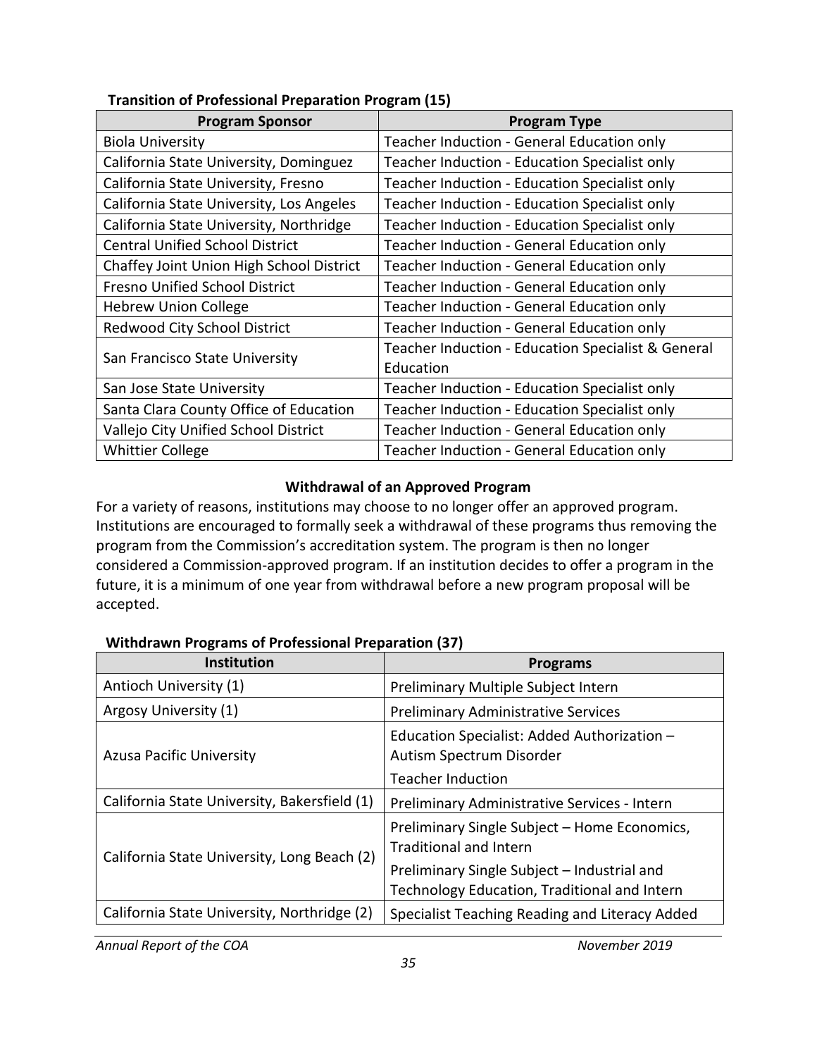**Transition of Professional Preparation Program (15)**

| Program Sponsor | Program Type |
|---|---|
| Biola University | Teacher Induction - General Education only |
| California State University, Dominguez | Teacher Induction - Education Specialist only |
| California State University, Fresno | Teacher Induction - Education Specialist only |
| California State University, Los Angeles | Teacher Induction - Education Specialist only |
| California State University, Northridge | Teacher Induction - Education Specialist only |
| Central Unified School District | Teacher Induction - General Education only |
| Chaffey Joint Union High School District | Teacher Induction - General Education only |
| Fresno Unified School District | Teacher Induction - General Education only |
| Hebrew Union College | Teacher Induction - General Education only |
| Redwood City School District | Teacher Induction - General Education only |
| San Francisco State University | Teacher Induction - Education Specialist & General Education |
| San Jose State University | Teacher Induction - Education Specialist only |
| Santa Clara County Office of Education | Teacher Induction - Education Specialist only |
| Vallejo City Unified School District | Teacher Induction - General Education only |
| Whittier College | Teacher Induction - General Education only |

## Withdrawal of an Approved Program

For a variety of reasons, institutions may choose to no longer offer an approved program. Institutions are encouraged to formally seek a withdrawal of these programs thus removing the program from the Commission's accreditation system. The program is then no longer considered a Commission-approved program. If an institution decides to offer a program in the future, it is a minimum of one year from withdrawal before a new program proposal will be accepted.

**Withdrawn Programs of Professional Preparation (37)**

| Institution | Programs |
|---|---|
| Antioch University (1) | Preliminary Multiple Subject Intern |
| Argosy University (1) | Preliminary Administrative Services |
| Azusa Pacific University | Education Specialist: Added Authorization – Autism Spectrum Disorder<br>Teacher Induction |
| California State University, Bakersfield (1) | Preliminary Administrative Services - Intern |
| California State University, Long Beach (2) | Preliminary Single Subject – Home Economics, Traditional and Intern<br>Preliminary Single Subject – Industrial and Technology Education, Traditional and Intern |
| California State University, Northridge (2) | Specialist Teaching Reading and Literacy Added |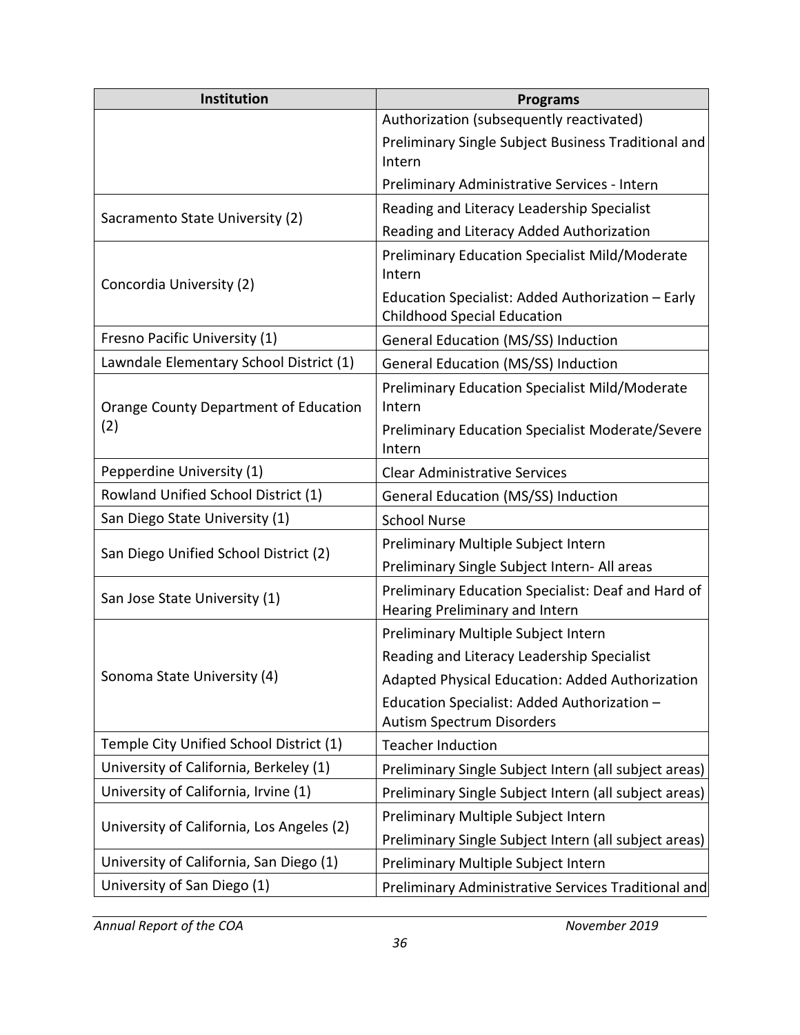| Institution | Programs |
| --- | --- |
| | Authorization (subsequently reactivated)<br>Preliminary Single Subject Business Traditional and Intern<br>Preliminary Administrative Services - Intern |
| Sacramento State University (2) | Reading and Literacy Leadership Specialist<br>Reading and Literacy Added Authorization |
| Concordia University (2) | Preliminary Education Specialist Mild/Moderate Intern<br>Education Specialist: Added Authorization – Early Childhood Special Education |
| Fresno Pacific University (1) | General Education (MS/SS) Induction |
| Lawndale Elementary School District (1) | General Education (MS/SS) Induction |
| Orange County Department of Education (2) | Preliminary Education Specialist Mild/Moderate Intern<br>Preliminary Education Specialist Moderate/Severe Intern |
| Pepperdine University (1) | Clear Administrative Services |
| Rowland Unified School District (1) | General Education (MS/SS) Induction |
| San Diego State University (1) | School Nurse |
| San Diego Unified School District (2) | Preliminary Multiple Subject Intern<br>Preliminary Single Subject Intern- All areas |
| San Jose State University (1) | Preliminary Education Specialist: Deaf and Hard of Hearing Preliminary and Intern |
| Sonoma State University (4) | Preliminary Multiple Subject Intern<br>Reading and Literacy Leadership Specialist<br>Adapted Physical Education: Added Authorization<br>Education Specialist: Added Authorization – Autism Spectrum Disorders |
| Temple City Unified School District (1) | Teacher Induction |
| University of California, Berkeley (1) | Preliminary Single Subject Intern (all subject areas) |
| University of California, Irvine (1) | Preliminary Single Subject Intern (all subject areas) |
| University of California, Los Angeles (2) | Preliminary Multiple Subject Intern<br>Preliminary Single Subject Intern (all subject areas) |
| University of California, San Diego (1) | Preliminary Multiple Subject Intern |
| University of San Diego (1) | Preliminary Administrative Services Traditional and |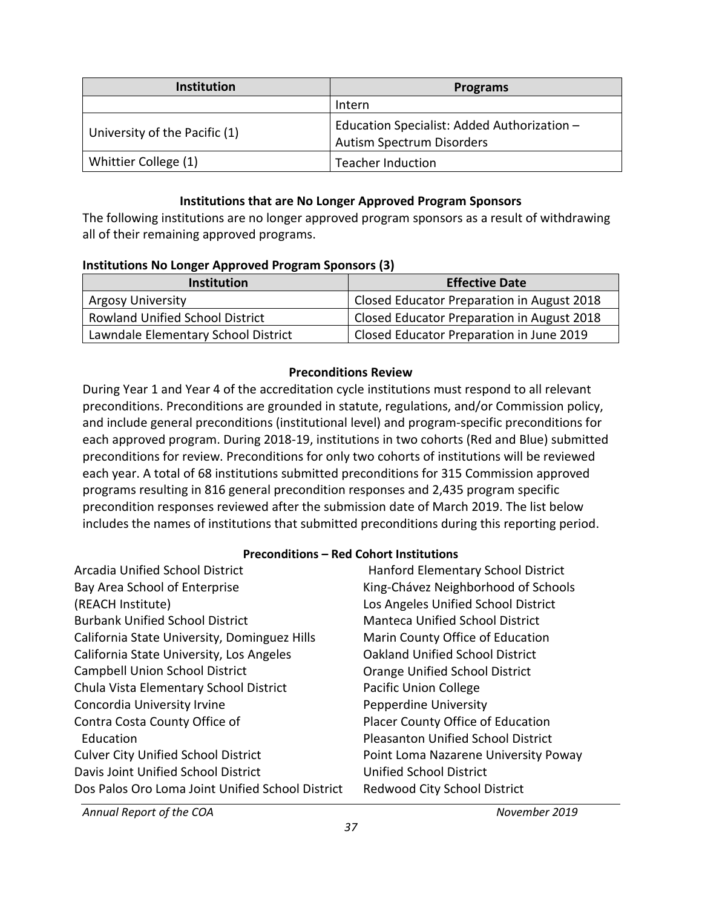| Institution | Programs |
|---|---|
| | Intern |
| University of the Pacific (1) | Education Specialist: Added Authorization – Autism Spectrum Disorders |
| Whittier College (1) | Teacher Induction |

### Institutions that are No Longer Approved Program Sponsors

The following institutions are no longer approved program sponsors as a result of withdrawing all of their remaining approved programs.

**Institutions No Longer Approved Program Sponsors (3)**

| Institution | Effective Date |
|---|---|
| Argosy University | Closed Educator Preparation in August 2018 |
| Rowland Unified School District | Closed Educator Preparation in August 2018 |
| Lawndale Elementary School District | Closed Educator Preparation in June 2019 |

### Preconditions Review

During Year 1 and Year 4 of the accreditation cycle institutions must respond to all relevant preconditions. Preconditions are grounded in statute, regulations, and/or Commission policy, and include general preconditions (institutional level) and program-specific preconditions for each approved program. During 2018-19, institutions in two cohorts (Red and Blue) submitted preconditions for review. Preconditions for only two cohorts of institutions will be reviewed each year. A total of 68 institutions submitted preconditions for 315 Commission approved programs resulting in 816 general precondition responses and 2,435 program specific precondition responses reviewed after the submission date of March 2019. The list below includes the names of institutions that submitted preconditions during this reporting period.

**Preconditions – Red Cohort Institutions**

Arcadia Unified School District
Bay Area School of Enterprise (REACH Institute)
Burbank Unified School District
California State University, Dominguez Hills
California State University, Los Angeles
Campbell Union School District
Chula Vista Elementary School District
Concordia University Irvine
Contra Costa County Office of Education
Culver City Unified School District
Davis Joint Unified School District
Dos Palos Oro Loma Joint Unified School District
Hanford Elementary School District
King-Chávez Neighborhood of Schools
Los Angeles Unified School District
Manteca Unified School District
Marin County Office of Education
Oakland Unified School District
Orange Unified School District
Pacific Union College
Pepperdine University
Placer County Office of Education
Pleasanton Unified School District
Point Loma Nazarene University
Poway Unified School District
Redwood City School District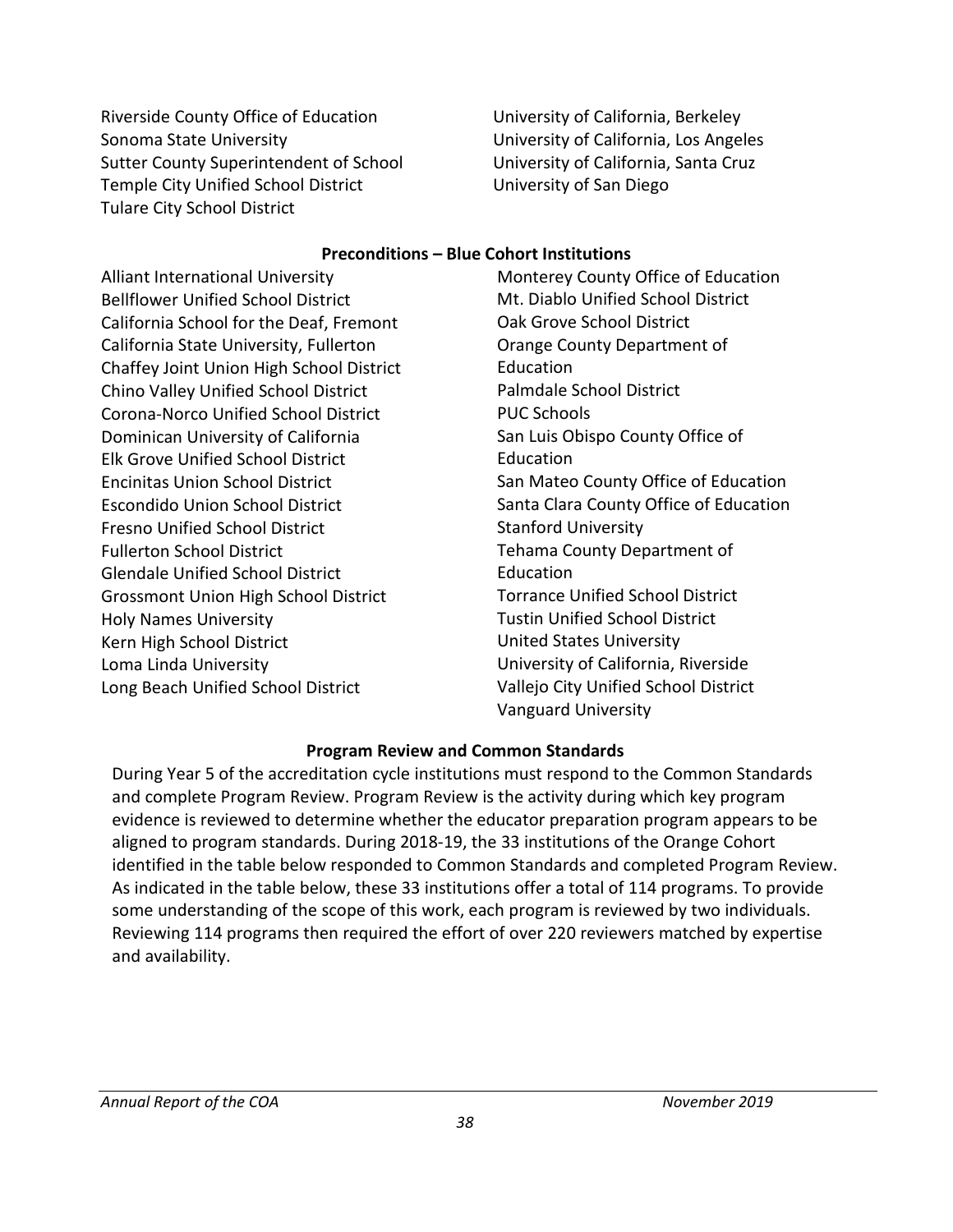Riverside County Office of Education
Sonoma State University
Sutter County Superintendent of School
Temple City Unified School District
Tulare City School District
University of California, Berkeley
University of California, Los Angeles
University of California, Santa Cruz
University of San Diego

**Preconditions – Blue Cohort Institutions**

Alliant International University
Bellflower Unified School District
California School for the Deaf, Fremont
California State University, Fullerton
Chaffey Joint Union High School District
Chino Valley Unified School District
Corona-Norco Unified School District
Dominican University of California
Elk Grove Unified School District
Encinitas Union School District
Escondido Union School District
Fresno Unified School District
Fullerton School District
Glendale Unified School District
Grossmont Union High School District
Holy Names University
Kern High School District
Loma Linda University
Long Beach Unified School District
Monterey County Office of Education
Mt. Diablo Unified School District
Oak Grove School District
Orange County Department of Education
Palmdale School District
PUC Schools
San Luis Obispo County Office of Education
San Mateo County Office of Education
Santa Clara County Office of Education
Stanford University
Tehama County Department of Education
Torrance Unified School District
Tustin Unified School District
United States University
University of California, Riverside
Vallejo City Unified School District
Vanguard University

**Program Review and Common Standards**

During Year 5 of the accreditation cycle institutions must respond to the Common Standards and complete Program Review. Program Review is the activity during which key program evidence is reviewed to determine whether the educator preparation program appears to be aligned to program standards. During 2018-19, the 33 institutions of the Orange Cohort identified in the table below responded to Common Standards and completed Program Review. As indicated in the table below, these 33 institutions offer a total of 114 programs. To provide some understanding of the scope of this work, each program is reviewed by two individuals. Reviewing 114 programs then required the effort of over 220 reviewers matched by expertise and availability.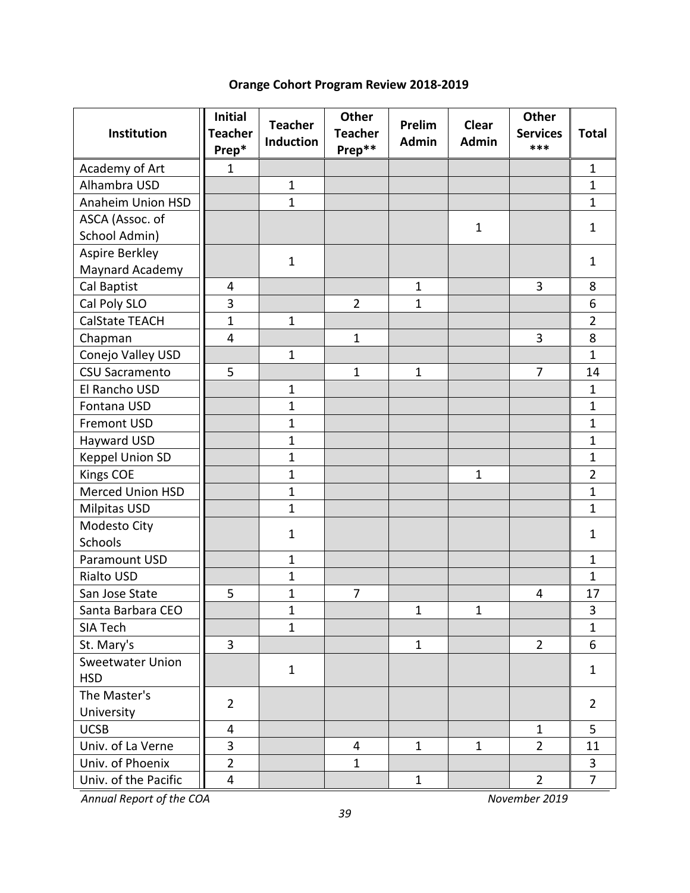## Orange Cohort Program Review 2018-2019

| Institution | Initial Teacher Prep* | Teacher Induction | Other Teacher Prep** | Prelim Admin | Clear Admin | Other Services *** | Total |
|---|---|---|---|---|---|---|---|
| Academy of Art | 1 | | | | | | 1 |
| Alhambra USD | | 1 | | | | | 1 |
| Anaheim Union HSD | | 1 | | | | | 1 |
| ASCA (Assoc. of School Admin) | | | | | 1 | | 1 |
| Aspire Berkley Maynard Academy | | 1 | | | | | 1 |
| Cal Baptist | 4 | | | 1 | | 3 | 8 |
| Cal Poly SLO | 3 | | 2 | 1 | | | 6 |
| CalState TEACH | 1 | 1 | | | | | 2 |
| Chapman | 4 | | 1 | | | 3 | 8 |
| Conejo Valley USD | | 1 | | | | | 1 |
| CSU Sacramento | 5 | | 1 | 1 | | 7 | 14 |
| El Rancho USD | | 1 | | | | | 1 |
| Fontana USD | | 1 | | | | | 1 |
| Fremont USD | | 1 | | | | | 1 |
| Hayward USD | | 1 | | | | | 1 |
| Keppel Union SD | | 1 | | | | | 1 |
| Kings COE | | 1 | | | 1 | | 2 |
| Merced Union HSD | | 1 | | | | | 1 |
| Milpitas USD | | 1 | | | | | 1 |
| Modesto City Schools | | 1 | | | | | 1 |
| Paramount USD | | 1 | | | | | 1 |
| Rialto USD | | 1 | | | | | 1 |
| San Jose State | 5 | 1 | 7 | | | 4 | 17 |
| Santa Barbara CEO | | 1 | | 1 | 1 | | 3 |
| SIA Tech | | 1 | | | | | 1 |
| St. Mary's | 3 | | | 1 | | 2 | 6 |
| Sweetwater Union HSD | | 1 | | | | | 1 |
| The Master's University | 2 | | | | | | 2 |
| UCSB | 4 | | | | | 1 | 5 |
| Univ. of La Verne | 3 | | 4 | 1 | 1 | 2 | 11 |
| Univ. of Phoenix | 2 | | 1 | | | | 3 |
| Univ. of the Pacific | 4 | | | 1 | | 2 | 7 |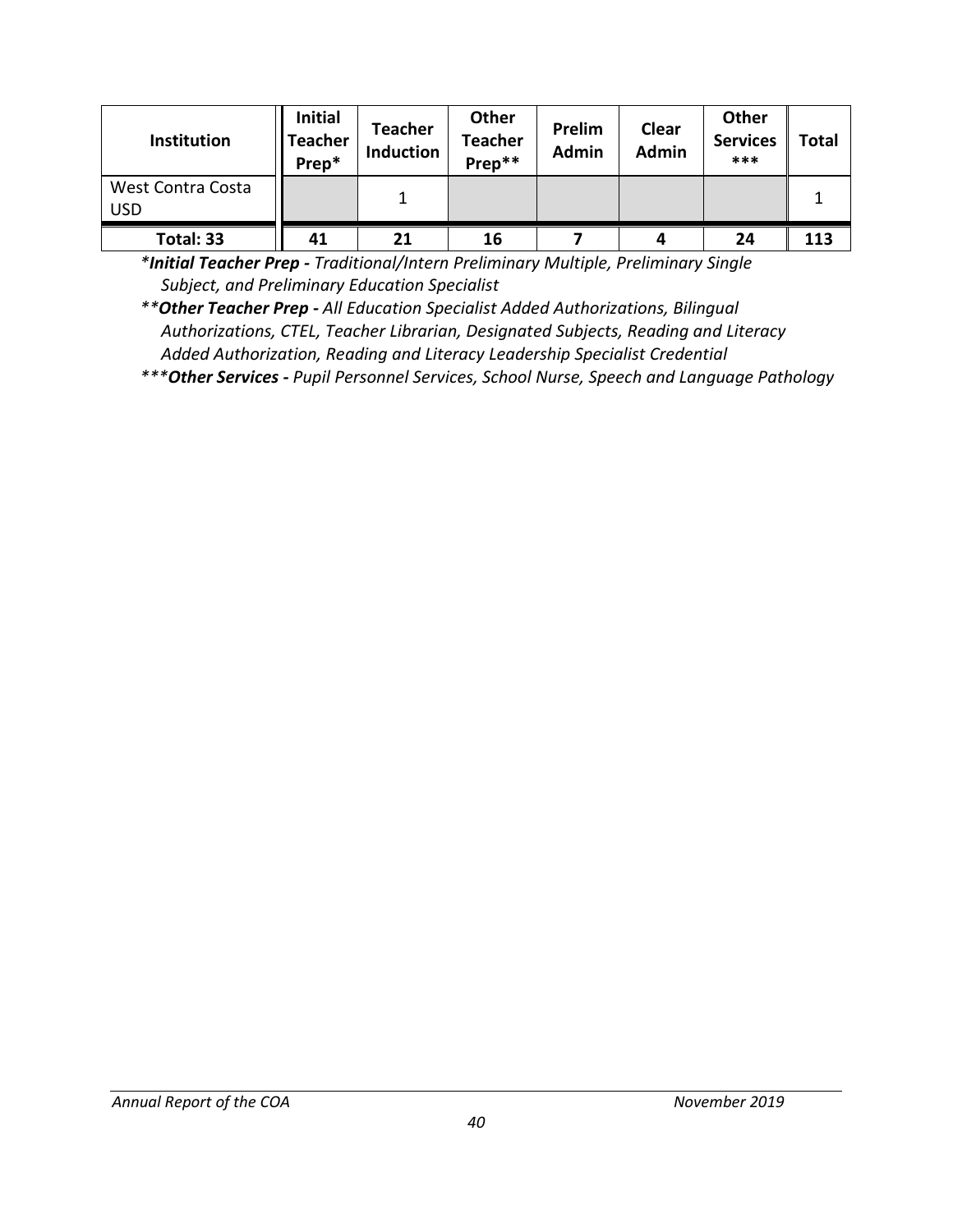| Institution | Initial Teacher Prep* | Teacher Induction | Other Teacher Prep** | Prelim Admin | Clear Admin | Other Services *** | Total |
|---|---|---|---|---|---|---|---|
| West Contra Costa USD | | 1 | | | | | 1 |
| **Total: 33** | **41** | **21** | **16** | **7** | **4** | **24** | **113** |

**Initial Teacher Prep* - *Traditional/Intern Preliminary Multiple, Preliminary Single Subject, and Preliminary Education Specialist*

*****Other Teacher Prep* - *All Education Specialist Added Authorizations, Bilingual Authorizations, CTEL, Teacher Librarian, Designated Subjects, Reading and Literacy Added Authorization, Reading and Literacy Leadership Specialist Credential*

******Other Services* - *Pupil Personnel Services, School Nurse, Speech and Language Pathology*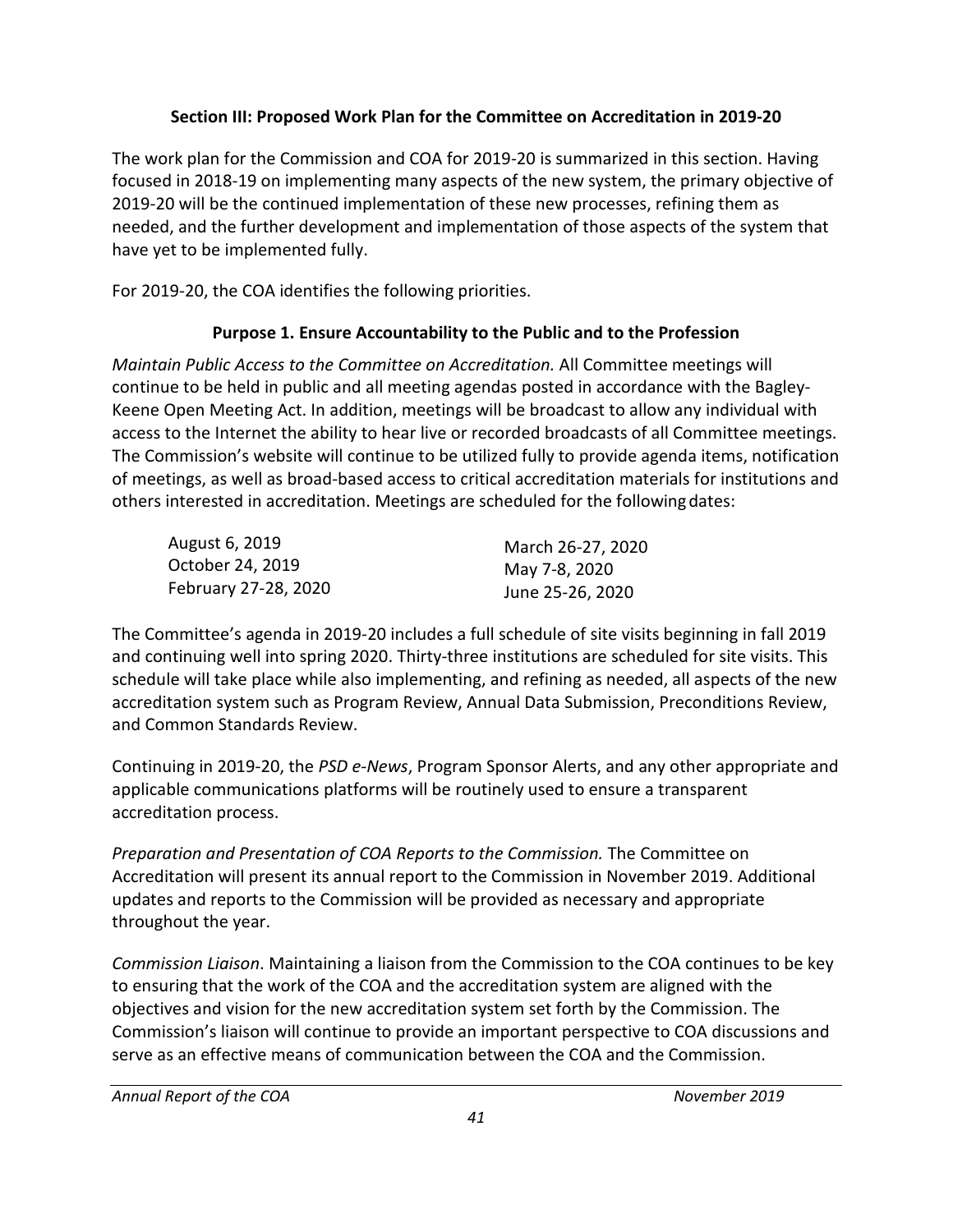## Section III: Proposed Work Plan for the Committee on Accreditation in 2019-20

The work plan for the Commission and COA for 2019-20 is summarized in this section. Having focused in 2018-19 on implementing many aspects of the new system, the primary objective of 2019-20 will be the continued implementation of these new processes, refining them as needed, and the further development and implementation of those aspects of the system that have yet to be implemented fully.

For 2019-20, the COA identifies the following priorities.

### Purpose 1. Ensure Accountability to the Public and to the Profession

*Maintain Public Access to the Committee on Accreditation.* All Committee meetings will continue to be held in public and all meeting agendas posted in accordance with the Bagley-Keene Open Meeting Act. In addition, meetings will be broadcast to allow any individual with access to the Internet the ability to hear live or recorded broadcasts of all Committee meetings. The Commission's website will continue to be utilized fully to provide agenda items, notification of meetings, as well as broad-based access to critical accreditation materials for institutions and others interested in accreditation. Meetings are scheduled for the following dates:

- August 6, 2019
- October 24, 2019
- February 27-28, 2020
- March 26-27, 2020
- May 7-8, 2020
- June 25-26, 2020

The Committee's agenda in 2019-20 includes a full schedule of site visits beginning in fall 2019 and continuing well into spring 2020. Thirty-three institutions are scheduled for site visits. This schedule will take place while also implementing, and refining as needed, all aspects of the new accreditation system such as Program Review, Annual Data Submission, Preconditions Review, and Common Standards Review.

Continuing in 2019-20, the *PSD e-News*, Program Sponsor Alerts, and any other appropriate and applicable communications platforms will be routinely used to ensure a transparent accreditation process.

*Preparation and Presentation of COA Reports to the Commission.* The Committee on Accreditation will present its annual report to the Commission in November 2019. Additional updates and reports to the Commission will be provided as necessary and appropriate throughout the year.

*Commission Liaison*. Maintaining a liaison from the Commission to the COA continues to be key to ensuring that the work of the COA and the accreditation system are aligned with the objectives and vision for the new accreditation system set forth by the Commission. The Commission's liaison will continue to provide an important perspective to COA discussions and serve as an effective means of communication between the COA and the Commission.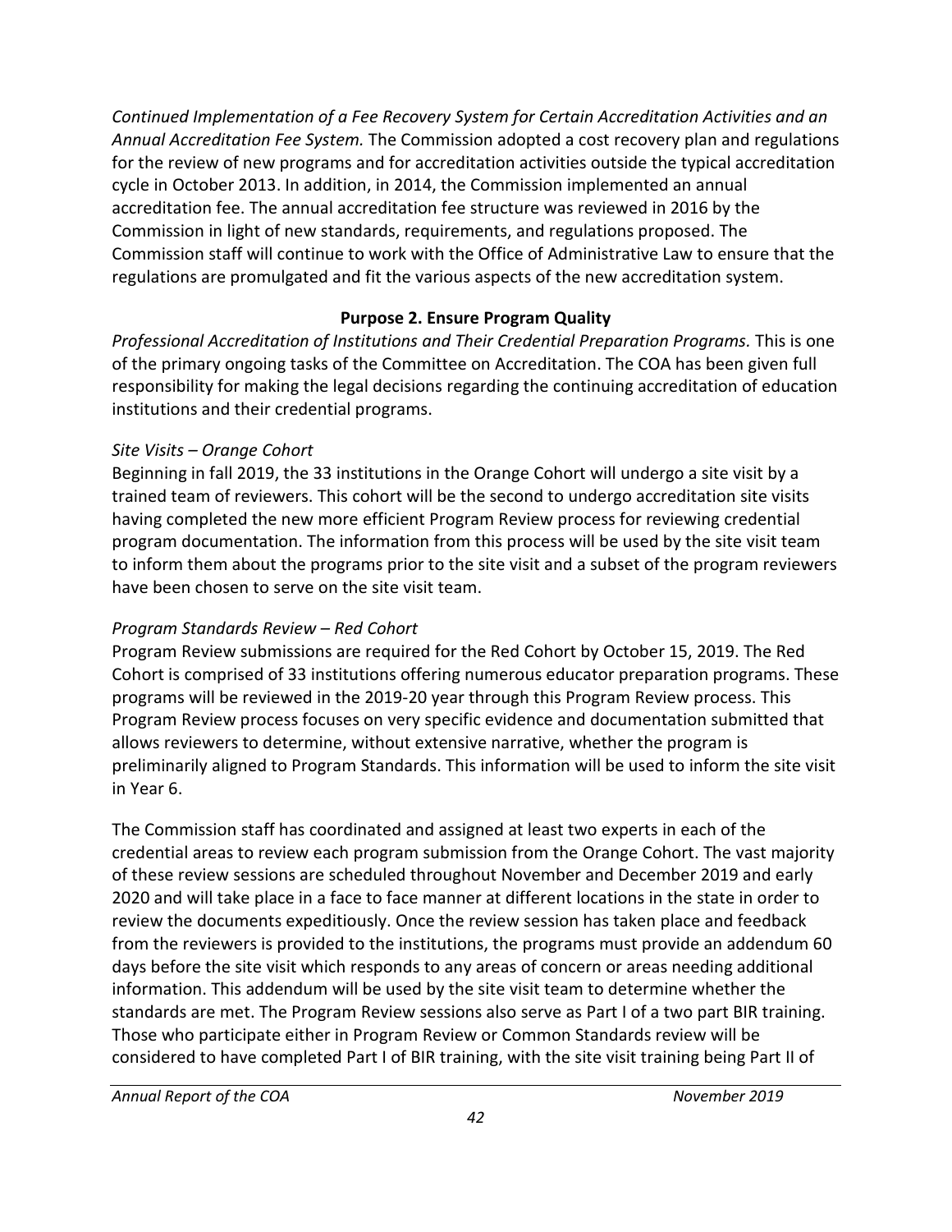*Continued Implementation of a Fee Recovery System for Certain Accreditation Activities and an Annual Accreditation Fee System.* The Commission adopted a cost recovery plan and regulations for the review of new programs and for accreditation activities outside the typical accreditation cycle in October 2013. In addition, in 2014, the Commission implemented an annual accreditation fee. The annual accreditation fee structure was reviewed in 2016 by the Commission in light of new standards, requirements, and regulations proposed. The Commission staff will continue to work with the Office of Administrative Law to ensure that the regulations are promulgated and fit the various aspects of the new accreditation system.

**Purpose 2. Ensure Program Quality**

*Professional Accreditation of Institutions and Their Credential Preparation Programs.* This is one of the primary ongoing tasks of the Committee on Accreditation. The COA has been given full responsibility for making the legal decisions regarding the continuing accreditation of education institutions and their credential programs.

*Site Visits – Orange Cohort*

Beginning in fall 2019, the 33 institutions in the Orange Cohort will undergo a site visit by a trained team of reviewers. This cohort will be the second to undergo accreditation site visits having completed the new more efficient Program Review process for reviewing credential program documentation. The information from this process will be used by the site visit team to inform them about the programs prior to the site visit and a subset of the program reviewers have been chosen to serve on the site visit team.

*Program Standards Review – Red Cohort*

Program Review submissions are required for the Red Cohort by October 15, 2019. The Red Cohort is comprised of 33 institutions offering numerous educator preparation programs. These programs will be reviewed in the 2019-20 year through this Program Review process. This Program Review process focuses on very specific evidence and documentation submitted that allows reviewers to determine, without extensive narrative, whether the program is preliminarily aligned to Program Standards. This information will be used to inform the site visit in Year 6.

The Commission staff has coordinated and assigned at least two experts in each of the credential areas to review each program submission from the Orange Cohort. The vast majority of these review sessions are scheduled throughout November and December 2019 and early 2020 and will take place in a face to face manner at different locations in the state in order to review the documents expeditiously. Once the review session has taken place and feedback from the reviewers is provided to the institutions, the programs must provide an addendum 60 days before the site visit which responds to any areas of concern or areas needing additional information. This addendum will be used by the site visit team to determine whether the standards are met. The Program Review sessions also serve as Part I of a two part BIR training. Those who participate either in Program Review or Common Standards review will be considered to have completed Part I of BIR training, with the site visit training being Part II of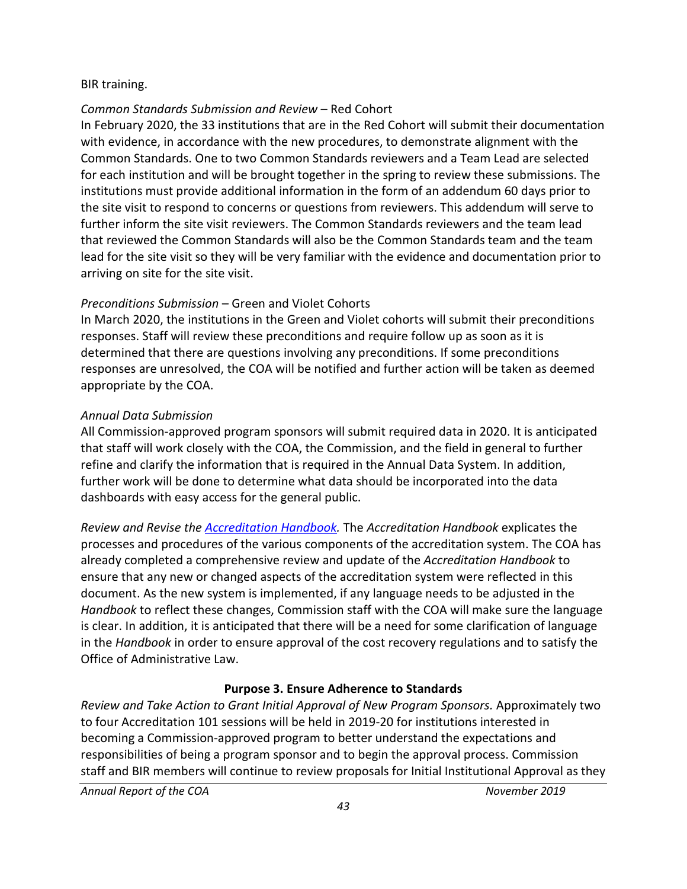BIR training.

*Common Standards Submission and Review* – Red Cohort

In February 2020, the 33 institutions that are in the Red Cohort will submit their documentation with evidence, in accordance with the new procedures, to demonstrate alignment with the Common Standards. One to two Common Standards reviewers and a Team Lead are selected for each institution and will be brought together in the spring to review these submissions. The institutions must provide additional information in the form of an addendum 60 days prior to the site visit to respond to concerns or questions from reviewers. This addendum will serve to further inform the site visit reviewers. The Common Standards reviewers and the team lead that reviewed the Common Standards will also be the Common Standards team and the team lead for the site visit so they will be very familiar with the evidence and documentation prior to arriving on site for the site visit.

*Preconditions Submission* – Green and Violet Cohorts

In March 2020, the institutions in the Green and Violet cohorts will submit their preconditions responses. Staff will review these preconditions and require follow up as soon as it is determined that there are questions involving any preconditions. If some preconditions responses are unresolved, the COA will be notified and further action will be taken as deemed appropriate by the COA.

*Annual Data Submission*

All Commission-approved program sponsors will submit required data in 2020. It is anticipated that staff will work closely with the COA, the Commission, and the field in general to further refine and clarify the information that is required in the Annual Data System. In addition, further work will be done to determine what data should be incorporated into the data dashboards with easy access for the general public.

*Review and Revise the [Accreditation Handbook](Accreditation Handbook).* The *Accreditation Handbook* explicates the processes and procedures of the various components of the accreditation system. The COA has already completed a comprehensive review and update of the *Accreditation Handbook* to ensure that any new or changed aspects of the accreditation system were reflected in this document. As the new system is implemented, if any language needs to be adjusted in the *Handbook* to reflect these changes, Commission staff with the COA will make sure the language is clear. In addition, it is anticipated that there will be a need for some clarification of language in the *Handbook* in order to ensure approval of the cost recovery regulations and to satisfy the Office of Administrative Law.

**Purpose 3. Ensure Adherence to Standards**

*Review and Take Action to Grant Initial Approval of New Program Sponsors.* Approximately two to four Accreditation 101 sessions will be held in 2019-20 for institutions interested in becoming a Commission-approved program to better understand the expectations and responsibilities of being a program sponsor and to begin the approval process. Commission staff and BIR members will continue to review proposals for Initial Institutional Approval as they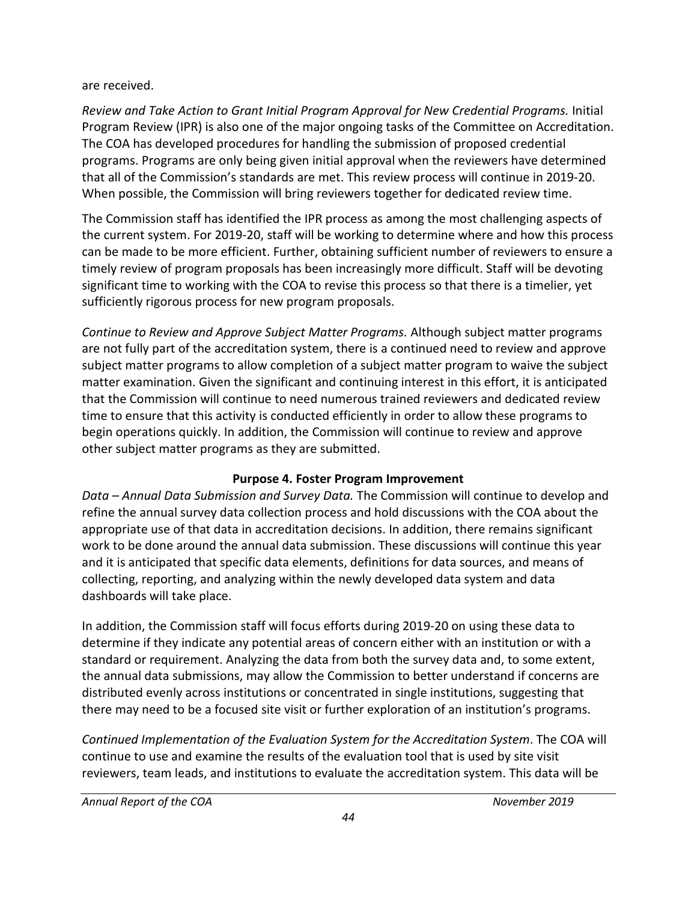are received.

*Review and Take Action to Grant Initial Program Approval for New Credential Programs.* Initial Program Review (IPR) is also one of the major ongoing tasks of the Committee on Accreditation. The COA has developed procedures for handling the submission of proposed credential programs. Programs are only being given initial approval when the reviewers have determined that all of the Commission's standards are met. This review process will continue in 2019-20. When possible, the Commission will bring reviewers together for dedicated review time.

The Commission staff has identified the IPR process as among the most challenging aspects of the current system. For 2019-20, staff will be working to determine where and how this process can be made to be more efficient. Further, obtaining sufficient number of reviewers to ensure a timely review of program proposals has been increasingly more difficult. Staff will be devoting significant time to working with the COA to revise this process so that there is a timelier, yet sufficiently rigorous process for new program proposals.

*Continue to Review and Approve Subject Matter Programs.* Although subject matter programs are not fully part of the accreditation system, there is a continued need to review and approve subject matter programs to allow completion of a subject matter program to waive the subject matter examination. Given the significant and continuing interest in this effort, it is anticipated that the Commission will continue to need numerous trained reviewers and dedicated review time to ensure that this activity is conducted efficiently in order to allow these programs to begin operations quickly. In addition, the Commission will continue to review and approve other subject matter programs as they are submitted.

**Purpose 4. Foster Program Improvement**

*Data – Annual Data Submission and Survey Data.* The Commission will continue to develop and refine the annual survey data collection process and hold discussions with the COA about the appropriate use of that data in accreditation decisions. In addition, there remains significant work to be done around the annual data submission. These discussions will continue this year and it is anticipated that specific data elements, definitions for data sources, and means of collecting, reporting, and analyzing within the newly developed data system and data dashboards will take place.

In addition, the Commission staff will focus efforts during 2019-20 on using these data to determine if they indicate any potential areas of concern either with an institution or with a standard or requirement. Analyzing the data from both the survey data and, to some extent, the annual data submissions, may allow the Commission to better understand if concerns are distributed evenly across institutions or concentrated in single institutions, suggesting that there may need to be a focused site visit or further exploration of an institution's programs.

*Continued Implementation of the Evaluation System for the Accreditation System*. The COA will continue to use and examine the results of the evaluation tool that is used by site visit reviewers, team leads, and institutions to evaluate the accreditation system. This data will be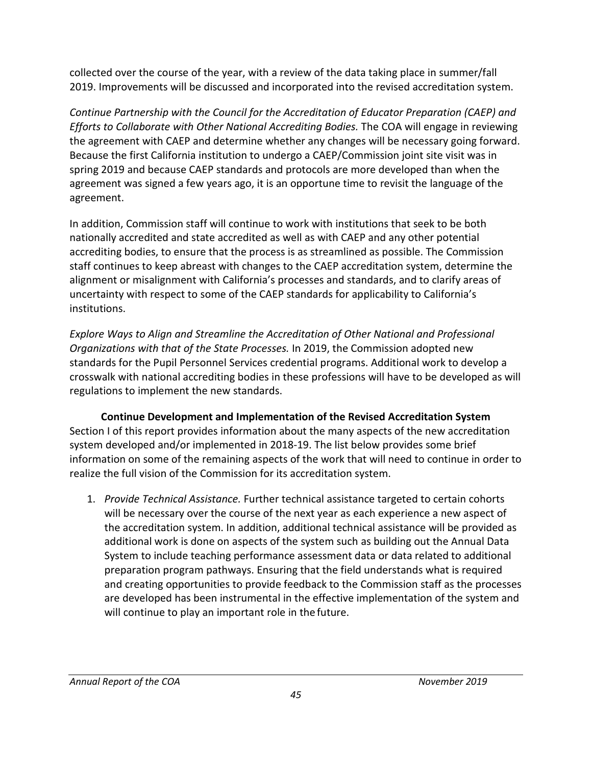collected over the course of the year, with a review of the data taking place in summer/fall 2019. Improvements will be discussed and incorporated into the revised accreditation system.

*Continue Partnership with the Council for the Accreditation of Educator Preparation (CAEP) and Efforts to Collaborate with Other National Accrediting Bodies.* The COA will engage in reviewing the agreement with CAEP and determine whether any changes will be necessary going forward. Because the first California institution to undergo a CAEP/Commission joint site visit was in spring 2019 and because CAEP standards and protocols are more developed than when the agreement was signed a few years ago, it is an opportune time to revisit the language of the agreement.

In addition, Commission staff will continue to work with institutions that seek to be both nationally accredited and state accredited as well as with CAEP and any other potential accrediting bodies, to ensure that the process is as streamlined as possible. The Commission staff continues to keep abreast with changes to the CAEP accreditation system, determine the alignment or misalignment with California's processes and standards, and to clarify areas of uncertainty with respect to some of the CAEP standards for applicability to California's institutions.

*Explore Ways to Align and Streamline the Accreditation of Other National and Professional Organizations with that of the State Processes.* In 2019, the Commission adopted new standards for the Pupil Personnel Services credential programs. Additional work to develop a crosswalk with national accrediting bodies in these professions will have to be developed as will regulations to implement the new standards.

**Continue Development and Implementation of the Revised Accreditation System**

Section I of this report provides information about the many aspects of the new accreditation system developed and/or implemented in 2018-19. The list below provides some brief information on some of the remaining aspects of the work that will need to continue in order to realize the full vision of the Commission for its accreditation system.

1. *Provide Technical Assistance.* Further technical assistance targeted to certain cohorts will be necessary over the course of the next year as each experience a new aspect of the accreditation system. In addition, additional technical assistance will be provided as additional work is done on aspects of the system such as building out the Annual Data System to include teaching performance assessment data or data related to additional preparation program pathways. Ensuring that the field understands what is required and creating opportunities to provide feedback to the Commission staff as the processes are developed has been instrumental in the effective implementation of the system and will continue to play an important role in the future.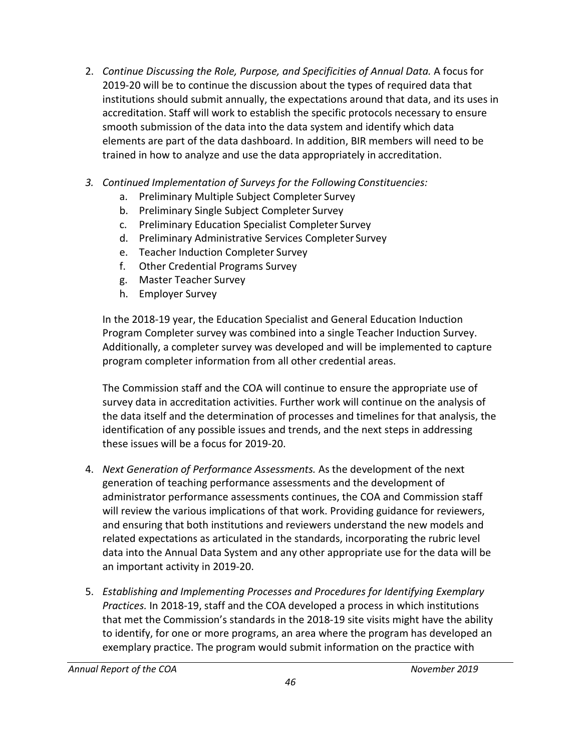2. *Continue Discussing the Role, Purpose, and Specificities of Annual Data.* A focus for 2019-20 will be to continue the discussion about the types of required data that institutions should submit annually, the expectations around that data, and its uses in accreditation. Staff will work to establish the specific protocols necessary to ensure smooth submission of the data into the data system and identify which data elements are part of the data dashboard. In addition, BIR members will need to be trained in how to analyze and use the data appropriately in accreditation.

3. *Continued Implementation of Surveys for the Following Constituencies:*
   a. Preliminary Multiple Subject Completer Survey
   b. Preliminary Single Subject Completer Survey
   c. Preliminary Education Specialist Completer Survey
   d. Preliminary Administrative Services Completer Survey
   e. Teacher Induction Completer Survey
   f. Other Credential Programs Survey
   g. Master Teacher Survey
   h. Employer Survey

   In the 2018-19 year, the Education Specialist and General Education Induction Program Completer survey was combined into a single Teacher Induction Survey. Additionally, a completer survey was developed and will be implemented to capture program completer information from all other credential areas.

   The Commission staff and the COA will continue to ensure the appropriate use of survey data in accreditation activities. Further work will continue on the analysis of the data itself and the determination of processes and timelines for that analysis, the identification of any possible issues and trends, and the next steps in addressing these issues will be a focus for 2019-20.

4. *Next Generation of Performance Assessments.* As the development of the next generation of teaching performance assessments and the development of administrator performance assessments continues, the COA and Commission staff will review the various implications of that work. Providing guidance for reviewers, and ensuring that both institutions and reviewers understand the new models and related expectations as articulated in the standards, incorporating the rubric level data into the Annual Data System and any other appropriate use for the data will be an important activity in 2019-20.

5. *Establishing and Implementing Processes and Procedures for Identifying Exemplary Practices.* In 2018-19, staff and the COA developed a process in which institutions that met the Commission's standards in the 2018-19 site visits might have the ability to identify, for one or more programs, an area where the program has developed an exemplary practice. The program would submit information on the practice with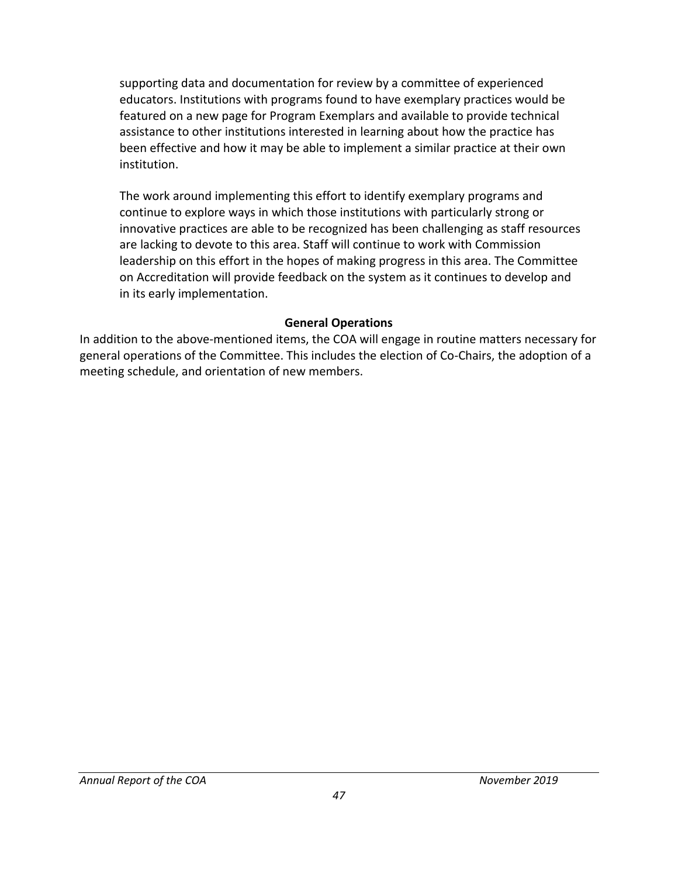supporting data and documentation for review by a committee of experienced educators. Institutions with programs found to have exemplary practices would be featured on a new page for Program Exemplars and available to provide technical assistance to other institutions interested in learning about how the practice has been effective and how it may be able to implement a similar practice at their own institution.

The work around implementing this effort to identify exemplary programs and continue to explore ways in which those institutions with particularly strong or innovative practices are able to be recognized has been challenging as staff resources are lacking to devote to this area. Staff will continue to work with Commission leadership on this effort in the hopes of making progress in this area. The Committee on Accreditation will provide feedback on the system as it continues to develop and in its early implementation.

**General Operations**

In addition to the above-mentioned items, the COA will engage in routine matters necessary for general operations of the Committee. This includes the election of Co-Chairs, the adoption of a meeting schedule, and orientation of new members.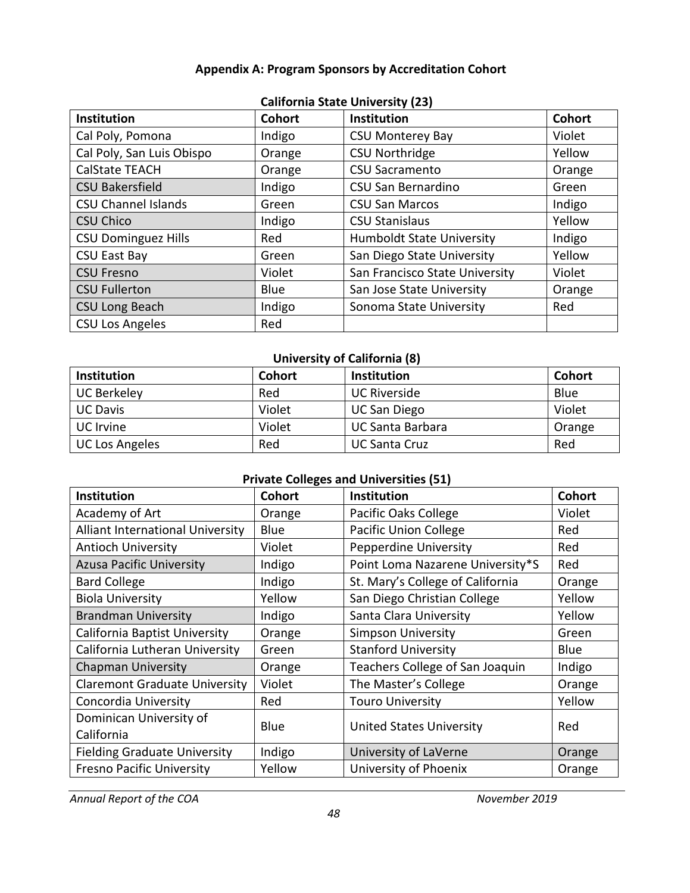## Appendix A: Program Sponsors by Accreditation Cohort

### California State University (23)

| Institution | Cohort | Institution | Cohort |
|---|---|---|---|
| Cal Poly, Pomona | Indigo | CSU Monterey Bay | Violet |
| Cal Poly, San Luis Obispo | Orange | CSU Northridge | Yellow |
| CalState TEACH | Orange | CSU Sacramento | Orange |
| CSU Bakersfield | Indigo | CSU San Bernardino | Green |
| CSU Channel Islands | Green | CSU San Marcos | Indigo |
| CSU Chico | Indigo | CSU Stanislaus | Yellow |
| CSU Dominguez Hills | Red | Humboldt State University | Indigo |
| CSU East Bay | Green | San Diego State University | Yellow |
| CSU Fresno | Violet | San Francisco State University | Violet |
| CSU Fullerton | Blue | San Jose State University | Orange |
| CSU Long Beach | Indigo | Sonoma State University | Red |
| CSU Los Angeles | Red | | |

### University of California (8)

| Institution | Cohort | Institution | Cohort |
|---|---|---|---|
| UC Berkeley | Red | UC Riverside | Blue |
| UC Davis | Violet | UC San Diego | Violet |
| UC Irvine | Violet | UC Santa Barbara | Orange |
| UC Los Angeles | Red | UC Santa Cruz | Red |

### Private Colleges and Universities (51)

| Institution | Cohort | Institution | Cohort |
|---|---|---|---|
| Academy of Art | Orange | Pacific Oaks College | Violet |
| Alliant International University | Blue | Pacific Union College | Red |
| Antioch University | Violet | Pepperdine University | Red |
| Azusa Pacific University | Indigo | Point Loma Nazarene University*S | Red |
| Bard College | Indigo | St. Mary's College of California | Orange |
| Biola University | Yellow | San Diego Christian College | Yellow |
| Brandman University | Indigo | Santa Clara University | Yellow |
| California Baptist University | Orange | Simpson University | Green |
| California Lutheran University | Green | Stanford University | Blue |
| Chapman University | Orange | Teachers College of San Joaquin | Indigo |
| Claremont Graduate University | Violet | The Master's College | Orange |
| Concordia University | Red | Touro University | Yellow |
| Dominican University of California | Blue | United States University | Red |
| Fielding Graduate University | Indigo | University of LaVerne | Orange |
| Fresno Pacific University | Yellow | University of Phoenix | Orange |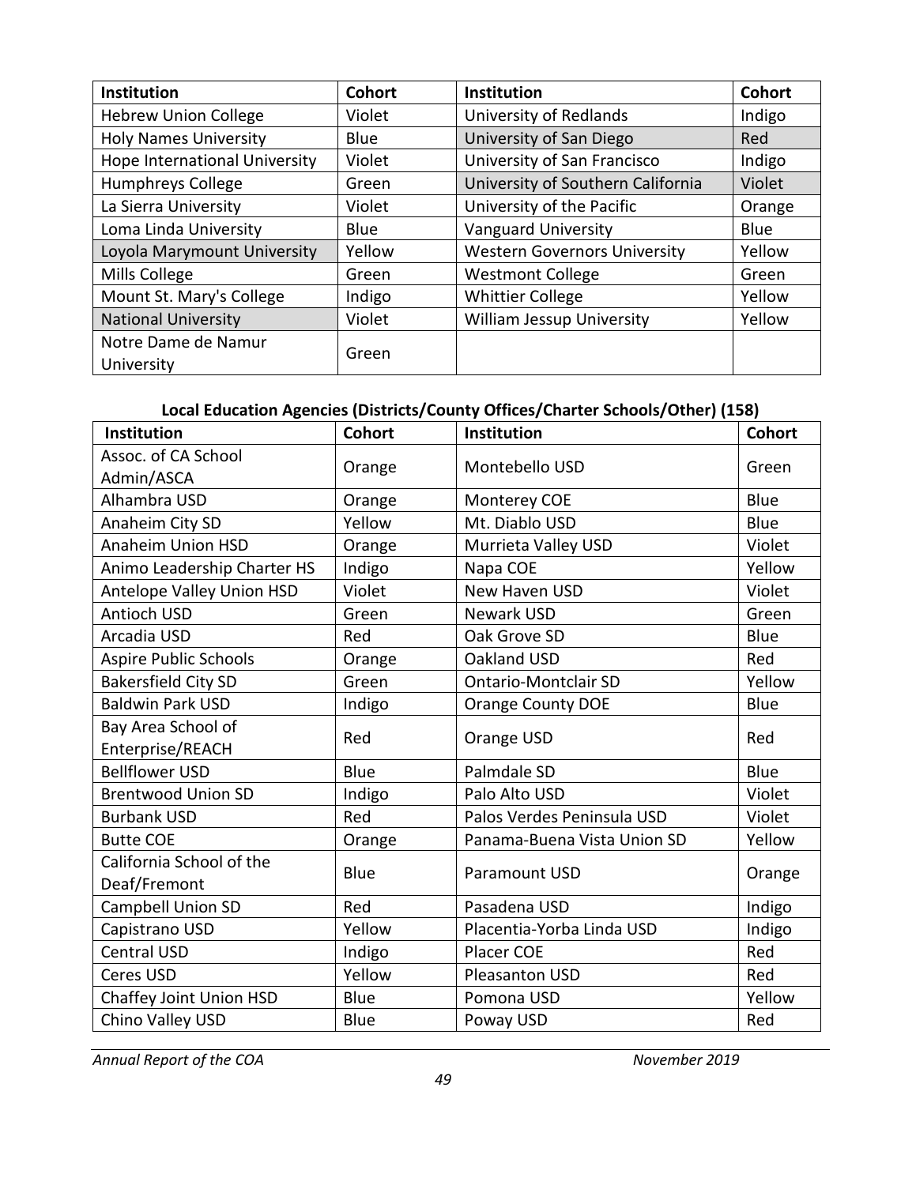| Institution | Cohort | Institution | Cohort |
|---|---|---|---|
| Hebrew Union College | Violet | University of Redlands | Indigo |
| Holy Names University | Blue | University of San Diego | Red |
| Hope International University | Violet | University of San Francisco | Indigo |
| Humphreys College | Green | University of Southern California | Violet |
| La Sierra University | Violet | University of the Pacific | Orange |
| Loma Linda University | Blue | Vanguard University | Blue |
| Loyola Marymount University | Yellow | Western Governors University | Yellow |
| Mills College | Green | Westmont College | Green |
| Mount St. Mary's College | Indigo | Whittier College | Yellow |
| National University | Violet | William Jessup University | Yellow |
| Notre Dame de Namur University | Green | | |

**Local Education Agencies (Districts/County Offices/Charter Schools/Other) (158)**

| Institution | Cohort | Institution | Cohort |
|---|---|---|---|
| Assoc. of CA School Admin/ASCA | Orange | Montebello USD | Green |
| Alhambra USD | Orange | Monterey COE | Blue |
| Anaheim City SD | Yellow | Mt. Diablo USD | Blue |
| Anaheim Union HSD | Orange | Murrieta Valley USD | Violet |
| Animo Leadership Charter HS | Indigo | Napa COE | Yellow |
| Antelope Valley Union HSD | Violet | New Haven USD | Violet |
| Antioch USD | Green | Newark USD | Green |
| Arcadia USD | Red | Oak Grove SD | Blue |
| Aspire Public Schools | Orange | Oakland USD | Red |
| Bakersfield City SD | Green | Ontario-Montclair SD | Yellow |
| Baldwin Park USD | Indigo | Orange County DOE | Blue |
| Bay Area School of Enterprise/REACH | Red | Orange USD | Red |
| Bellflower USD | Blue | Palmdale SD | Blue |
| Brentwood Union SD | Indigo | Palo Alto USD | Violet |
| Burbank USD | Red | Palos Verdes Peninsula USD | Violet |
| Butte COE | Orange | Panama-Buena Vista Union SD | Yellow |
| California School of the Deaf/Fremont | Blue | Paramount USD | Orange |
| Campbell Union SD | Red | Pasadena USD | Indigo |
| Capistrano USD | Yellow | Placentia-Yorba Linda USD | Indigo |
| Central USD | Indigo | Placer COE | Red |
| Ceres USD | Yellow | Pleasanton USD | Red |
| Chaffey Joint Union HSD | Blue | Pomona USD | Yellow |
| Chino Valley USD | Blue | Poway USD | Red |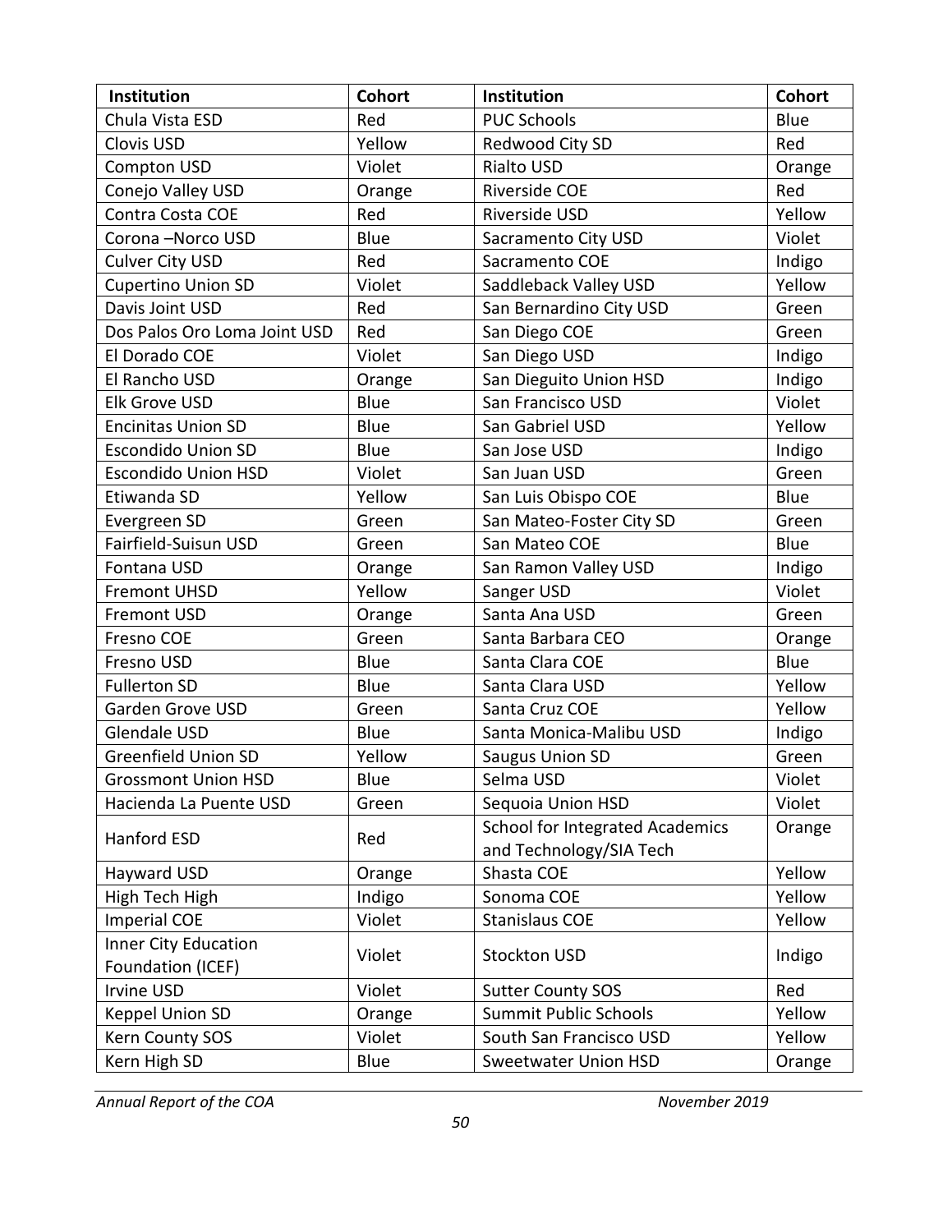| Institution | Cohort | Institution | Cohort |
|---|---|---|---|
| Chula Vista ESD | Red | PUC Schools | Blue |
| Clovis USD | Yellow | Redwood City SD | Red |
| Compton USD | Violet | Rialto USD | Orange |
| Conejo Valley USD | Orange | Riverside COE | Red |
| Contra Costa COE | Red | Riverside USD | Yellow |
| Corona –Norco USD | Blue | Sacramento City USD | Violet |
| Culver City USD | Red | Sacramento COE | Indigo |
| Cupertino Union SD | Violet | Saddleback Valley USD | Yellow |
| Davis Joint USD | Red | San Bernardino City USD | Green |
| Dos Palos Oro Loma Joint USD | Red | San Diego COE | Green |
| El Dorado COE | Violet | San Diego USD | Indigo |
| El Rancho USD | Orange | San Dieguito Union HSD | Indigo |
| Elk Grove USD | Blue | San Francisco USD | Violet |
| Encinitas Union SD | Blue | San Gabriel USD | Yellow |
| Escondido Union SD | Blue | San Jose USD | Indigo |
| Escondido Union HSD | Violet | San Juan USD | Green |
| Etiwanda SD | Yellow | San Luis Obispo COE | Blue |
| Evergreen SD | Green | San Mateo-Foster City SD | Green |
| Fairfield-Suisun USD | Green | San Mateo COE | Blue |
| Fontana USD | Orange | San Ramon Valley USD | Indigo |
| Fremont UHSD | Yellow | Sanger USD | Violet |
| Fremont USD | Orange | Santa Ana USD | Green |
| Fresno COE | Green | Santa Barbara CEO | Orange |
| Fresno USD | Blue | Santa Clara COE | Blue |
| Fullerton SD | Blue | Santa Clara USD | Yellow |
| Garden Grove USD | Green | Santa Cruz COE | Yellow |
| Glendale USD | Blue | Santa Monica-Malibu USD | Indigo |
| Greenfield Union SD | Yellow | Saugus Union SD | Green |
| Grossmont Union HSD | Blue | Selma USD | Violet |
| Hacienda La Puente USD | Green | Sequoia Union HSD | Violet |
| Hanford ESD | Red | School for Integrated Academics and Technology/SIA Tech | Orange |
| Hayward USD | Orange | Shasta COE | Yellow |
| High Tech High | Indigo | Sonoma COE | Yellow |
| Imperial COE | Violet | Stanislaus COE | Yellow |
| Inner City Education Foundation (ICEF) | Violet | Stockton USD | Indigo |
| Irvine USD | Violet | Sutter County SOS | Red |
| Keppel Union SD | Orange | Summit Public Schools | Yellow |
| Kern County SOS | Violet | South San Francisco USD | Yellow |
| Kern High SD | Blue | Sweetwater Union HSD | Orange |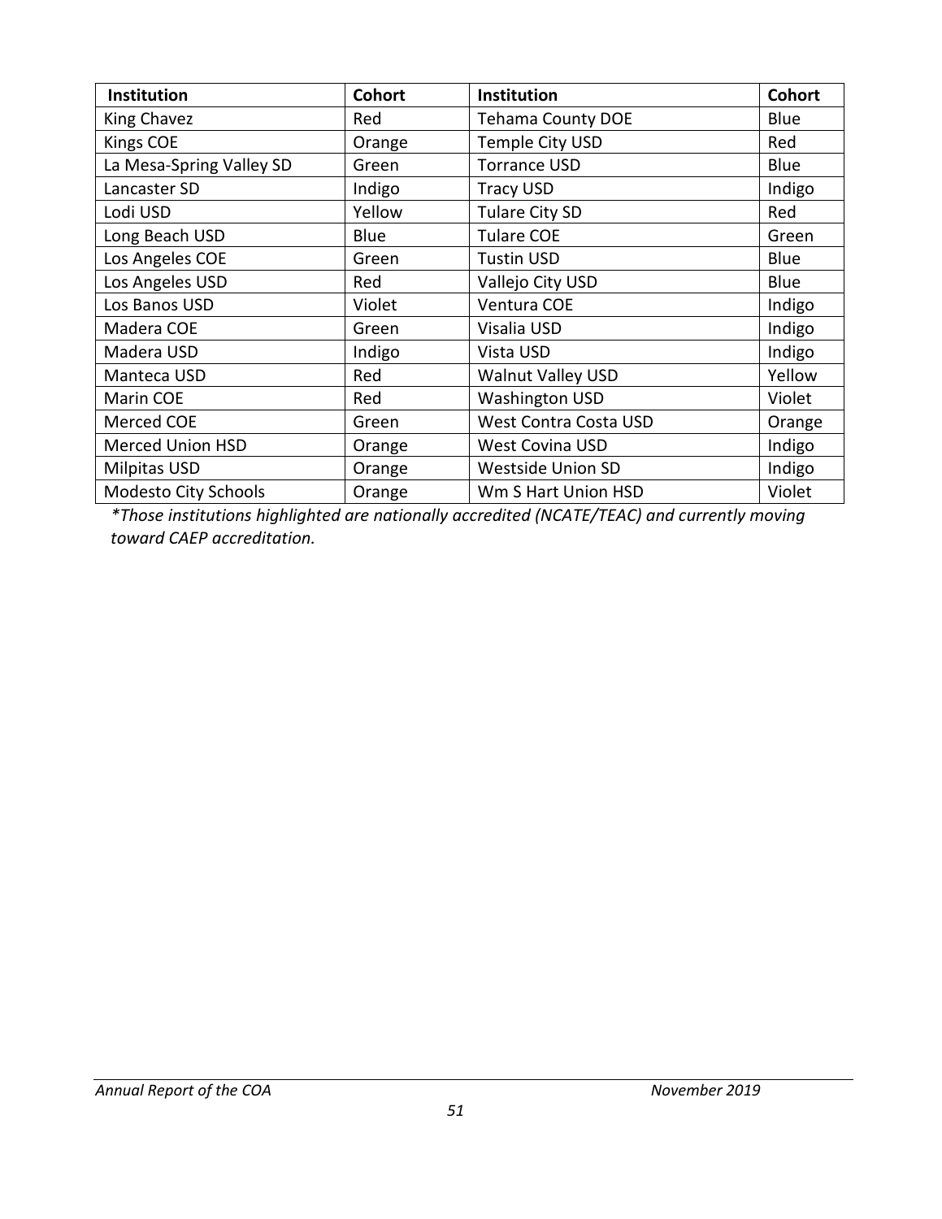| Institution | Cohort | Institution | Cohort |
|---|---|---|---|
| King Chavez | Red | Tehama County DOE | Blue |
| Kings COE | Orange | Temple City USD | Red |
| La Mesa-Spring Valley SD | Green | Torrance USD | Blue |
| Lancaster SD | Indigo | Tracy USD | Indigo |
| Lodi USD | Yellow | Tulare City SD | Red |
| Long Beach USD | Blue | Tulare COE | Green |
| Los Angeles COE | Green | Tustin USD | Blue |
| Los Angeles USD | Red | Vallejo City USD | Blue |
| Los Banos USD | Violet | Ventura COE | Indigo |
| Madera COE | Green | Visalia USD | Indigo |
| Madera USD | Indigo | Vista USD | Indigo |
| Manteca USD | Red | Walnut Valley USD | Yellow |
| Marin COE | Red | Washington USD | Violet |
| Merced COE | Green | West Contra Costa USD | Orange |
| Merced Union HSD | Orange | West Covina USD | Indigo |
| Milpitas USD | Orange | Westside Union SD | Indigo |
| Modesto City Schools | Orange | Wm S Hart Union HSD | Violet |

*\*Those institutions highlighted are nationally accredited (NCATE/TEAC) and currently moving toward CAEP accreditation.*